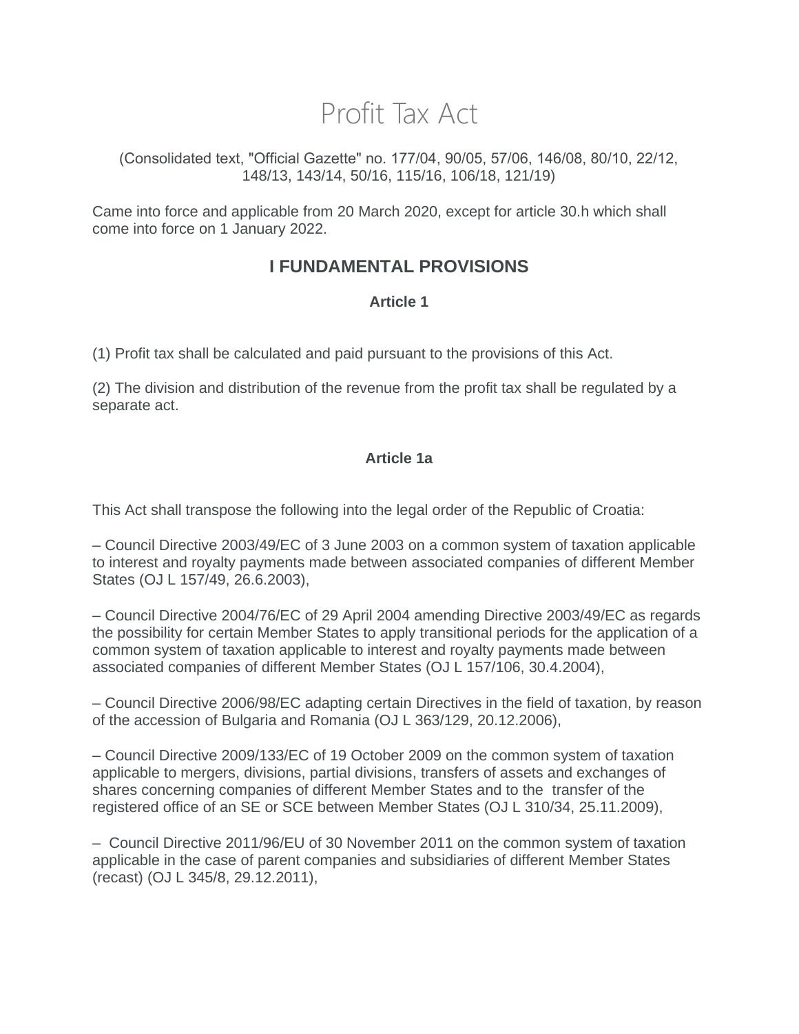# Profit Tax Act

(Consolidated text, "Official Gazette" no. 177/04, 90/05, 57/06, 146/08, 80/10, 22/12, 148/13, 143/14, 50/16, 115/16, 106/18, 121/19)

Came into force and applicable from 20 March 2020, except for article 30.h which shall come into force on 1 January 2022.

## I FUNDAMENTAL PROVISIONS

### Article 1

(1) Profit tax shall be calculated and paid pursuant to the provisions of this Act.

(2) The division and distribution of the revenue from the profit tax shall be regulated by a separate act.

### Article 1a

This Act shall transpose the following into the legal order of the Republic of Croatia:

– Council Directive 2003/49/EC of 3 June 2003 on a common system of taxation applicable to interest and royalty payments made between associated companies of different Member States (OJ L 157/49, 26.6.2003),

– Council Directive 2004/76/EC of 29 April 2004 amending Directive 2003/49/EC as regards the possibility for certain Member States to apply transitional periods for the application of a common system of taxation applicable to interest and royalty payments made between associated companies of different Member States (OJ L 157/106, 30.4.2004),

– Council Directive 2006/98/EC adapting certain Directives in the field of taxation, by reason of the accession of Bulgaria and Romania (OJ L 363/129, 20.12.2006),

– Council Directive 2009/133/EC of 19 October 2009 on the common system of taxation applicable to mergers, divisions, partial divisions, transfers of assets and exchanges of shares concerning companies of different Member States and to the transfer of the registered office of an SE or SCE between Member States (OJ L 310/34, 25.11.2009),

– Council Directive 2011/96/EU of 30 November 2011 on the common system of taxation applicable in the case of parent companies and subsidiaries of different Member States (recast) (OJ L 345/8, 29.12.2011),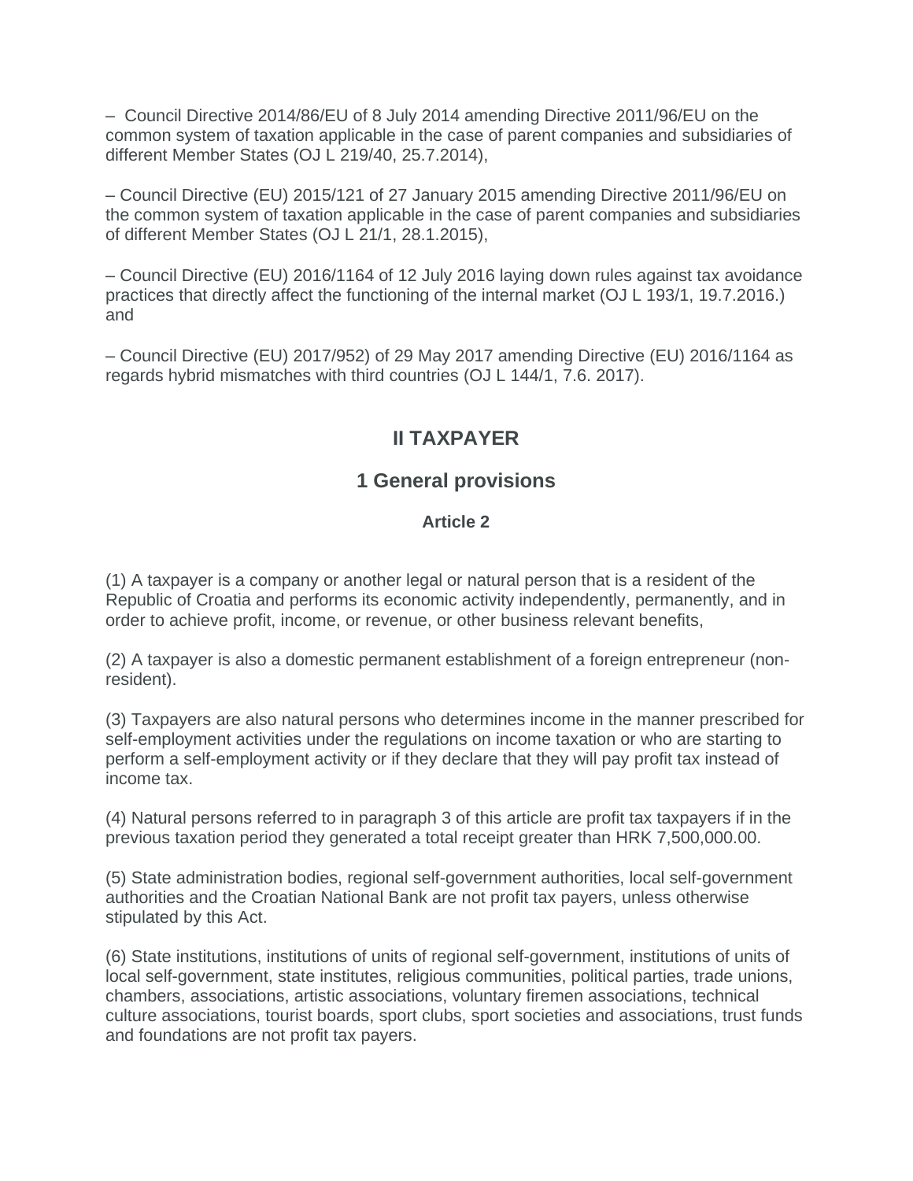– Council Directive 2014/86/EU of 8 July 2014 amending Directive 2011/96/EU on the common system of taxation applicable in the case of parent companies and subsidiaries of different Member States (OJ L 219/40, 25.7.2014),

– Council Directive (EU) 2015/121 of 27 January 2015 amending Directive 2011/96/EU on the common system of taxation applicable in the case of parent companies and subsidiaries of different Member States (OJ L 21/1, 28.1.2015),

– Council Directive (EU) 2016/1164 of 12 July 2016 laying down rules against tax avoidance practices that directly affect the functioning of the internal market (OJ L 193/1, 19.7.2016.) and

– Council Directive (EU) 2017/952) of 29 May 2017 amending Directive (EU) 2016/1164 as regards hybrid mismatches with third countries (OJ L 144/1, 7.6. 2017).

## II TAXPAYER

### 1 General provisions

#### Article 2

(1) A taxpayer is a company or another legal or natural person that is a resident of the Republic of Croatia and performs its economic activity independently, permanently, and in order to achieve profit, income, or revenue, or other business relevant benefits,

(2) A taxpayer is also a domestic permanent establishment of a foreign entrepreneur (non-resident).

(3) Taxpayers are also natural persons who determines income in the manner prescribed for self-employment activities under the regulations on income taxation or who are starting to perform a self-employment activity or if they declare that they will pay profit tax instead of income tax.

(4) Natural persons referred to in paragraph 3 of this article are profit tax taxpayers if in the previous taxation period they generated a total receipt greater than HRK 7,500,000.00.

(5) State administration bodies, regional self-government authorities, local self-government authorities and the Croatian National Bank are not profit tax payers, unless otherwise stipulated by this Act.

(6) State institutions, institutions of units of regional self-government, institutions of units of local self-government, state institutes, religious communities, political parties, trade unions, chambers, associations, artistic associations, voluntary firemen associations, technical culture associations, tourist boards, sport clubs, sport societies and associations, trust funds and foundations are not profit tax payers.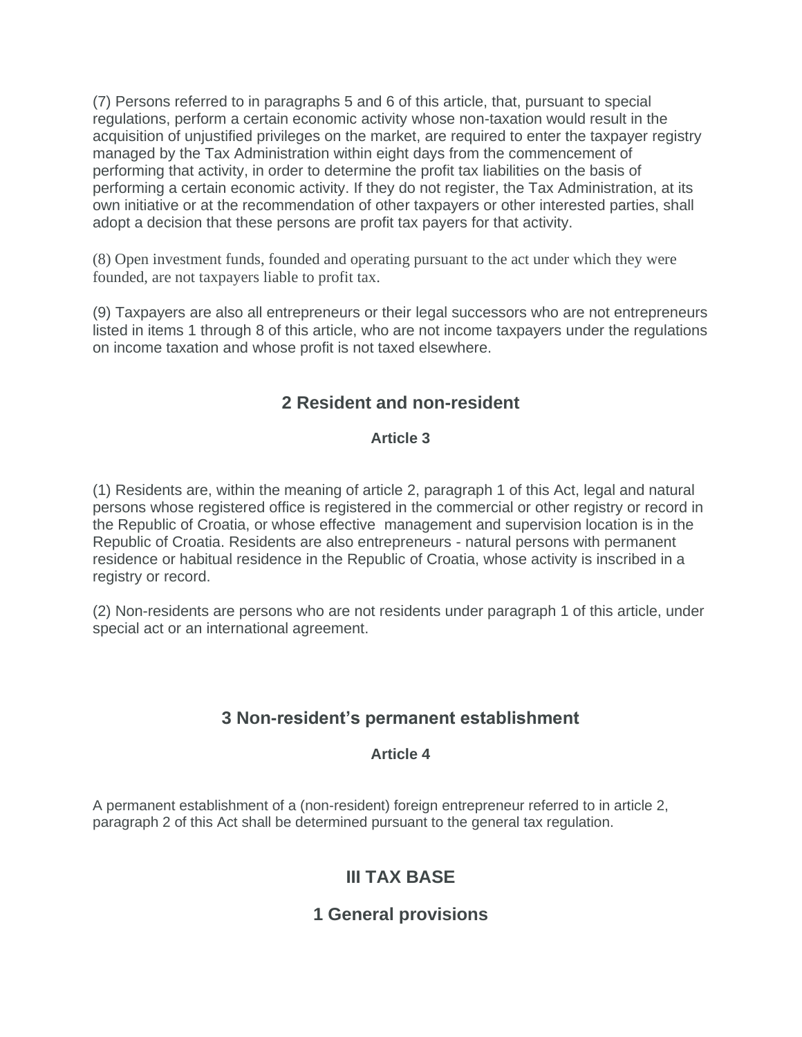(7) Persons referred to in paragraphs 5 and 6 of this article, that, pursuant to special regulations, perform a certain economic activity whose non-taxation would result in the acquisition of unjustified privileges on the market, are required to enter the taxpayer registry managed by the Tax Administration within eight days from the commencement of performing that activity, in order to determine the profit tax liabilities on the basis of performing a certain economic activity. If they do not register, the Tax Administration, at its own initiative or at the recommendation of other taxpayers or other interested parties, shall adopt a decision that these persons are profit tax payers for that activity.

(8) Open investment funds, founded and operating pursuant to the act under which they were founded, are not taxpayers liable to profit tax.

(9) Taxpayers are also all entrepreneurs or their legal successors who are not entrepreneurs listed in items 1 through 8 of this article, who are not income taxpayers under the regulations on income taxation and whose profit is not taxed elsewhere.

## 2 Resident and non-resident

### Article 3

(1) Residents are, within the meaning of article 2, paragraph 1 of this Act, legal and natural persons whose registered office is registered in the commercial or other registry or record in the Republic of Croatia, or whose effective management and supervision location is in the Republic of Croatia. Residents are also entrepreneurs - natural persons with permanent residence or habitual residence in the Republic of Croatia, whose activity is inscribed in a registry or record.

(2) Non-residents are persons who are not residents under paragraph 1 of this article, under special act or an international agreement.

## 3 Non-resident's permanent establishment

### Article 4

A permanent establishment of a (non-resident) foreign entrepreneur referred to in article 2, paragraph 2 of this Act shall be determined pursuant to the general tax regulation.

# III TAX BASE

## 1 General provisions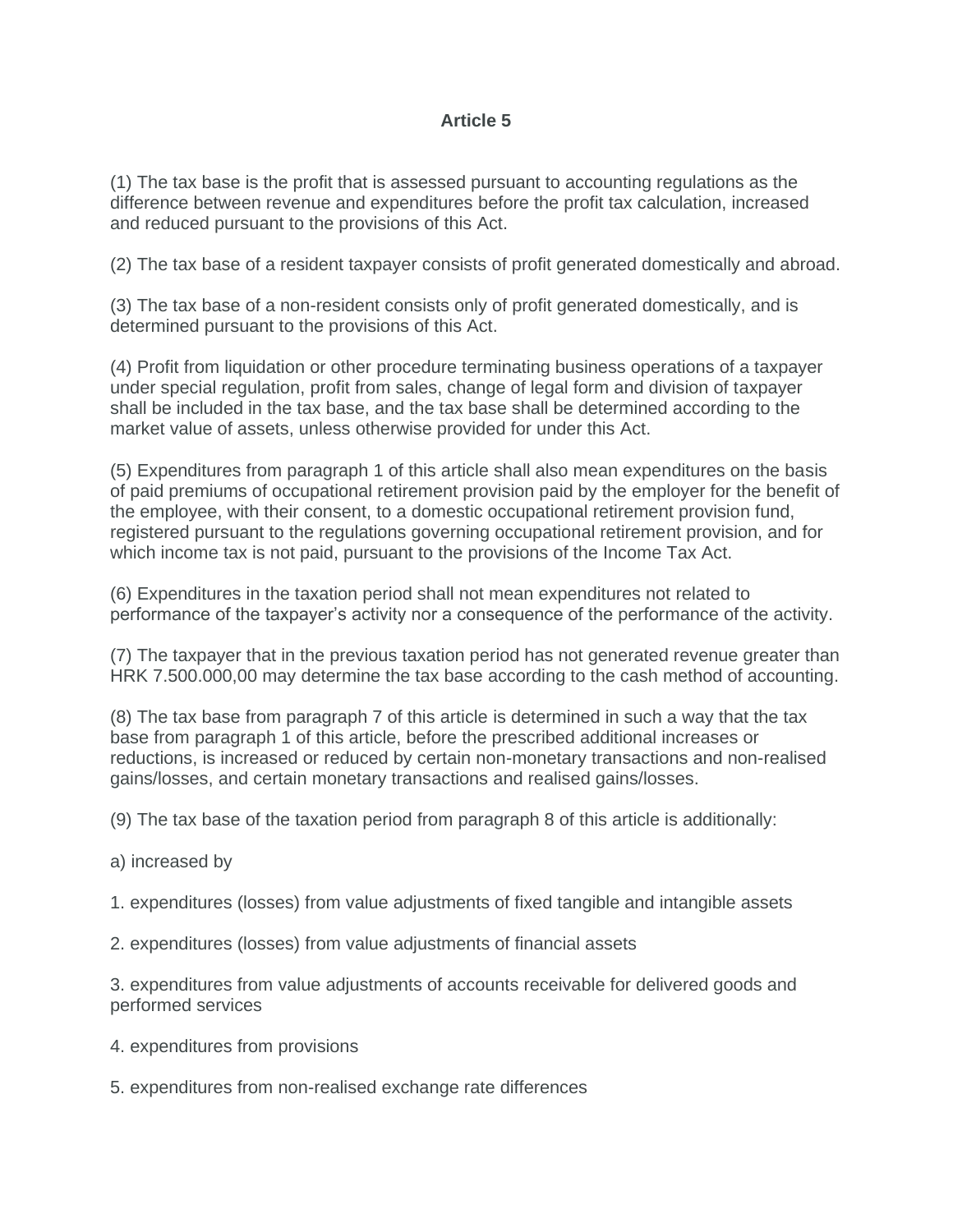# Article 5

(1) The tax base is the profit that is assessed pursuant to accounting regulations as the difference between revenue and expenditures before the profit tax calculation, increased and reduced pursuant to the provisions of this Act.

(2) The tax base of a resident taxpayer consists of profit generated domestically and abroad.

(3) The tax base of a non-resident consists only of profit generated domestically, and is determined pursuant to the provisions of this Act.

(4) Profit from liquidation or other procedure terminating business operations of a taxpayer under special regulation, profit from sales, change of legal form and division of taxpayer shall be included in the tax base, and the tax base shall be determined according to the market value of assets, unless otherwise provided for under this Act.

(5) Expenditures from paragraph 1 of this article shall also mean expenditures on the basis of paid premiums of occupational retirement provision paid by the employer for the benefit of the employee, with their consent, to a domestic occupational retirement provision fund, registered pursuant to the regulations governing occupational retirement provision, and for which income tax is not paid, pursuant to the provisions of the Income Tax Act.

(6) Expenditures in the taxation period shall not mean expenditures not related to performance of the taxpayer's activity nor a consequence of the performance of the activity.

(7) The taxpayer that in the previous taxation period has not generated revenue greater than HRK 7.500.000,00 may determine the tax base according to the cash method of accounting.

(8) The tax base from paragraph 7 of this article is determined in such a way that the tax base from paragraph 1 of this article, before the prescribed additional increases or reductions, is increased or reduced by certain non-monetary transactions and non-realised gains/losses, and certain monetary transactions and realised gains/losses.

(9) The tax base of the taxation period from paragraph 8 of this article is additionally:

a) increased by

1. expenditures (losses) from value adjustments of fixed tangible and intangible assets

2. expenditures (losses) from value adjustments of financial assets

3. expenditures from value adjustments of accounts receivable for delivered goods and performed services

4. expenditures from provisions

5. expenditures from non-realised exchange rate differences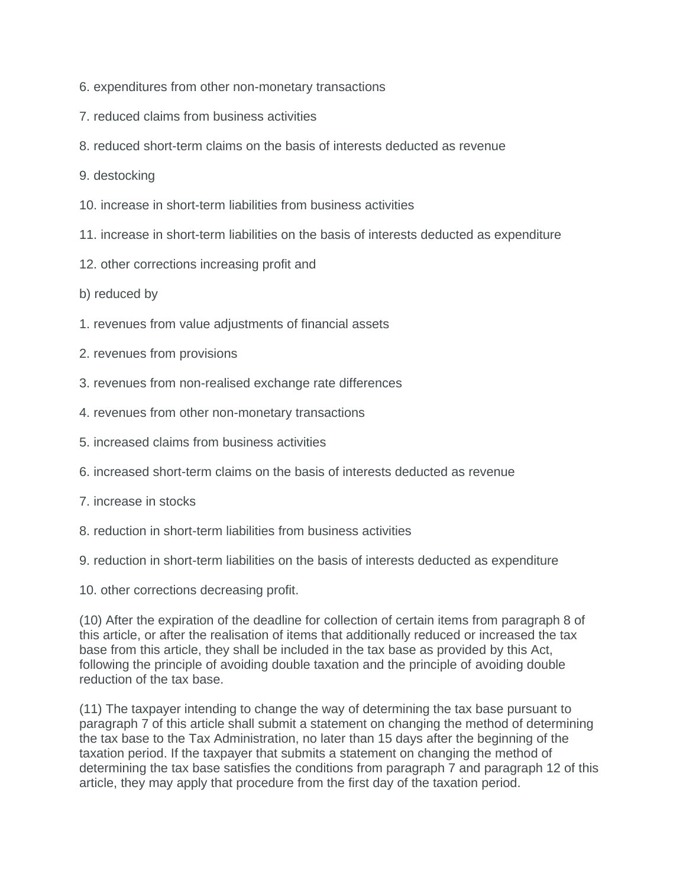6. expenditures from other non-monetary transactions

7. reduced claims from business activities

8. reduced short-term claims on the basis of interests deducted as revenue

9. destocking

10. increase in short-term liabilities from business activities

11. increase in short-term liabilities on the basis of interests deducted as expenditure

12. other corrections increasing profit and

b) reduced by

1. revenues from value adjustments of financial assets

2. revenues from provisions

3. revenues from non-realised exchange rate differences

4. revenues from other non-monetary transactions

5. increased claims from business activities

6. increased short-term claims on the basis of interests deducted as revenue

7. increase in stocks

8. reduction in short-term liabilities from business activities

9. reduction in short-term liabilities on the basis of interests deducted as expenditure

10. other corrections decreasing profit.

(10) After the expiration of the deadline for collection of certain items from paragraph 8 of this article, or after the realisation of items that additionally reduced or increased the tax base from this article, they shall be included in the tax base as provided by this Act, following the principle of avoiding double taxation and the principle of avoiding double reduction of the tax base.

(11) The taxpayer intending to change the way of determining the tax base pursuant to paragraph 7 of this article shall submit a statement on changing the method of determining the tax base to the Tax Administration, no later than 15 days after the beginning of the taxation period. If the taxpayer that submits a statement on changing the method of determining the tax base satisfies the conditions from paragraph 7 and paragraph 12 of this article, they may apply that procedure from the first day of the taxation period.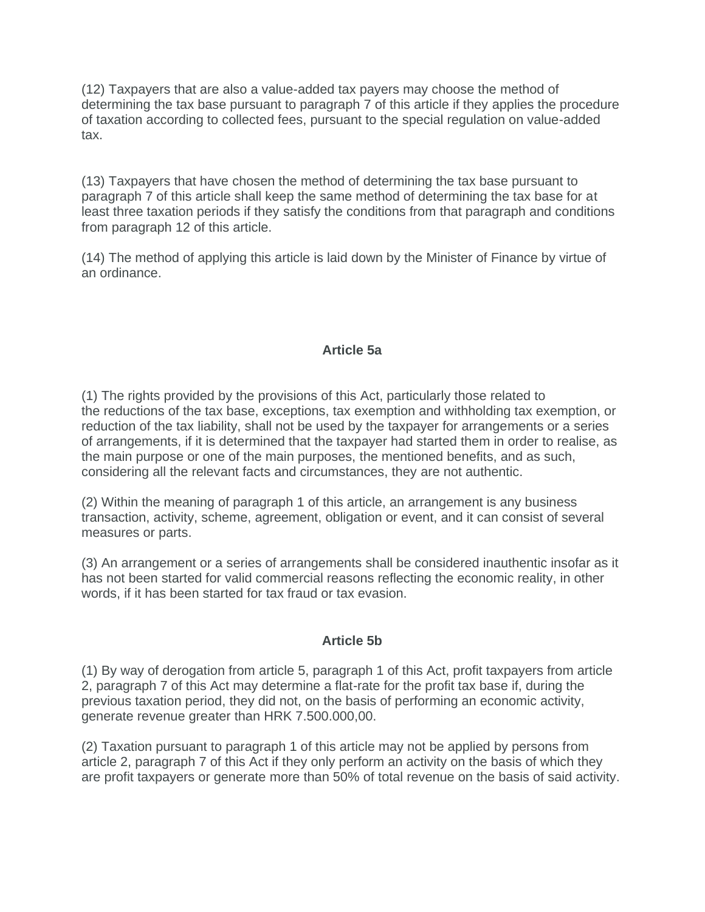(12) Taxpayers that are also a value-added tax payers may choose the method of determining the tax base pursuant to paragraph 7 of this article if they applies the procedure of taxation according to collected fees, pursuant to the special regulation on value-added tax.

(13) Taxpayers that have chosen the method of determining the tax base pursuant to paragraph 7 of this article shall keep the same method of determining the tax base for at least three taxation periods if they satisfy the conditions from that paragraph and conditions from paragraph 12 of this article.

(14) The method of applying this article is laid down by the Minister of Finance by virtue of an ordinance.

### Article 5a

(1) The rights provided by the provisions of this Act, particularly those related to the reductions of the tax base, exceptions, tax exemption and withholding tax exemption, or reduction of the tax liability, shall not be used by the taxpayer for arrangements or a series of arrangements, if it is determined that the taxpayer had started them in order to realise, as the main purpose or one of the main purposes, the mentioned benefits, and as such, considering all the relevant facts and circumstances, they are not authentic.

(2) Within the meaning of paragraph 1 of this article, an arrangement is any business transaction, activity, scheme, agreement, obligation or event, and it can consist of several measures or parts.

(3) An arrangement or a series of arrangements shall be considered inauthentic insofar as it has not been started for valid commercial reasons reflecting the economic reality, in other words, if it has been started for tax fraud or tax evasion.

### Article 5b

(1) By way of derogation from article 5, paragraph 1 of this Act, profit taxpayers from article 2, paragraph 7 of this Act may determine a flat-rate for the profit tax base if, during the previous taxation period, they did not, on the basis of performing an economic activity, generate revenue greater than HRK 7.500.000,00.

(2) Taxation pursuant to paragraph 1 of this article may not be applied by persons from article 2, paragraph 7 of this Act if they only perform an activity on the basis of which they are profit taxpayers or generate more than 50% of total revenue on the basis of said activity.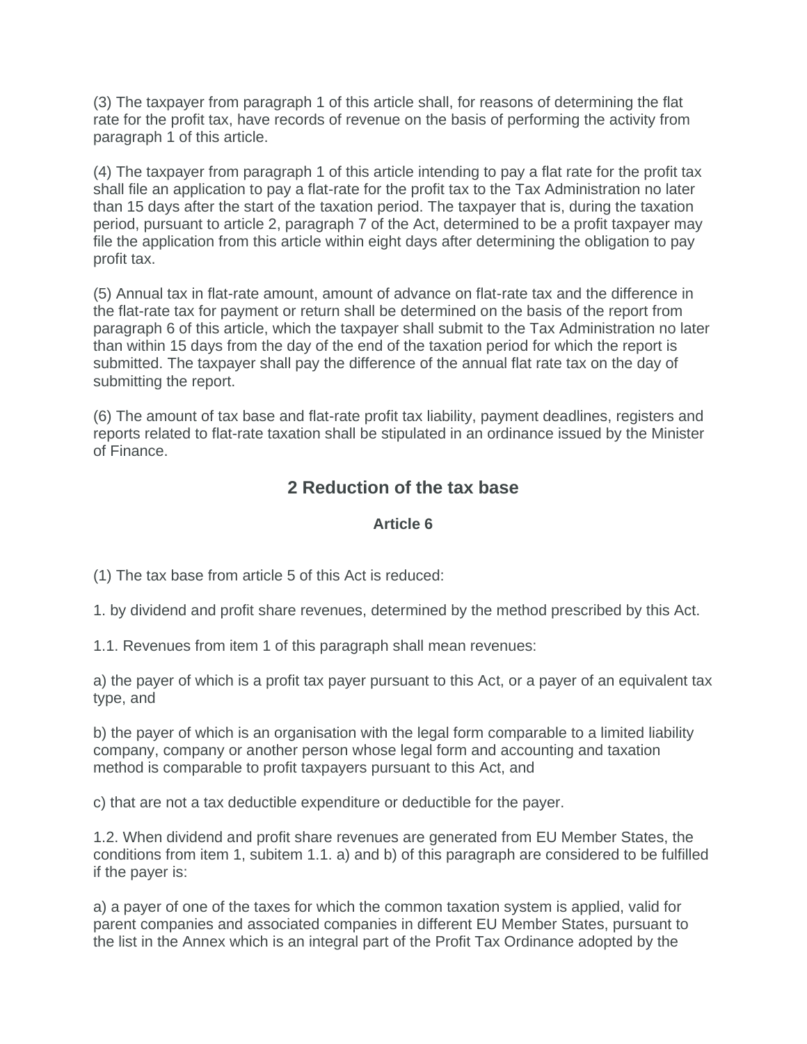(3) The taxpayer from paragraph 1 of this article shall, for reasons of determining the flat rate for the profit tax, have records of revenue on the basis of performing the activity from paragraph 1 of this article.

(4) The taxpayer from paragraph 1 of this article intending to pay a flat rate for the profit tax shall file an application to pay a flat-rate for the profit tax to the Tax Administration no later than 15 days after the start of the taxation period. The taxpayer that is, during the taxation period, pursuant to article 2, paragraph 7 of the Act, determined to be a profit taxpayer may file the application from this article within eight days after determining the obligation to pay profit tax.

(5) Annual tax in flat-rate amount, amount of advance on flat-rate tax and the difference in the flat-rate tax for payment or return shall be determined on the basis of the report from paragraph 6 of this article, which the taxpayer shall submit to the Tax Administration no later than within 15 days from the day of the end of the taxation period for which the report is submitted. The taxpayer shall pay the difference of the annual flat rate tax on the day of submitting the report.

(6) The amount of tax base and flat-rate profit tax liability, payment deadlines, registers and reports related to flat-rate taxation shall be stipulated in an ordinance issued by the Minister of Finance.

## 2 Reduction of the tax base

### Article 6

(1) The tax base from article 5 of this Act is reduced:

1. by dividend and profit share revenues, determined by the method prescribed by this Act.

1.1. Revenues from item 1 of this paragraph shall mean revenues:

a) the payer of which is a profit tax payer pursuant to this Act, or a payer of an equivalent tax type, and

b) the payer of which is an organisation with the legal form comparable to a limited liability company, company or another person whose legal form and accounting and taxation method is comparable to profit taxpayers pursuant to this Act, and

c) that are not a tax deductible expenditure or deductible for the payer.

1.2. When dividend and profit share revenues are generated from EU Member States, the conditions from item 1, subitem 1.1. a) and b) of this paragraph are considered to be fulfilled if the payer is:

a) a payer of one of the taxes for which the common taxation system is applied, valid for parent companies and associated companies in different EU Member States, pursuant to the list in the Annex which is an integral part of the Profit Tax Ordinance adopted by the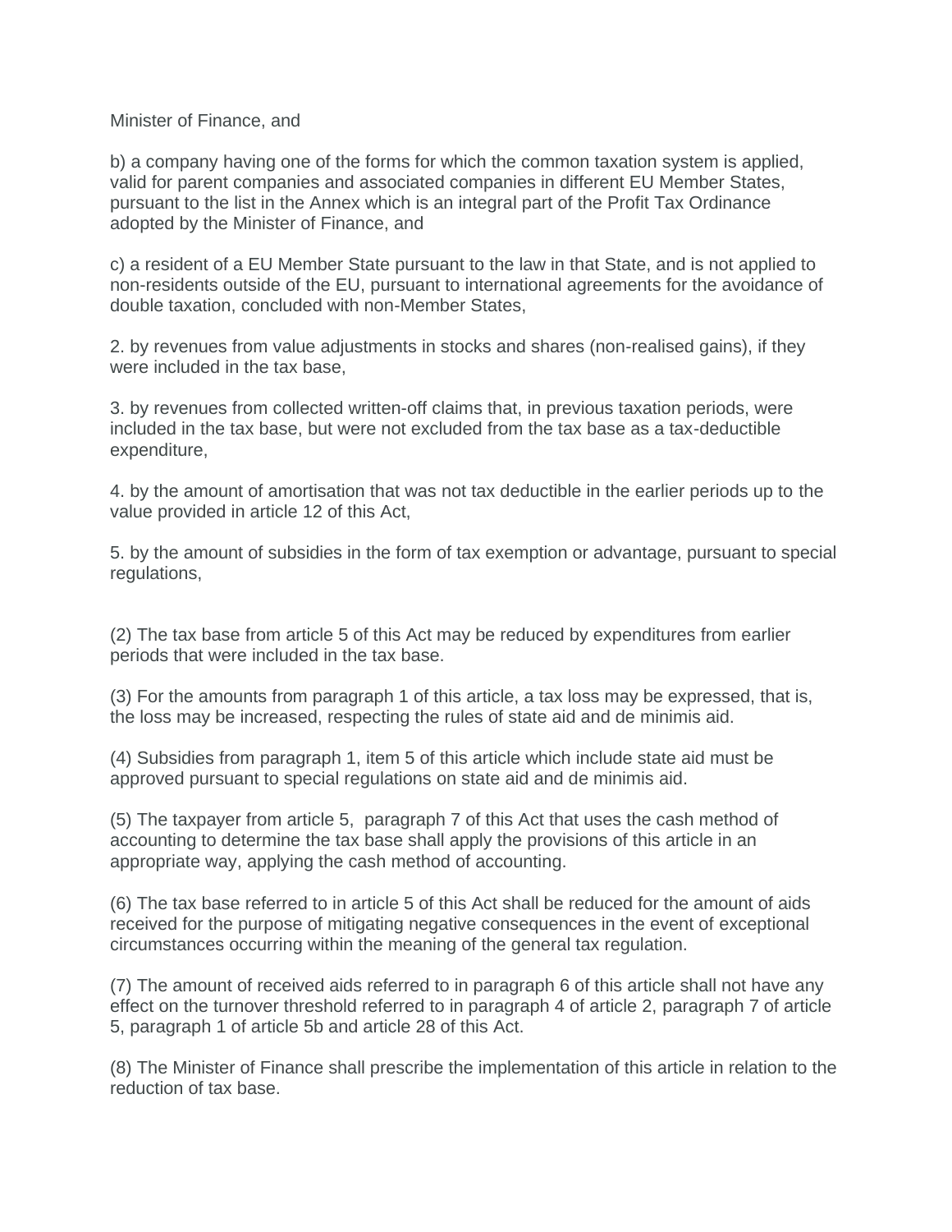Minister of Finance, and

b) a company having one of the forms for which the common taxation system is applied, valid for parent companies and associated companies in different EU Member States, pursuant to the list in the Annex which is an integral part of the Profit Tax Ordinance adopted by the Minister of Finance, and

c) a resident of a EU Member State pursuant to the law in that State, and is not applied to non-residents outside of the EU, pursuant to international agreements for the avoidance of double taxation, concluded with non-Member States,

2. by revenues from value adjustments in stocks and shares (non-realised gains), if they were included in the tax base,

3. by revenues from collected written-off claims that, in previous taxation periods, were included in the tax base, but were not excluded from the tax base as a tax-deductible expenditure,

4. by the amount of amortisation that was not tax deductible in the earlier periods up to the value provided in article 12 of this Act,

5. by the amount of subsidies in the form of tax exemption or advantage, pursuant to special regulations,

(2) The tax base from article 5 of this Act may be reduced by expenditures from earlier periods that were included in the tax base.

(3) For the amounts from paragraph 1 of this article, a tax loss may be expressed, that is, the loss may be increased, respecting the rules of state aid and de minimis aid.

(4) Subsidies from paragraph 1, item 5 of this article which include state aid must be approved pursuant to special regulations on state aid and de minimis aid.

(5) The taxpayer from article 5, paragraph 7 of this Act that uses the cash method of accounting to determine the tax base shall apply the provisions of this article in an appropriate way, applying the cash method of accounting.

(6) The tax base referred to in article 5 of this Act shall be reduced for the amount of aids received for the purpose of mitigating negative consequences in the event of exceptional circumstances occurring within the meaning of the general tax regulation.

(7) The amount of received aids referred to in paragraph 6 of this article shall not have any effect on the turnover threshold referred to in paragraph 4 of article 2, paragraph 7 of article 5, paragraph 1 of article 5b and article 28 of this Act.

(8) The Minister of Finance shall prescribe the implementation of this article in relation to the reduction of tax base.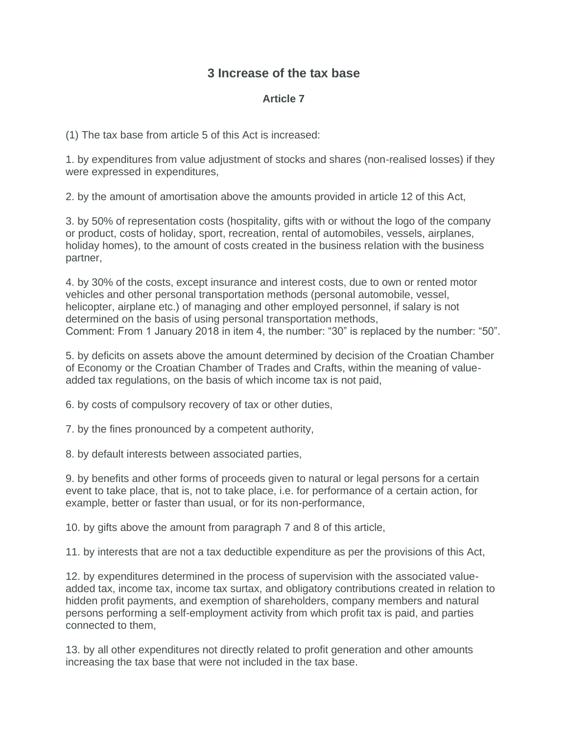## 3 Increase of the tax base

### Article 7

(1) The tax base from article 5 of this Act is increased:

1. by expenditures from value adjustment of stocks and shares (non-realised losses) if they were expressed in expenditures,

2. by the amount of amortisation above the amounts provided in article 12 of this Act,

3. by 50% of representation costs (hospitality, gifts with or without the logo of the company or product, costs of holiday, sport, recreation, rental of automobiles, vessels, airplanes, holiday homes), to the amount of costs created in the business relation with the business partner,

4. by 30% of the costs, except insurance and interest costs, due to own or rented motor vehicles and other personal transportation methods (personal automobile, vessel, helicopter, airplane etc.) of managing and other employed personnel, if salary is not determined on the basis of using personal transportation methods,
Comment: From 1 January 2018 in item 4, the number: “30” is replaced by the number: “50”.

5. by deficits on assets above the amount determined by decision of the Croatian Chamber of Economy or the Croatian Chamber of Trades and Crafts, within the meaning of value-added tax regulations, on the basis of which income tax is not paid,

6. by costs of compulsory recovery of tax or other duties,

7. by the fines pronounced by a competent authority,

8. by default interests between associated parties,

9. by benefits and other forms of proceeds given to natural or legal persons for a certain event to take place, that is, not to take place, i.e. for performance of a certain action, for example, better or faster than usual, or for its non-performance,

10. by gifts above the amount from paragraph 7 and 8 of this article,

11. by interests that are not a tax deductible expenditure as per the provisions of this Act,

12. by expenditures determined in the process of supervision with the associated value-added tax, income tax, income tax surtax, and obligatory contributions created in relation to hidden profit payments, and exemption of shareholders, company members and natural persons performing a self-employment activity from which profit tax is paid, and parties connected to them,

13. by all other expenditures not directly related to profit generation and other amounts increasing the tax base that were not included in the tax base.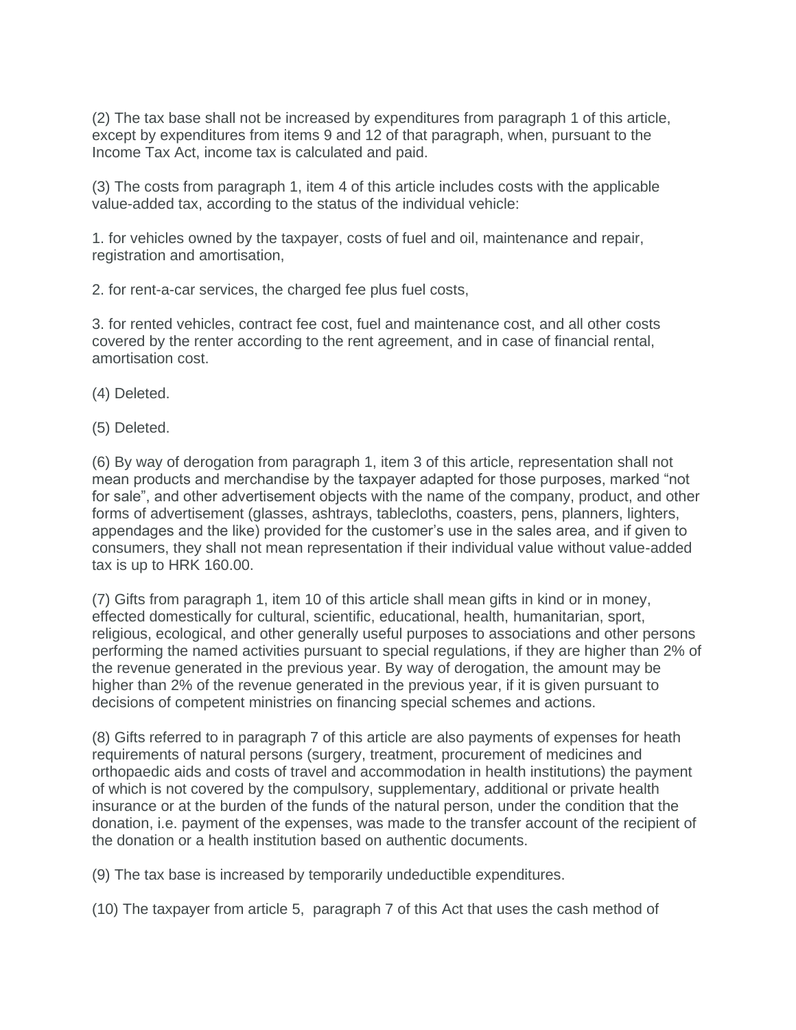(2) The tax base shall not be increased by expenditures from paragraph 1 of this article, except by expenditures from items 9 and 12 of that paragraph, when, pursuant to the Income Tax Act, income tax is calculated and paid.

(3) The costs from paragraph 1, item 4 of this article includes costs with the applicable value-added tax, according to the status of the individual vehicle:

1. for vehicles owned by the taxpayer, costs of fuel and oil, maintenance and repair, registration and amortisation,

2. for rent-a-car services, the charged fee plus fuel costs,

3. for rented vehicles, contract fee cost, fuel and maintenance cost, and all other costs covered by the renter according to the rent agreement, and in case of financial rental, amortisation cost.

(4) Deleted.

(5) Deleted.

(6) By way of derogation from paragraph 1, item 3 of this article, representation shall not mean products and merchandise by the taxpayer adapted for those purposes, marked "not for sale", and other advertisement objects with the name of the company, product, and other forms of advertisement (glasses, ashtrays, tablecloths, coasters, pens, planners, lighters, appendages and the like) provided for the customer's use in the sales area, and if given to consumers, they shall not mean representation if their individual value without value-added tax is up to HRK 160.00.

(7) Gifts from paragraph 1, item 10 of this article shall mean gifts in kind or in money, effected domestically for cultural, scientific, educational, health, humanitarian, sport, religious, ecological, and other generally useful purposes to associations and other persons performing the named activities pursuant to special regulations, if they are higher than 2% of the revenue generated in the previous year. By way of derogation, the amount may be higher than 2% of the revenue generated in the previous year, if it is given pursuant to decisions of competent ministries on financing special schemes and actions.

(8) Gifts referred to in paragraph 7 of this article are also payments of expenses for heath requirements of natural persons (surgery, treatment, procurement of medicines and orthopaedic aids and costs of travel and accommodation in health institutions) the payment of which is not covered by the compulsory, supplementary, additional or private health insurance or at the burden of the funds of the natural person, under the condition that the donation, i.e. payment of the expenses, was made to the transfer account of the recipient of the donation or a health institution based on authentic documents.

(9) The tax base is increased by temporarily undeductible expenditures.

(10) The taxpayer from article 5, paragraph 7 of this Act that uses the cash method of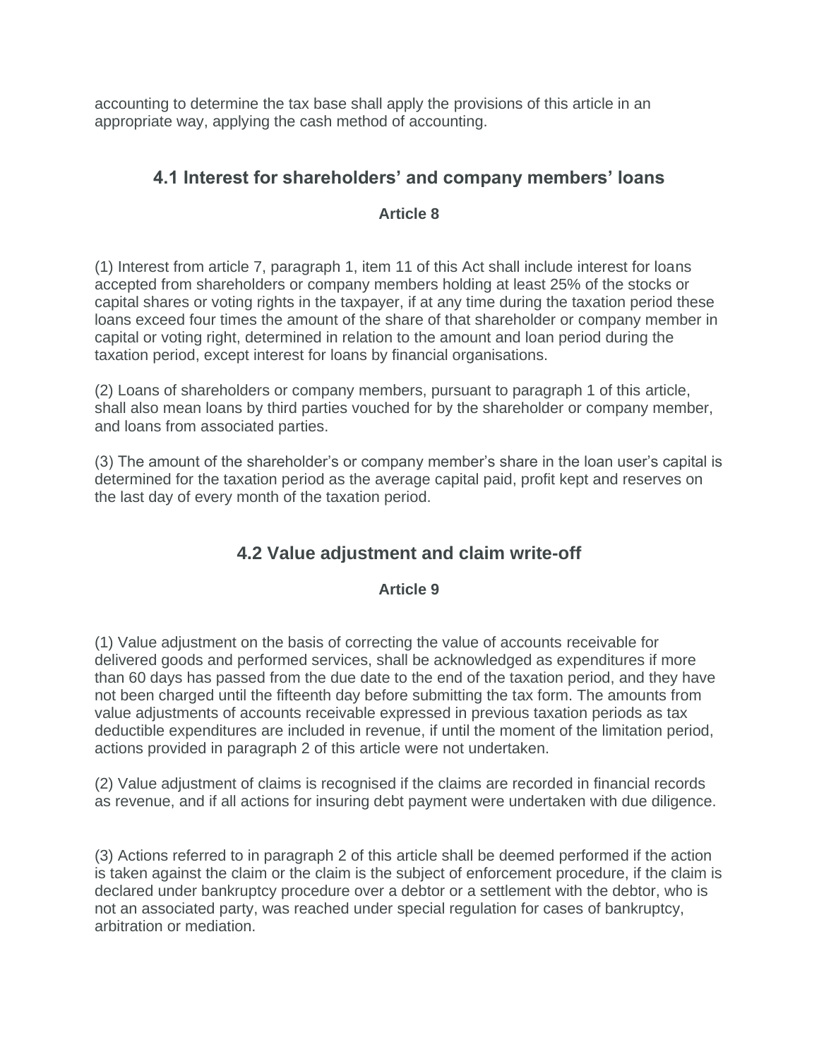accounting to determine the tax base shall apply the provisions of this article in an appropriate way, applying the cash method of accounting.

## 4.1 Interest for shareholders' and company members' loans

### Article 8

(1) Interest from article 7, paragraph 1, item 11 of this Act shall include interest for loans accepted from shareholders or company members holding at least 25% of the stocks or capital shares or voting rights in the taxpayer, if at any time during the taxation period these loans exceed four times the amount of the share of that shareholder or company member in capital or voting right, determined in relation to the amount and loan period during the taxation period, except interest for loans by financial organisations.

(2) Loans of shareholders or company members, pursuant to paragraph 1 of this article, shall also mean loans by third parties vouched for by the shareholder or company member, and loans from associated parties.

(3) The amount of the shareholder's or company member's share in the loan user's capital is determined for the taxation period as the average capital paid, profit kept and reserves on the last day of every month of the taxation period.

## 4.2 Value adjustment and claim write-off

### Article 9

(1) Value adjustment on the basis of correcting the value of accounts receivable for delivered goods and performed services, shall be acknowledged as expenditures if more than 60 days has passed from the due date to the end of the taxation period, and they have not been charged until the fifteenth day before submitting the tax form. The amounts from value adjustments of accounts receivable expressed in previous taxation periods as tax deductible expenditures are included in revenue, if until the moment of the limitation period, actions provided in paragraph 2 of this article were not undertaken.

(2) Value adjustment of claims is recognised if the claims are recorded in financial records as revenue, and if all actions for insuring debt payment were undertaken with due diligence.

(3) Actions referred to in paragraph 2 of this article shall be deemed performed if the action is taken against the claim or the claim is the subject of enforcement procedure, if the claim is declared under bankruptcy procedure over a debtor or a settlement with the debtor, who is not an associated party, was reached under special regulation for cases of bankruptcy, arbitration or mediation.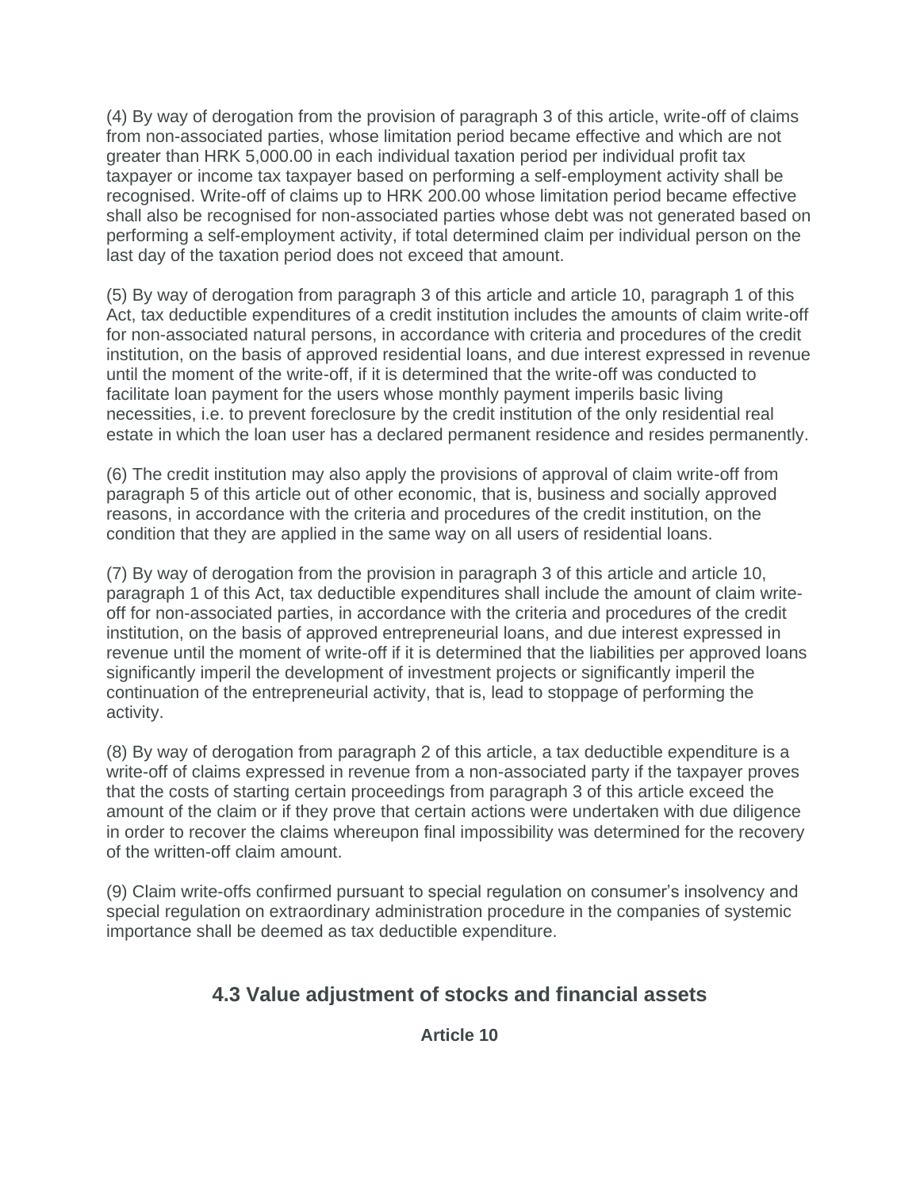(4) By way of derogation from the provision of paragraph 3 of this article, write-off of claims from non-associated parties, whose limitation period became effective and which are not greater than HRK 5,000.00 in each individual taxation period per individual profit tax taxpayer or income tax taxpayer based on performing a self-employment activity shall be recognised. Write-off of claims up to HRK 200.00 whose limitation period became effective shall also be recognised for non-associated parties whose debt was not generated based on performing a self-employment activity, if total determined claim per individual person on the last day of the taxation period does not exceed that amount.

(5) By way of derogation from paragraph 3 of this article and article 10, paragraph 1 of this Act, tax deductible expenditures of a credit institution includes the amounts of claim write-off for non-associated natural persons, in accordance with criteria and procedures of the credit institution, on the basis of approved residential loans, and due interest expressed in revenue until the moment of the write-off, if it is determined that the write-off was conducted to facilitate loan payment for the users whose monthly payment imperils basic living necessities, i.e. to prevent foreclosure by the credit institution of the only residential real estate in which the loan user has a declared permanent residence and resides permanently.

(6) The credit institution may also apply the provisions of approval of claim write-off from paragraph 5 of this article out of other economic, that is, business and socially approved reasons, in accordance with the criteria and procedures of the credit institution, on the condition that they are applied in the same way on all users of residential loans.

(7) By way of derogation from the provision in paragraph 3 of this article and article 10, paragraph 1 of this Act, tax deductible expenditures shall include the amount of claim write-off for non-associated parties, in accordance with the criteria and procedures of the credit institution, on the basis of approved entrepreneurial loans, and due interest expressed in revenue until the moment of write-off if it is determined that the liabilities per approved loans significantly imperil the development of investment projects or significantly imperil the continuation of the entrepreneurial activity, that is, lead to stoppage of performing the activity.

(8) By way of derogation from paragraph 2 of this article, a tax deductible expenditure is a write-off of claims expressed in revenue from a non-associated party if the taxpayer proves that the costs of starting certain proceedings from paragraph 3 of this article exceed the amount of the claim or if they prove that certain actions were undertaken with due diligence in order to recover the claims whereupon final impossibility was determined for the recovery of the written-off claim amount.

(9) Claim write-offs confirmed pursuant to special regulation on consumer's insolvency and special regulation on extraordinary administration procedure in the companies of systemic importance shall be deemed as tax deductible expenditure.

## 4.3 Value adjustment of stocks and financial assets

**Article 10**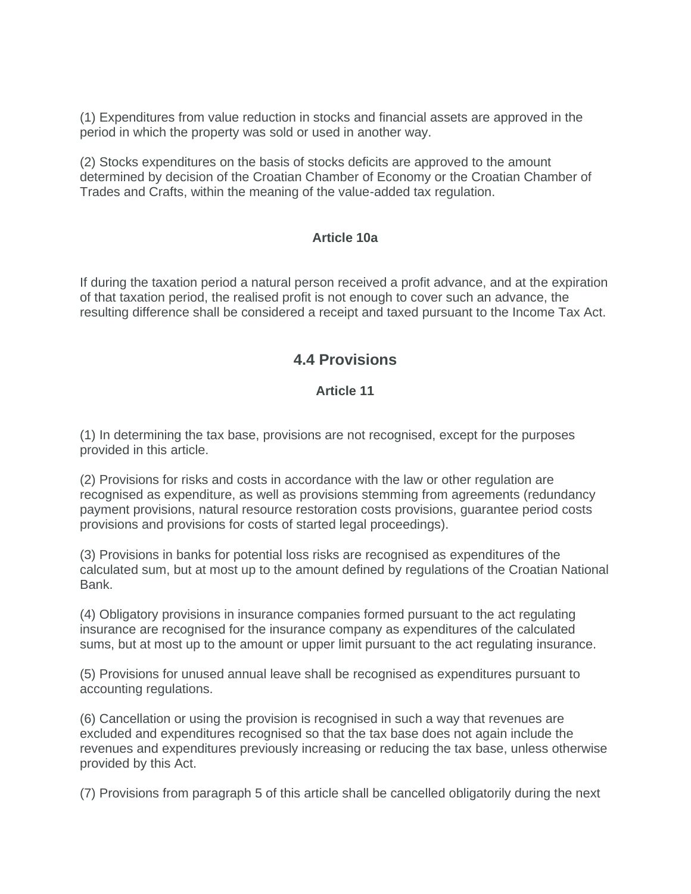(1) Expenditures from value reduction in stocks and financial assets are approved in the period in which the property was sold or used in another way.

(2) Stocks expenditures on the basis of stocks deficits are approved to the amount determined by decision of the Croatian Chamber of Economy or the Croatian Chamber of Trades and Crafts, within the meaning of the value-added tax regulation.

#### Article 10a

If during the taxation period a natural person received a profit advance, and at the expiration of that taxation period, the realised profit is not enough to cover such an advance, the resulting difference shall be considered a receipt and taxed pursuant to the Income Tax Act.

### 4.4 Provisions

#### Article 11

(1) In determining the tax base, provisions are not recognised, except for the purposes provided in this article.

(2) Provisions for risks and costs in accordance with the law or other regulation are recognised as expenditure, as well as provisions stemming from agreements (redundancy payment provisions, natural resource restoration costs provisions, guarantee period costs provisions and provisions for costs of started legal proceedings).

(3) Provisions in banks for potential loss risks are recognised as expenditures of the calculated sum, but at most up to the amount defined by regulations of the Croatian National Bank.

(4) Obligatory provisions in insurance companies formed pursuant to the act regulating insurance are recognised for the insurance company as expenditures of the calculated sums, but at most up to the amount or upper limit pursuant to the act regulating insurance.

(5) Provisions for unused annual leave shall be recognised as expenditures pursuant to accounting regulations.

(6) Cancellation or using the provision is recognised in such a way that revenues are excluded and expenditures recognised so that the tax base does not again include the revenues and expenditures previously increasing or reducing the tax base, unless otherwise provided by this Act.

(7) Provisions from paragraph 5 of this article shall be cancelled obligatorily during the next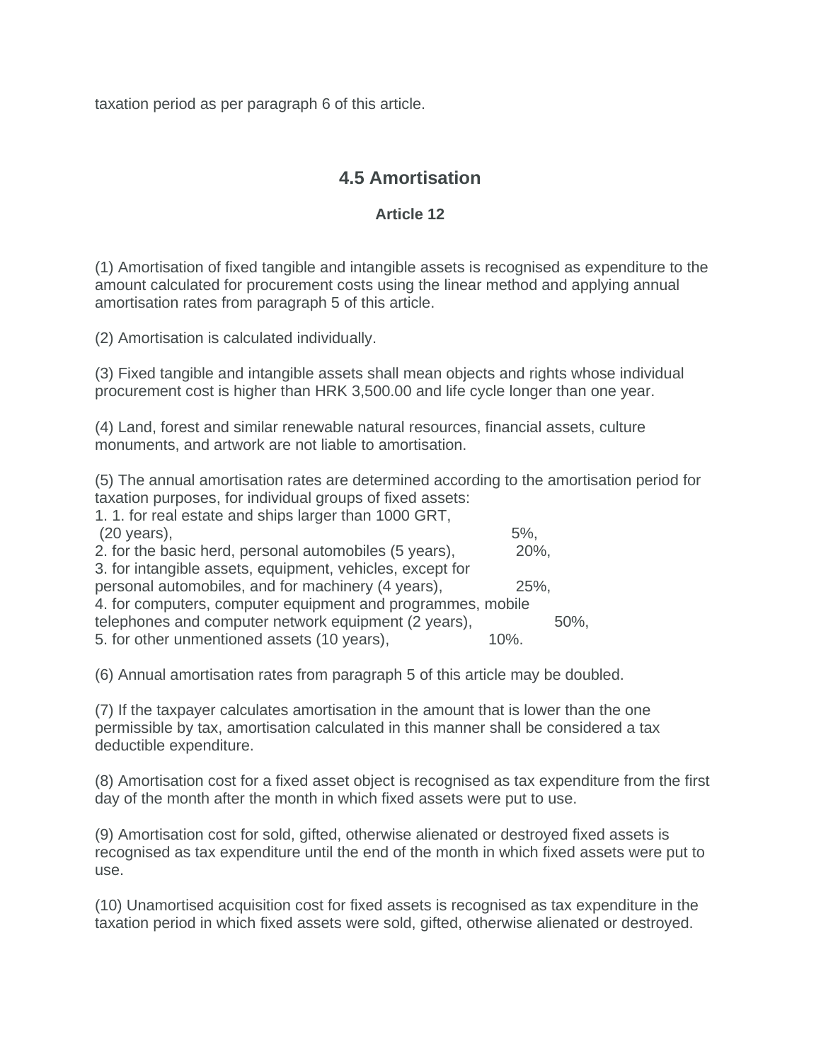taxation period as per paragraph 6 of this article.

## 4.5 Amortisation

### Article 12

(1) Amortisation of fixed tangible and intangible assets is recognised as expenditure to the amount calculated for procurement costs using the linear method and applying annual amortisation rates from paragraph 5 of this article.

(2) Amortisation is calculated individually.

(3) Fixed tangible and intangible assets shall mean objects and rights whose individual procurement cost is higher than HRK 3,500.00 and life cycle longer than one year.

(4) Land, forest and similar renewable natural resources, financial assets, culture monuments, and artwork are not liable to amortisation.

(5) The annual amortisation rates are determined according to the amortisation period for taxation purposes, for individual groups of fixed assets:

1. 1. for real estate and ships larger than 1000 GRT, (20 years), 5%,
2. for the basic herd, personal automobiles (5 years), 20%,
3. for intangible assets, equipment, vehicles, except for personal automobiles, and for machinery (4 years), 25%,
4. for computers, computer equipment and programmes, mobile telephones and computer network equipment (2 years), 50%,
5. for other unmentioned assets (10 years), 10%.

(6) Annual amortisation rates from paragraph 5 of this article may be doubled.

(7) If the taxpayer calculates amortisation in the amount that is lower than the one permissible by tax, amortisation calculated in this manner shall be considered a tax deductible expenditure.

(8) Amortisation cost for a fixed asset object is recognised as tax expenditure from the first day of the month after the month in which fixed assets were put to use.

(9) Amortisation cost for sold, gifted, otherwise alienated or destroyed fixed assets is recognised as tax expenditure until the end of the month in which fixed assets were put to use.

(10) Unamortised acquisition cost for fixed assets is recognised as tax expenditure in the taxation period in which fixed assets were sold, gifted, otherwise alienated or destroyed.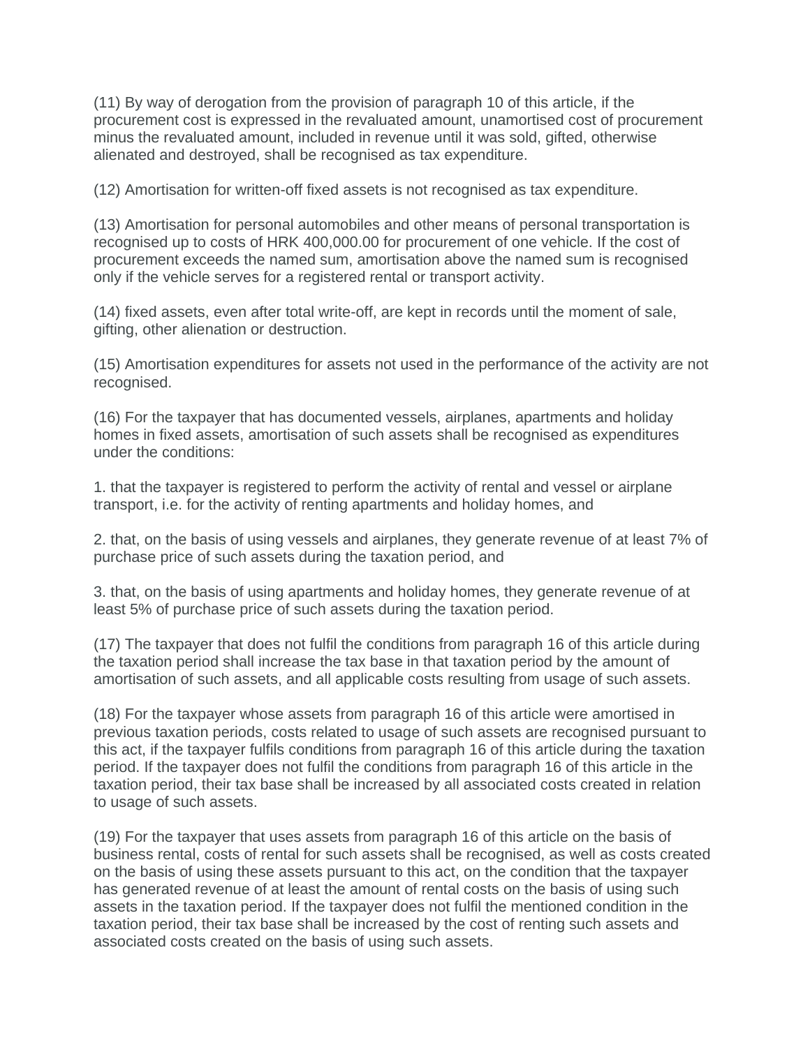(11) By way of derogation from the provision of paragraph 10 of this article, if the procurement cost is expressed in the revaluated amount, unamortised cost of procurement minus the revaluated amount, included in revenue until it was sold, gifted, otherwise alienated and destroyed, shall be recognised as tax expenditure.

(12) Amortisation for written-off fixed assets is not recognised as tax expenditure.

(13) Amortisation for personal automobiles and other means of personal transportation is recognised up to costs of HRK 400,000.00 for procurement of one vehicle. If the cost of procurement exceeds the named sum, amortisation above the named sum is recognised only if the vehicle serves for a registered rental or transport activity.

(14) fixed assets, even after total write-off, are kept in records until the moment of sale, gifting, other alienation or destruction.

(15) Amortisation expenditures for assets not used in the performance of the activity are not recognised.

(16) For the taxpayer that has documented vessels, airplanes, apartments and holiday homes in fixed assets, amortisation of such assets shall be recognised as expenditures under the conditions:

1. that the taxpayer is registered to perform the activity of rental and vessel or airplane transport, i.e. for the activity of renting apartments and holiday homes, and

2. that, on the basis of using vessels and airplanes, they generate revenue of at least 7% of purchase price of such assets during the taxation period, and

3. that, on the basis of using apartments and holiday homes, they generate revenue of at least 5% of purchase price of such assets during the taxation period.

(17) The taxpayer that does not fulfil the conditions from paragraph 16 of this article during the taxation period shall increase the tax base in that taxation period by the amount of amortisation of such assets, and all applicable costs resulting from usage of such assets.

(18) For the taxpayer whose assets from paragraph 16 of this article were amortised in previous taxation periods, costs related to usage of such assets are recognised pursuant to this act, if the taxpayer fulfils conditions from paragraph 16 of this article during the taxation period. If the taxpayer does not fulfil the conditions from paragraph 16 of this article in the taxation period, their tax base shall be increased by all associated costs created in relation to usage of such assets.

(19) For the taxpayer that uses assets from paragraph 16 of this article on the basis of business rental, costs of rental for such assets shall be recognised, as well as costs created on the basis of using these assets pursuant to this act, on the condition that the taxpayer has generated revenue of at least the amount of rental costs on the basis of using such assets in the taxation period. If the taxpayer does not fulfil the mentioned condition in the taxation period, their tax base shall be increased by the cost of renting such assets and associated costs created on the basis of using such assets.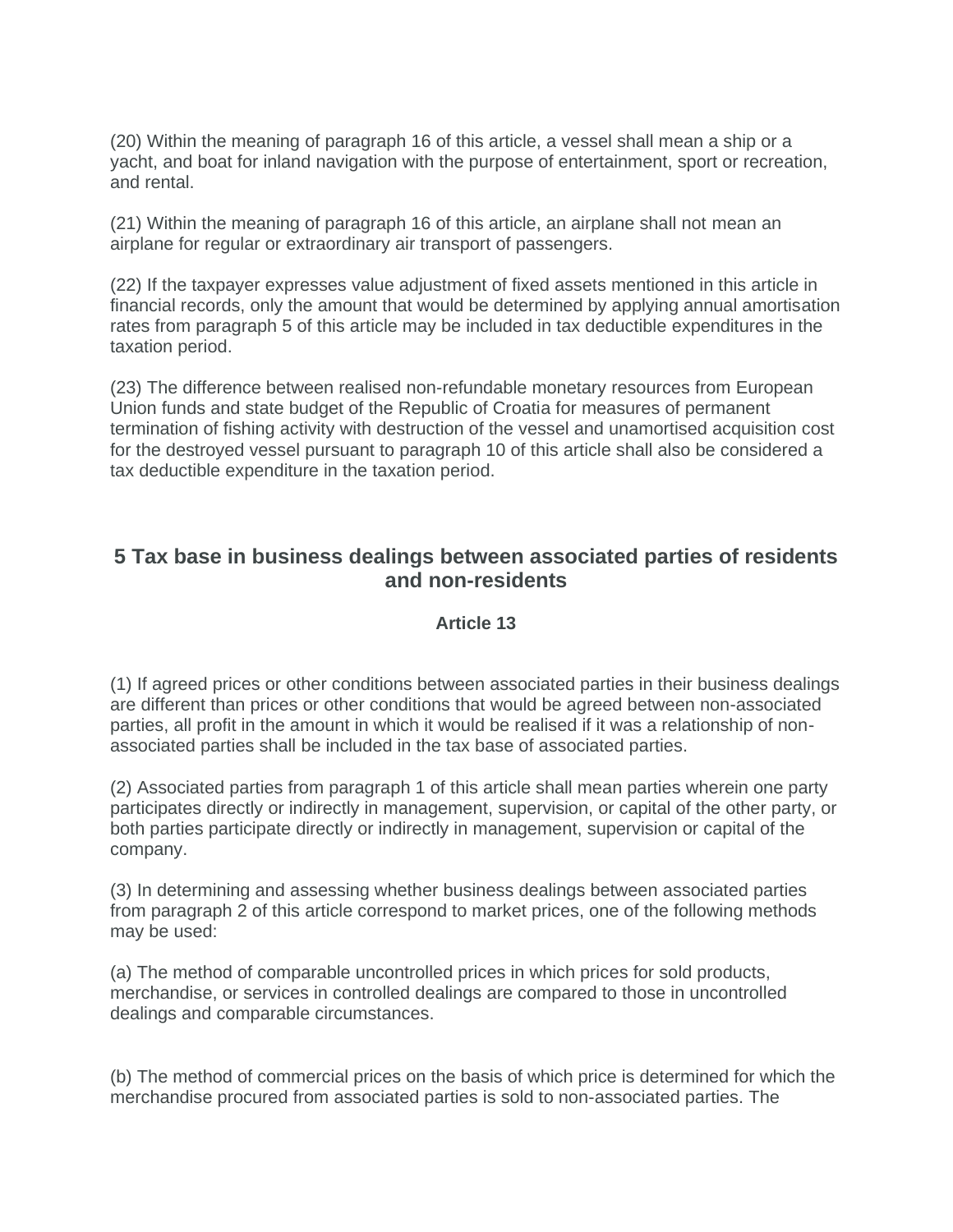(20) Within the meaning of paragraph 16 of this article, a vessel shall mean a ship or a yacht, and boat for inland navigation with the purpose of entertainment, sport or recreation, and rental.

(21) Within the meaning of paragraph 16 of this article, an airplane shall not mean an airplane for regular or extraordinary air transport of passengers.

(22) If the taxpayer expresses value adjustment of fixed assets mentioned in this article in financial records, only the amount that would be determined by applying annual amortisation rates from paragraph 5 of this article may be included in tax deductible expenditures in the taxation period.

(23) The difference between realised non-refundable monetary resources from European Union funds and state budget of the Republic of Croatia for measures of permanent termination of fishing activity with destruction of the vessel and unamortised acquisition cost for the destroyed vessel pursuant to paragraph 10 of this article shall also be considered a tax deductible expenditure in the taxation period.

## 5 Tax base in business dealings between associated parties of residents and non-residents

### Article 13

(1) If agreed prices or other conditions between associated parties in their business dealings are different than prices or other conditions that would be agreed between non-associated parties, all profit in the amount in which it would be realised if it was a relationship of non-associated parties shall be included in the tax base of associated parties.

(2) Associated parties from paragraph 1 of this article shall mean parties wherein one party participates directly or indirectly in management, supervision, or capital of the other party, or both parties participate directly or indirectly in management, supervision or capital of the company.

(3) In determining and assessing whether business dealings between associated parties from paragraph 2 of this article correspond to market prices, one of the following methods may be used:

(a) The method of comparable uncontrolled prices in which prices for sold products, merchandise, or services in controlled dealings are compared to those in uncontrolled dealings and comparable circumstances.

(b) The method of commercial prices on the basis of which price is determined for which the merchandise procured from associated parties is sold to non-associated parties. The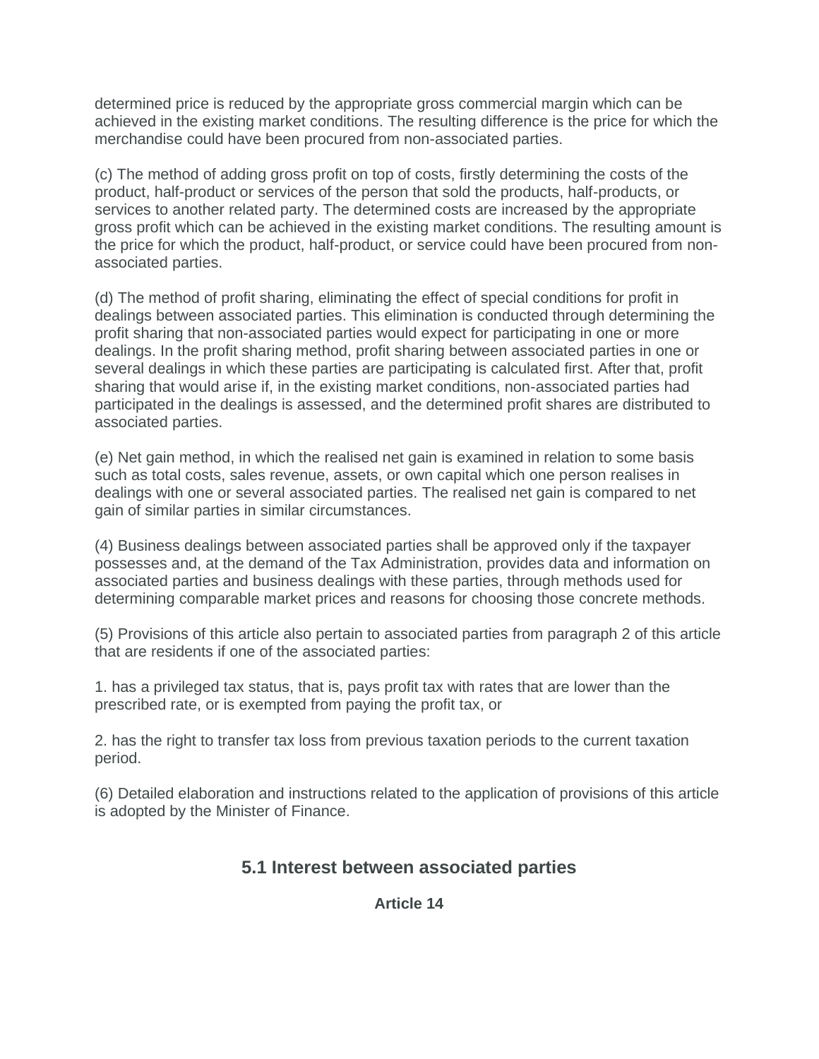determined price is reduced by the appropriate gross commercial margin which can be achieved in the existing market conditions. The resulting difference is the price for which the merchandise could have been procured from non-associated parties.

(c) The method of adding gross profit on top of costs, firstly determining the costs of the product, half-product or services of the person that sold the products, half-products, or services to another related party. The determined costs are increased by the appropriate gross profit which can be achieved in the existing market conditions. The resulting amount is the price for which the product, half-product, or service could have been procured from non-associated parties.

(d) The method of profit sharing, eliminating the effect of special conditions for profit in dealings between associated parties. This elimination is conducted through determining the profit sharing that non-associated parties would expect for participating in one or more dealings. In the profit sharing method, profit sharing between associated parties in one or several dealings in which these parties are participating is calculated first. After that, profit sharing that would arise if, in the existing market conditions, non-associated parties had participated in the dealings is assessed, and the determined profit shares are distributed to associated parties.

(e) Net gain method, in which the realised net gain is examined in relation to some basis such as total costs, sales revenue, assets, or own capital which one person realises in dealings with one or several associated parties. The realised net gain is compared to net gain of similar parties in similar circumstances.

(4) Business dealings between associated parties shall be approved only if the taxpayer possesses and, at the demand of the Tax Administration, provides data and information on associated parties and business dealings with these parties, through methods used for determining comparable market prices and reasons for choosing those concrete methods.

(5) Provisions of this article also pertain to associated parties from paragraph 2 of this article that are residents if one of the associated parties:

1. has a privileged tax status, that is, pays profit tax with rates that are lower than the prescribed rate, or is exempted from paying the profit tax, or

2. has the right to transfer tax loss from previous taxation periods to the current taxation period.

(6) Detailed elaboration and instructions related to the application of provisions of this article is adopted by the Minister of Finance.

## 5.1 Interest between associated parties

**Article 14**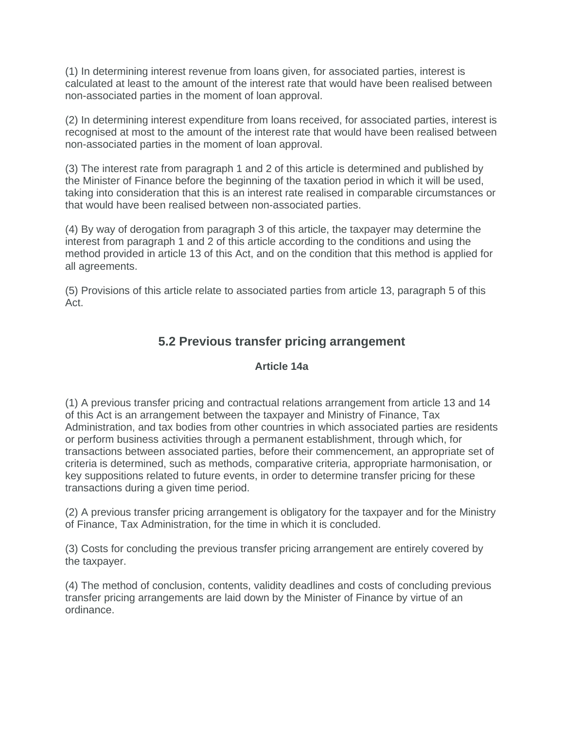(1) In determining interest revenue from loans given, for associated parties, interest is calculated at least to the amount of the interest rate that would have been realised between non-associated parties in the moment of loan approval.

(2) In determining interest expenditure from loans received, for associated parties, interest is recognised at most to the amount of the interest rate that would have been realised between non-associated parties in the moment of loan approval.

(3) The interest rate from paragraph 1 and 2 of this article is determined and published by the Minister of Finance before the beginning of the taxation period in which it will be used, taking into consideration that this is an interest rate realised in comparable circumstances or that would have been realised between non-associated parties.

(4) By way of derogation from paragraph 3 of this article, the taxpayer may determine the interest from paragraph 1 and 2 of this article according to the conditions and using the method provided in article 13 of this Act, and on the condition that this method is applied for all agreements.

(5) Provisions of this article relate to associated parties from article 13, paragraph 5 of this Act.

## 5.2 Previous transfer pricing arrangement

### Article 14a

(1) A previous transfer pricing and contractual relations arrangement from article 13 and 14 of this Act is an arrangement between the taxpayer and Ministry of Finance, Tax Administration, and tax bodies from other countries in which associated parties are residents or perform business activities through a permanent establishment, through which, for transactions between associated parties, before their commencement, an appropriate set of criteria is determined, such as methods, comparative criteria, appropriate harmonisation, or key suppositions related to future events, in order to determine transfer pricing for these transactions during a given time period.

(2) A previous transfer pricing arrangement is obligatory for the taxpayer and for the Ministry of Finance, Tax Administration, for the time in which it is concluded.

(3) Costs for concluding the previous transfer pricing arrangement are entirely covered by the taxpayer.

(4) The method of conclusion, contents, validity deadlines and costs of concluding previous transfer pricing arrangements are laid down by the Minister of Finance by virtue of an ordinance.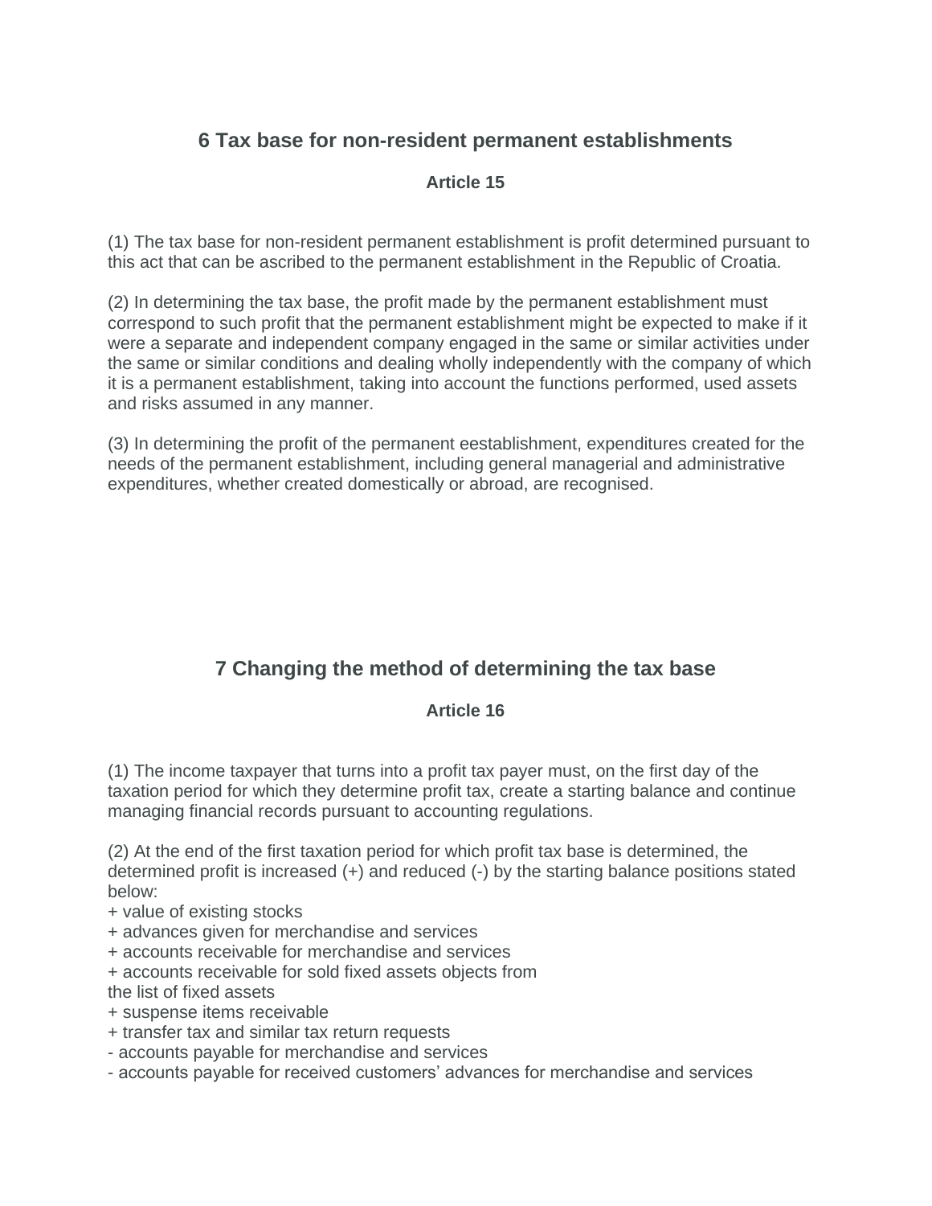## 6 Tax base for non-resident permanent establishments

### Article 15

(1) The tax base for non-resident permanent establishment is profit determined pursuant to this act that can be ascribed to the permanent establishment in the Republic of Croatia.

(2) In determining the tax base, the profit made by the permanent establishment must correspond to such profit that the permanent establishment might be expected to make if it were a separate and independent company engaged in the same or similar activities under the same or similar conditions and dealing wholly independently with the company of which it is a permanent establishment, taking into account the functions performed, used assets and risks assumed in any manner.

(3) In determining the profit of the permanent eestablishment, expenditures created for the needs of the permanent establishment, including general managerial and administrative expenditures, whether created domestically or abroad, are recognised.

## 7 Changing the method of determining the tax base

### Article 16

(1) The income taxpayer that turns into a profit tax payer must, on the first day of the taxation period for which they determine profit tax, create a starting balance and continue managing financial records pursuant to accounting regulations.

(2) At the end of the first taxation period for which profit tax base is determined, the determined profit is increased (+) and reduced (-) by the starting balance positions stated below:
+ value of existing stocks
+ advances given for merchandise and services
+ accounts receivable for merchandise and services
+ accounts receivable for sold fixed assets objects from
the list of fixed assets
+ suspense items receivable
+ transfer tax and similar tax return requests
- accounts payable for merchandise and services
- accounts payable for received customers’ advances for merchandise and services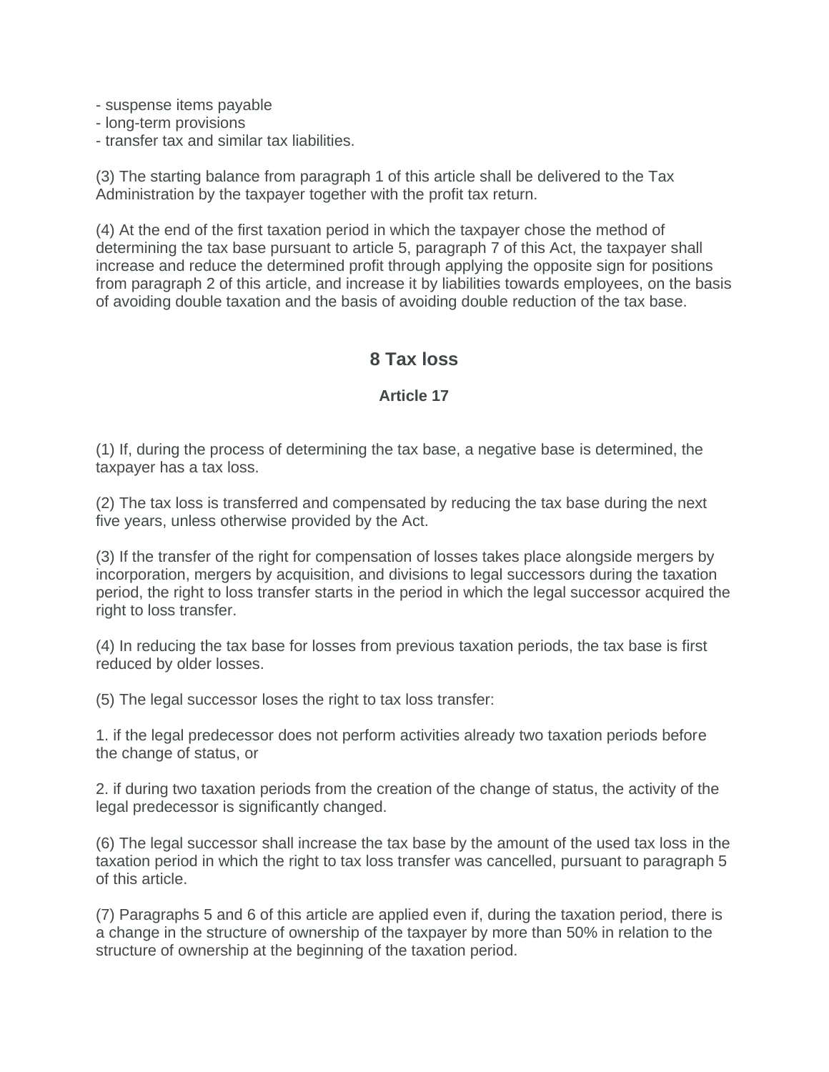- suspense items payable
- long-term provisions
- transfer tax and similar tax liabilities.

(3) The starting balance from paragraph 1 of this article shall be delivered to the Tax Administration by the taxpayer together with the profit tax return.

(4) At the end of the first taxation period in which the taxpayer chose the method of determining the tax base pursuant to article 5, paragraph 7 of this Act, the taxpayer shall increase and reduce the determined profit through applying the opposite sign for positions from paragraph 2 of this article, and increase it by liabilities towards employees, on the basis of avoiding double taxation and the basis of avoiding double reduction of the tax base.

## 8 Tax loss

### Article 17

(1) If, during the process of determining the tax base, a negative base is determined, the taxpayer has a tax loss.

(2) The tax loss is transferred and compensated by reducing the tax base during the next five years, unless otherwise provided by the Act.

(3) If the transfer of the right for compensation of losses takes place alongside mergers by incorporation, mergers by acquisition, and divisions to legal successors during the taxation period, the right to loss transfer starts in the period in which the legal successor acquired the right to loss transfer.

(4) In reducing the tax base for losses from previous taxation periods, the tax base is first reduced by older losses.

(5) The legal successor loses the right to tax loss transfer:

1. if the legal predecessor does not perform activities already two taxation periods before the change of status, or

2. if during two taxation periods from the creation of the change of status, the activity of the legal predecessor is significantly changed.

(6) The legal successor shall increase the tax base by the amount of the used tax loss in the taxation period in which the right to tax loss transfer was cancelled, pursuant to paragraph 5 of this article.

(7) Paragraphs 5 and 6 of this article are applied even if, during the taxation period, there is a change in the structure of ownership of the taxpayer by more than 50% in relation to the structure of ownership at the beginning of the taxation period.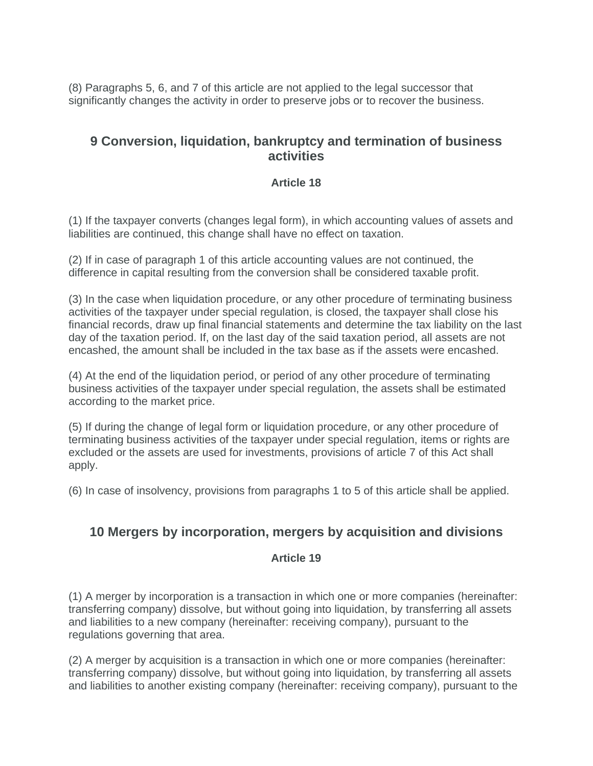(8) Paragraphs 5, 6, and 7 of this article are not applied to the legal successor that significantly changes the activity in order to preserve jobs or to recover the business.

## 9 Conversion, liquidation, bankruptcy and termination of business activities

### Article 18

(1) If the taxpayer converts (changes legal form), in which accounting values of assets and liabilities are continued, this change shall have no effect on taxation.

(2) If in case of paragraph 1 of this article accounting values are not continued, the difference in capital resulting from the conversion shall be considered taxable profit.

(3) In the case when liquidation procedure, or any other procedure of terminating business activities of the taxpayer under special regulation, is closed, the taxpayer shall close his financial records, draw up final financial statements and determine the tax liability on the last day of the taxation period. If, on the last day of the said taxation period, all assets are not encashed, the amount shall be included in the tax base as if the assets were encashed.

(4) At the end of the liquidation period, or period of any other procedure of terminating business activities of the taxpayer under special regulation, the assets shall be estimated according to the market price.

(5) If during the change of legal form or liquidation procedure, or any other procedure of terminating business activities of the taxpayer under special regulation, items or rights are excluded or the assets are used for investments, provisions of article 7 of this Act shall apply.

(6) In case of insolvency, provisions from paragraphs 1 to 5 of this article shall be applied.

## 10 Mergers by incorporation, mergers by acquisition and divisions

### Article 19

(1) A merger by incorporation is a transaction in which one or more companies (hereinafter: transferring company) dissolve, but without going into liquidation, by transferring all assets and liabilities to a new company (hereinafter: receiving company), pursuant to the regulations governing that area.

(2) A merger by acquisition is a transaction in which one or more companies (hereinafter: transferring company) dissolve, but without going into liquidation, by transferring all assets and liabilities to another existing company (hereinafter: receiving company), pursuant to the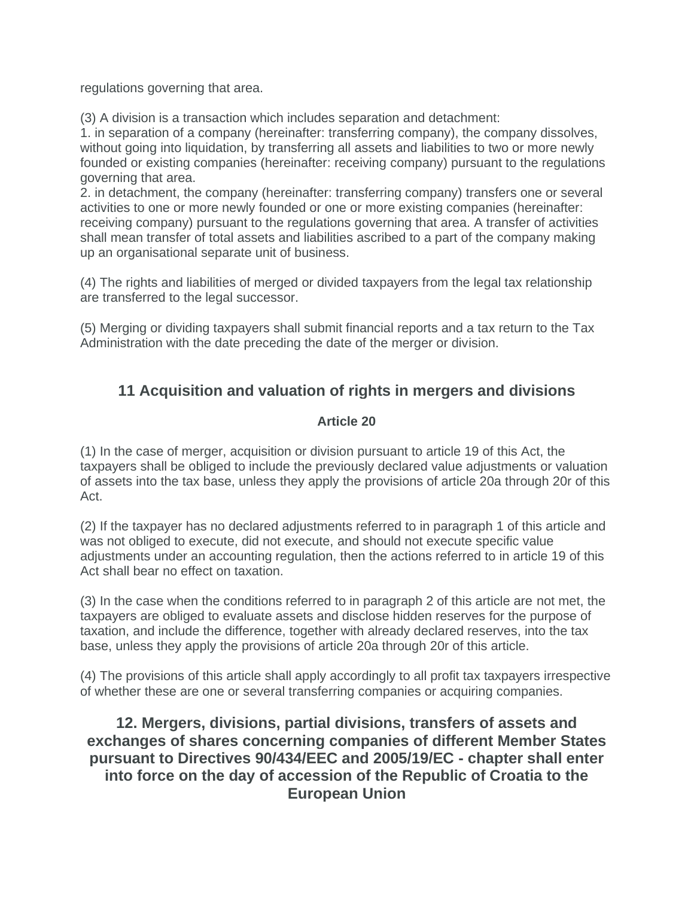regulations governing that area.

(3) A division is a transaction which includes separation and detachment:
1. in separation of a company (hereinafter: transferring company), the company dissolves, without going into liquidation, by transferring all assets and liabilities to two or more newly founded or existing companies (hereinafter: receiving company) pursuant to the regulations governing that area.
2. in detachment, the company (hereinafter: transferring company) transfers one or several activities to one or more newly founded or one or more existing companies (hereinafter: receiving company) pursuant to the regulations governing that area. A transfer of activities shall mean transfer of total assets and liabilities ascribed to a part of the company making up an organisational separate unit of business.

(4) The rights and liabilities of merged or divided taxpayers from the legal tax relationship are transferred to the legal successor.

(5) Merging or dividing taxpayers shall submit financial reports and a tax return to the Tax Administration with the date preceding the date of the merger or division.

## 11 Acquisition and valuation of rights in mergers and divisions

### Article 20

(1) In the case of merger, acquisition or division pursuant to article 19 of this Act, the taxpayers shall be obliged to include the previously declared value adjustments or valuation of assets into the tax base, unless they apply the provisions of article 20a through 20r of this Act.

(2) If the taxpayer has no declared adjustments referred to in paragraph 1 of this article and was not obliged to execute, did not execute, and should not execute specific value adjustments under an accounting regulation, then the actions referred to in article 19 of this Act shall bear no effect on taxation.

(3) In the case when the conditions referred to in paragraph 2 of this article are not met, the taxpayers are obliged to evaluate assets and disclose hidden reserves for the purpose of taxation, and include the difference, together with already declared reserves, into the tax base, unless they apply the provisions of article 20a through 20r of this article.

(4) The provisions of this article shall apply accordingly to all profit tax taxpayers irrespective of whether these are one or several transferring companies or acquiring companies.

## 12. Mergers, divisions, partial divisions, transfers of assets and exchanges of shares concerning companies of different Member States pursuant to Directives 90/434/EEC and 2005/19/EC - chapter shall enter into force on the day of accession of the Republic of Croatia to the European Union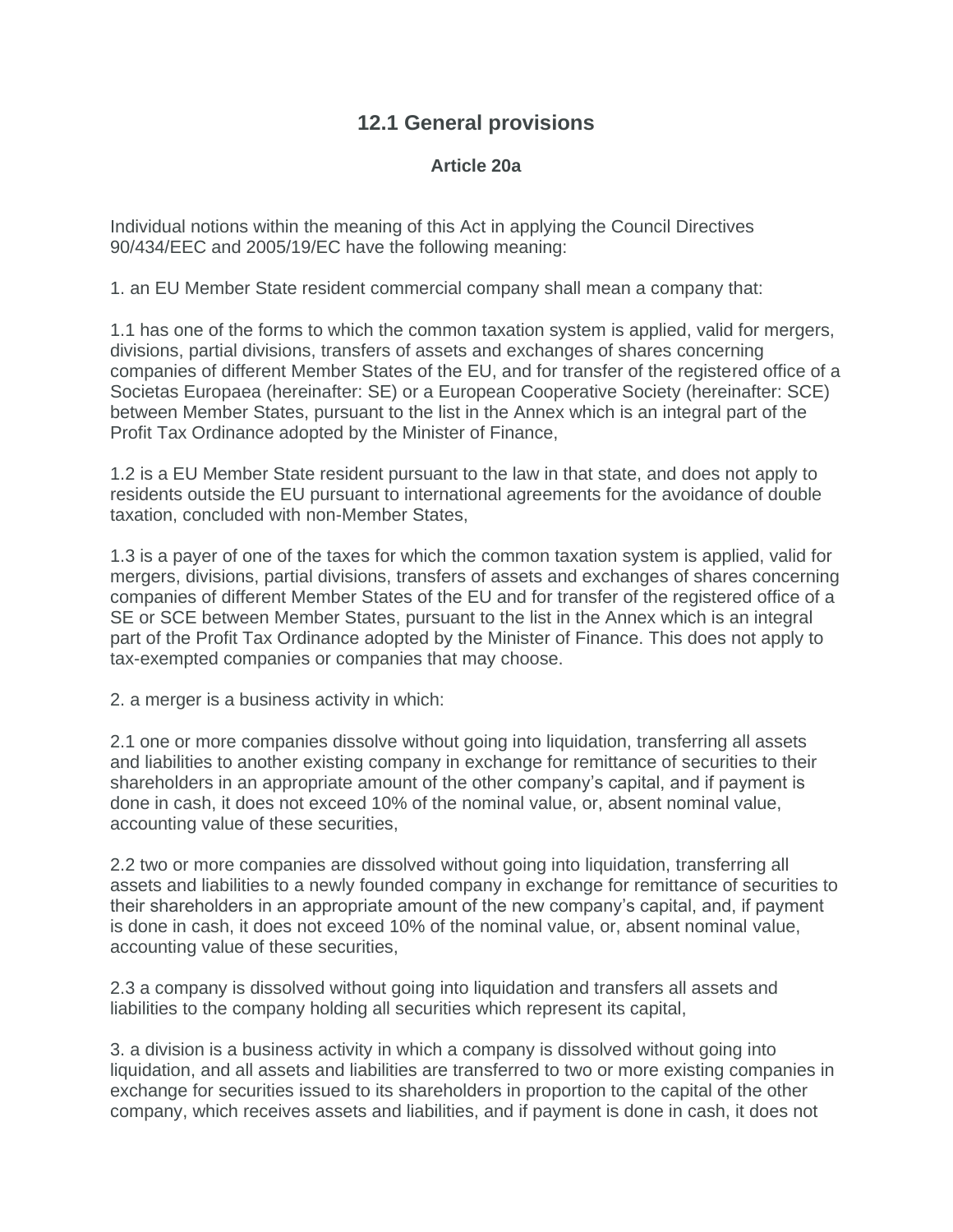## 12.1 General provisions

### Article 20a

Individual notions within the meaning of this Act in applying the Council Directives 90/434/EEC and 2005/19/EC have the following meaning:

1. an EU Member State resident commercial company shall mean a company that:

1.1 has one of the forms to which the common taxation system is applied, valid for mergers, divisions, partial divisions, transfers of assets and exchanges of shares concerning companies of different Member States of the EU, and for transfer of the registered office of a Societas Europaea (hereinafter: SE) or a European Cooperative Society (hereinafter: SCE) between Member States, pursuant to the list in the Annex which is an integral part of the Profit Tax Ordinance adopted by the Minister of Finance,

1.2 is a EU Member State resident pursuant to the law in that state, and does not apply to residents outside the EU pursuant to international agreements for the avoidance of double taxation, concluded with non-Member States,

1.3 is a payer of one of the taxes for which the common taxation system is applied, valid for mergers, divisions, partial divisions, transfers of assets and exchanges of shares concerning companies of different Member States of the EU and for transfer of the registered office of a SE or SCE between Member States, pursuant to the list in the Annex which is an integral part of the Profit Tax Ordinance adopted by the Minister of Finance. This does not apply to tax-exempted companies or companies that may choose.

2. a merger is a business activity in which:

2.1 one or more companies dissolve without going into liquidation, transferring all assets and liabilities to another existing company in exchange for remittance of securities to their shareholders in an appropriate amount of the other company's capital, and if payment is done in cash, it does not exceed 10% of the nominal value, or, absent nominal value, accounting value of these securities,

2.2 two or more companies are dissolved without going into liquidation, transferring all assets and liabilities to a newly founded company in exchange for remittance of securities to their shareholders in an appropriate amount of the new company's capital, and, if payment is done in cash, it does not exceed 10% of the nominal value, or, absent nominal value, accounting value of these securities,

2.3 a company is dissolved without going into liquidation and transfers all assets and liabilities to the company holding all securities which represent its capital,

3. a division is a business activity in which a company is dissolved without going into liquidation, and all assets and liabilities are transferred to two or more existing companies in exchange for securities issued to its shareholders in proportion to the capital of the other company, which receives assets and liabilities, and if payment is done in cash, it does not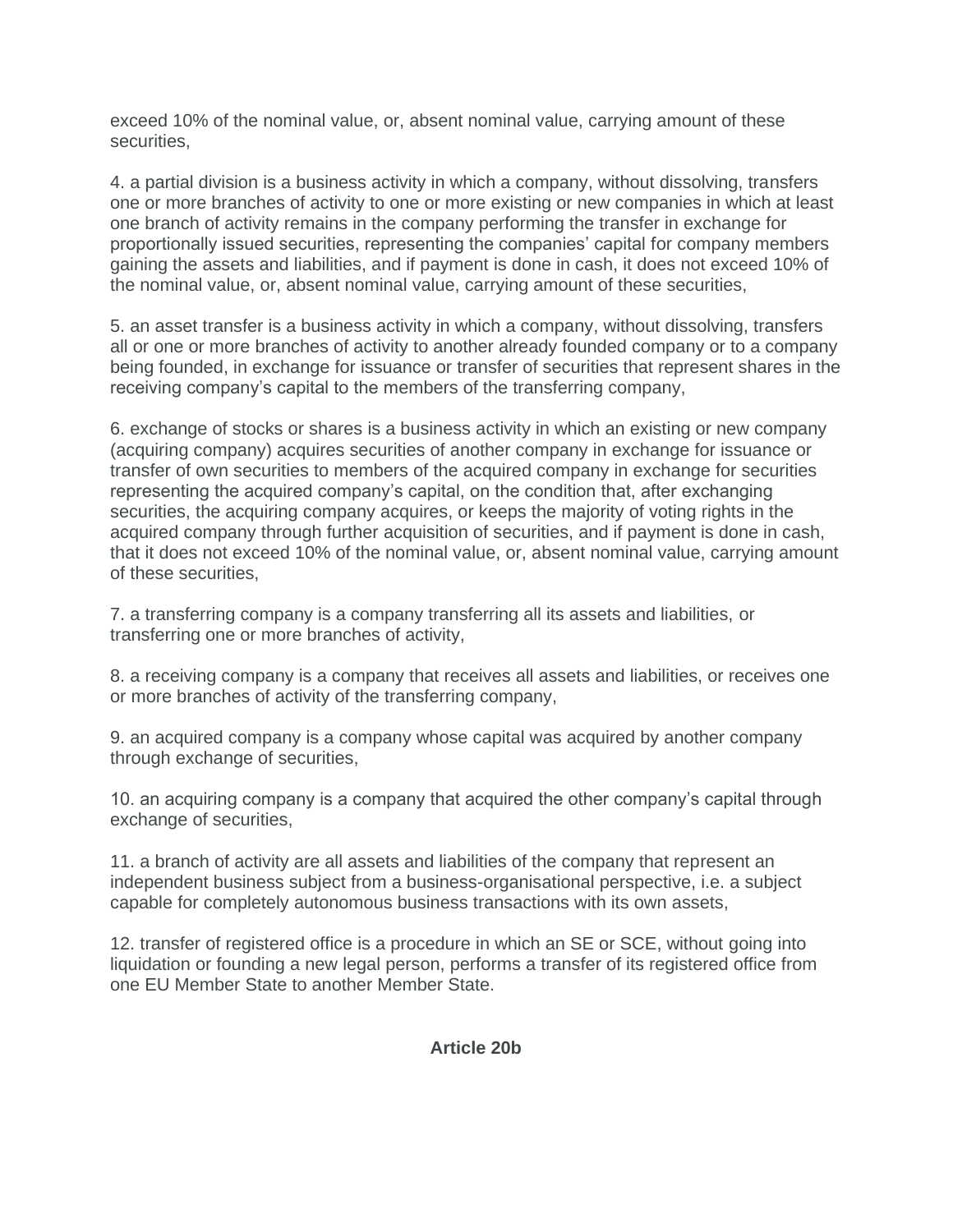exceed 10% of the nominal value, or, absent nominal value, carrying amount of these securities,

4. a partial division is a business activity in which a company, without dissolving, transfers one or more branches of activity to one or more existing or new companies in which at least one branch of activity remains in the company performing the transfer in exchange for proportionally issued securities, representing the companies' capital for company members gaining the assets and liabilities, and if payment is done in cash, it does not exceed 10% of the nominal value, or, absent nominal value, carrying amount of these securities,

5. an asset transfer is a business activity in which a company, without dissolving, transfers all or one or more branches of activity to another already founded company or to a company being founded, in exchange for issuance or transfer of securities that represent shares in the receiving company's capital to the members of the transferring company,

6. exchange of stocks or shares is a business activity in which an existing or new company (acquiring company) acquires securities of another company in exchange for issuance or transfer of own securities to members of the acquired company in exchange for securities representing the acquired company's capital, on the condition that, after exchanging securities, the acquiring company acquires, or keeps the majority of voting rights in the acquired company through further acquisition of securities, and if payment is done in cash, that it does not exceed 10% of the nominal value, or, absent nominal value, carrying amount of these securities,

7. a transferring company is a company transferring all its assets and liabilities, or transferring one or more branches of activity,

8. a receiving company is a company that receives all assets and liabilities, or receives one or more branches of activity of the transferring company,

9. an acquired company is a company whose capital was acquired by another company through exchange of securities,

10. an acquiring company is a company that acquired the other company's capital through exchange of securities,

11. a branch of activity are all assets and liabilities of the company that represent an independent business subject from a business-organisational perspective, i.e. a subject capable for completely autonomous business transactions with its own assets,

12. transfer of registered office is a procedure in which an SE or SCE, without going into liquidation or founding a new legal person, performs a transfer of its registered office from one EU Member State to another Member State.

## Article 20b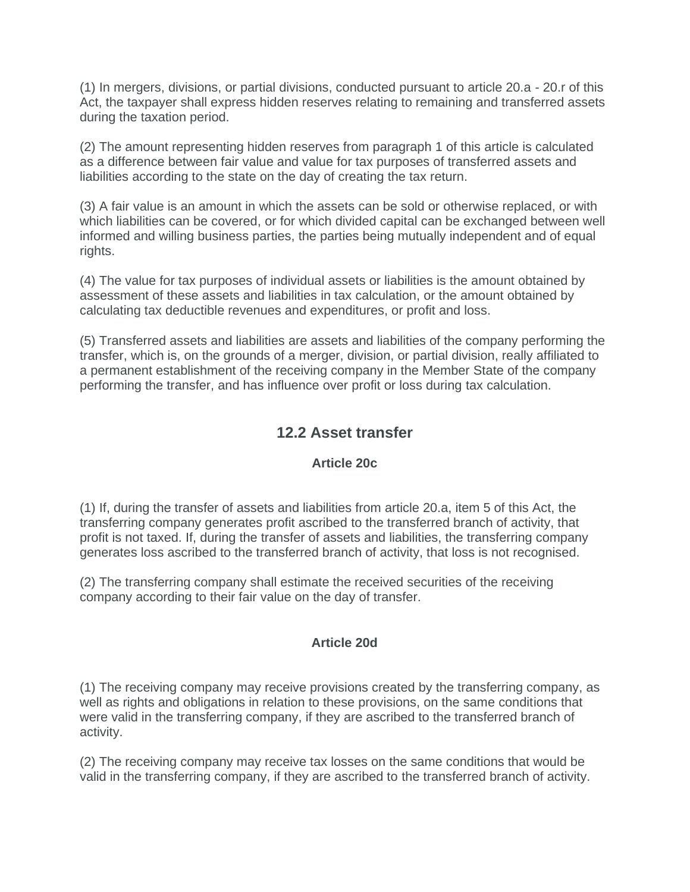(1) In mergers, divisions, or partial divisions, conducted pursuant to article 20.a - 20.r of this Act, the taxpayer shall express hidden reserves relating to remaining and transferred assets during the taxation period.

(2) The amount representing hidden reserves from paragraph 1 of this article is calculated as a difference between fair value and value for tax purposes of transferred assets and liabilities according to the state on the day of creating the tax return.

(3) A fair value is an amount in which the assets can be sold or otherwise replaced, or with which liabilities can be covered, or for which divided capital can be exchanged between well informed and willing business parties, the parties being mutually independent and of equal rights.

(4) The value for tax purposes of individual assets or liabilities is the amount obtained by assessment of these assets and liabilities in tax calculation, or the amount obtained by calculating tax deductible revenues and expenditures, or profit and loss.

(5) Transferred assets and liabilities are assets and liabilities of the company performing the transfer, which is, on the grounds of a merger, division, or partial division, really affiliated to a permanent establishment of the receiving company in the Member State of the company performing the transfer, and has influence over profit or loss during tax calculation.

## 12.2 Asset transfer

### Article 20c

(1) If, during the transfer of assets and liabilities from article 20.a, item 5 of this Act, the transferring company generates profit ascribed to the transferred branch of activity, that profit is not taxed. If, during the transfer of assets and liabilities, the transferring company generates loss ascribed to the transferred branch of activity, that loss is not recognised.

(2) The transferring company shall estimate the received securities of the receiving company according to their fair value on the day of transfer.

### Article 20d

(1) The receiving company may receive provisions created by the transferring company, as well as rights and obligations in relation to these provisions, on the same conditions that were valid in the transferring company, if they are ascribed to the transferred branch of activity.

(2) The receiving company may receive tax losses on the same conditions that would be valid in the transferring company, if they are ascribed to the transferred branch of activity.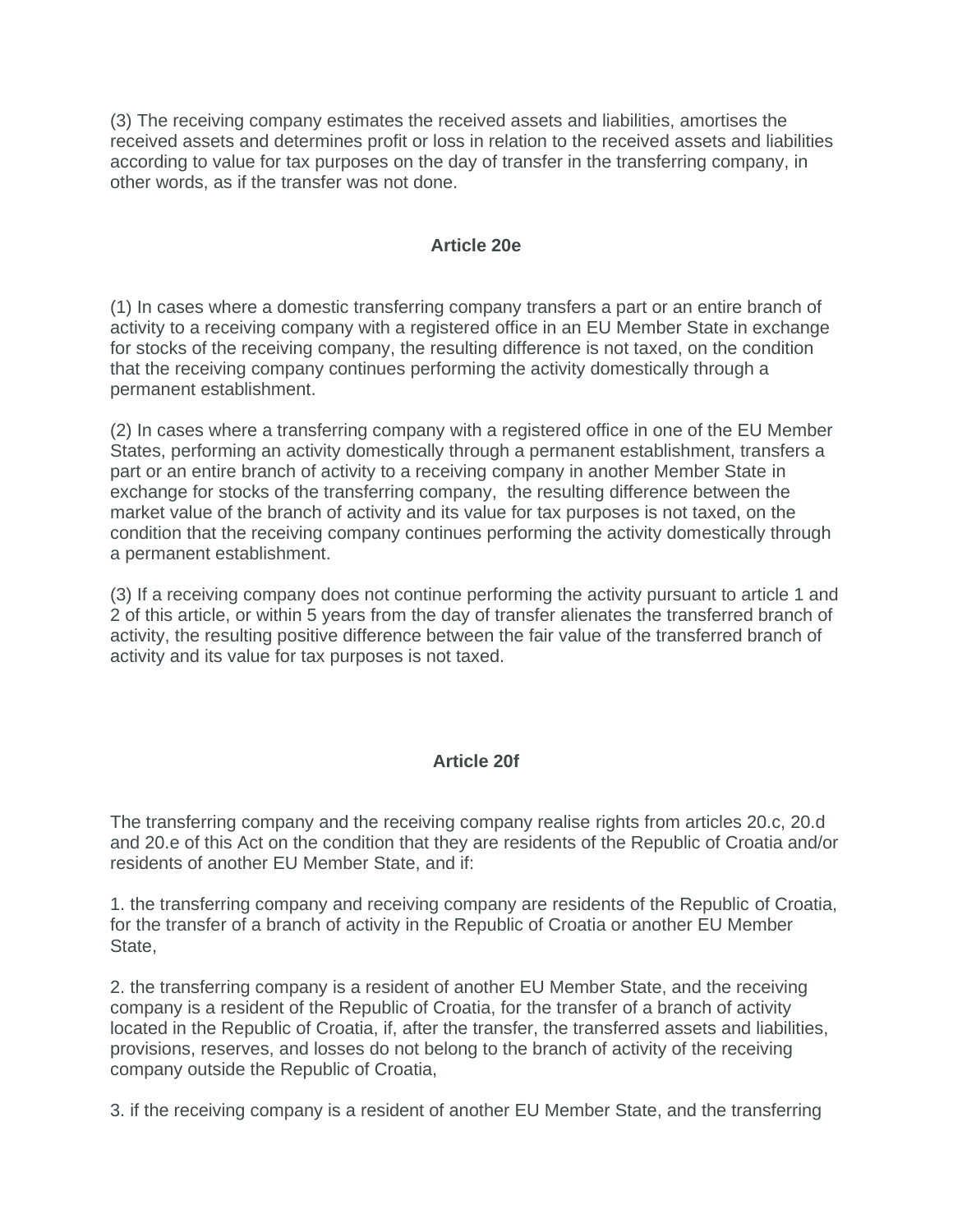(3) The receiving company estimates the received assets and liabilities, amortises the received assets and determines profit or loss in relation to the received assets and liabilities according to value for tax purposes on the day of transfer in the transferring company, in other words, as if the transfer was not done.

### Article 20e

(1) In cases where a domestic transferring company transfers a part or an entire branch of activity to a receiving company with a registered office in an EU Member State in exchange for stocks of the receiving company, the resulting difference is not taxed, on the condition that the receiving company continues performing the activity domestically through a permanent establishment.

(2) In cases where a transferring company with a registered office in one of the EU Member States, performing an activity domestically through a permanent establishment, transfers a part or an entire branch of activity to a receiving company in another Member State in exchange for stocks of the transferring company,  the resulting difference between the market value of the branch of activity and its value for tax purposes is not taxed, on the condition that the receiving company continues performing the activity domestically through a permanent establishment.

(3) If a receiving company does not continue performing the activity pursuant to article 1 and 2 of this article, or within 5 years from the day of transfer alienates the transferred branch of activity, the resulting positive difference between the fair value of the transferred branch of activity and its value for tax purposes is not taxed.

### Article 20f

The transferring company and the receiving company realise rights from articles 20.c, 20.d and 20.e of this Act on the condition that they are residents of the Republic of Croatia and/or residents of another EU Member State, and if:

1. the transferring company and receiving company are residents of the Republic of Croatia, for the transfer of a branch of activity in the Republic of Croatia or another EU Member State,

2. the transferring company is a resident of another EU Member State, and the receiving company is a resident of the Republic of Croatia, for the transfer of a branch of activity located in the Republic of Croatia, if, after the transfer, the transferred assets and liabilities, provisions, reserves, and losses do not belong to the branch of activity of the receiving company outside the Republic of Croatia,

3. if the receiving company is a resident of another EU Member State, and the transferring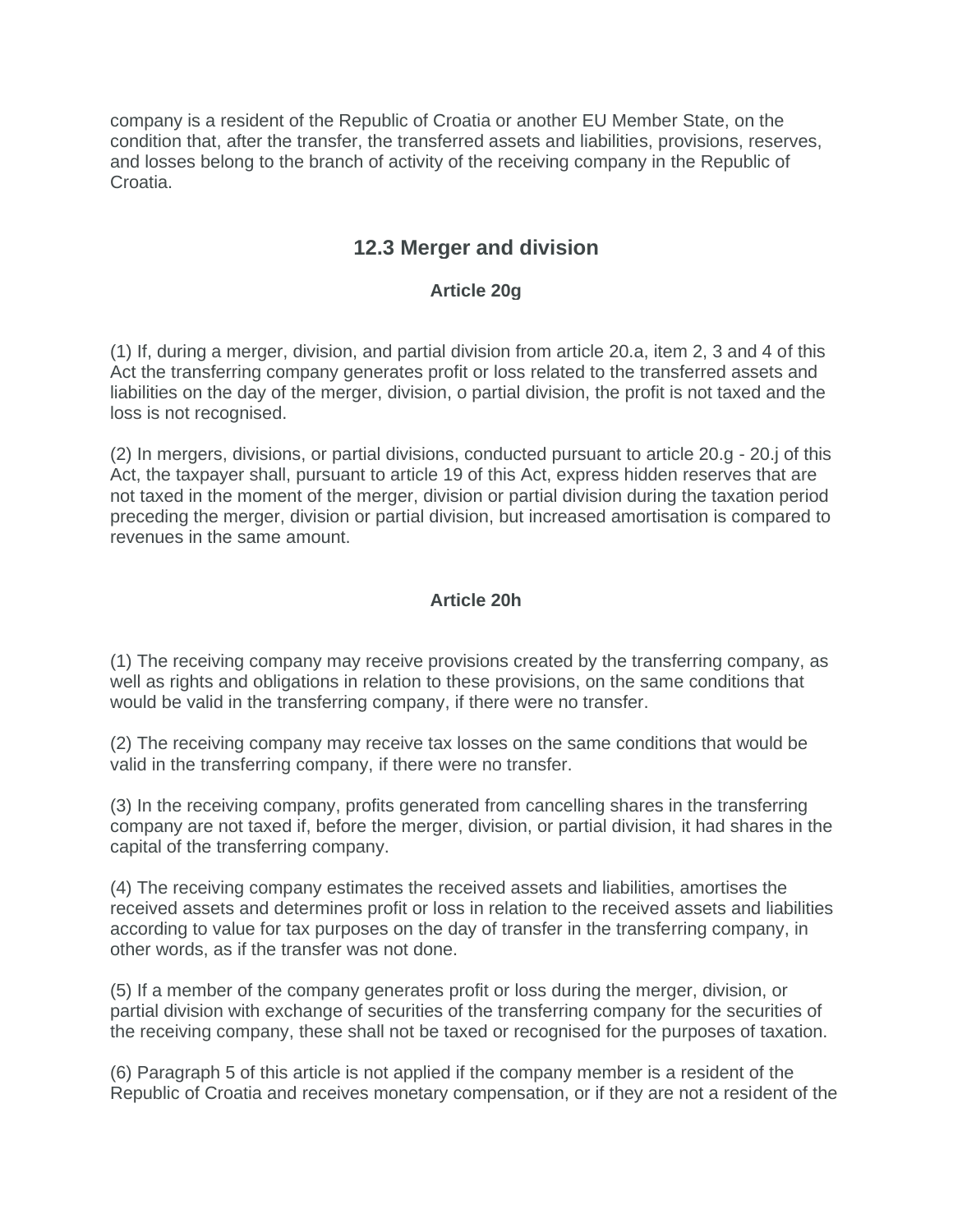company is a resident of the Republic of Croatia or another EU Member State, on the condition that, after the transfer, the transferred assets and liabilities, provisions, reserves, and losses belong to the branch of activity of the receiving company in the Republic of Croatia.

## 12.3 Merger and division

### Article 20g

(1) If, during a merger, division, and partial division from article 20.a, item 2, 3 and 4 of this Act the transferring company generates profit or loss related to the transferred assets and liabilities on the day of the merger, division, o partial division, the profit is not taxed and the loss is not recognised.

(2) In mergers, divisions, or partial divisions, conducted pursuant to article 20.g - 20.j of this Act, the taxpayer shall, pursuant to article 19 of this Act, express hidden reserves that are not taxed in the moment of the merger, division or partial division during the taxation period preceding the merger, division or partial division, but increased amortisation is compared to revenues in the same amount.

### Article 20h

(1) The receiving company may receive provisions created by the transferring company, as well as rights and obligations in relation to these provisions, on the same conditions that would be valid in the transferring company, if there were no transfer.

(2) The receiving company may receive tax losses on the same conditions that would be valid in the transferring company, if there were no transfer.

(3) In the receiving company, profits generated from cancelling shares in the transferring company are not taxed if, before the merger, division, or partial division, it had shares in the capital of the transferring company.

(4) The receiving company estimates the received assets and liabilities, amortises the received assets and determines profit or loss in relation to the received assets and liabilities according to value for tax purposes on the day of transfer in the transferring company, in other words, as if the transfer was not done.

(5) If a member of the company generates profit or loss during the merger, division, or partial division with exchange of securities of the transferring company for the securities of the receiving company, these shall not be taxed or recognised for the purposes of taxation.

(6) Paragraph 5 of this article is not applied if the company member is a resident of the Republic of Croatia and receives monetary compensation, or if they are not a resident of the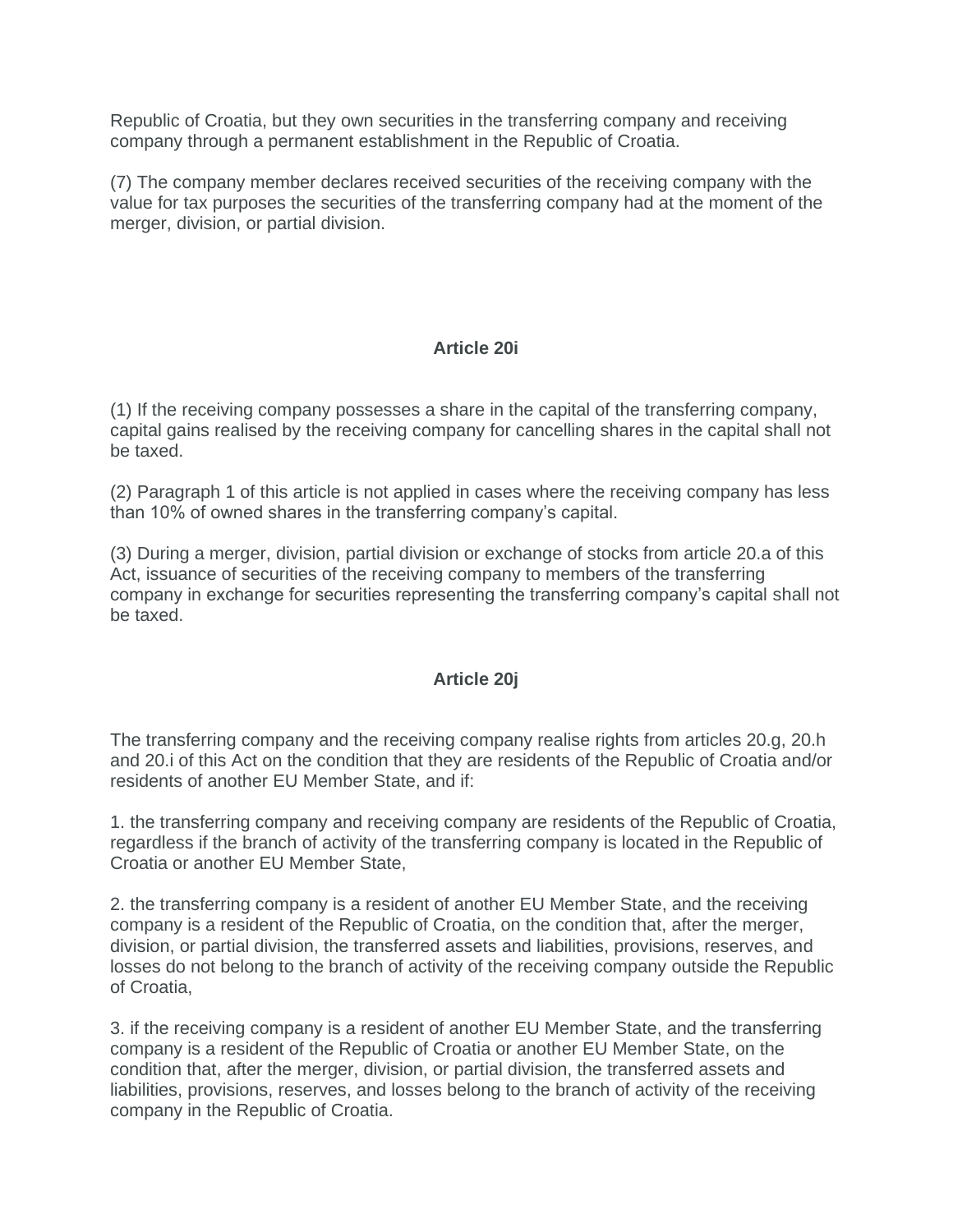Republic of Croatia, but they own securities in the transferring company and receiving company through a permanent establishment in the Republic of Croatia.

(7) The company member declares received securities of the receiving company with the value for tax purposes the securities of the transferring company had at the moment of the merger, division, or partial division.

### Article 20i

(1) If the receiving company possesses a share in the capital of the transferring company, capital gains realised by the receiving company for cancelling shares in the capital shall not be taxed.

(2) Paragraph 1 of this article is not applied in cases where the receiving company has less than 10% of owned shares in the transferring company's capital.

(3) During a merger, division, partial division or exchange of stocks from article 20.a of this Act, issuance of securities of the receiving company to members of the transferring company in exchange for securities representing the transferring company's capital shall not be taxed.

### Article 20j

The transferring company and the receiving company realise rights from articles 20.g, 20.h and 20.i of this Act on the condition that they are residents of the Republic of Croatia and/or residents of another EU Member State, and if:

1. the transferring company and receiving company are residents of the Republic of Croatia, regardless if the branch of activity of the transferring company is located in the Republic of Croatia or another EU Member State,

2. the transferring company is a resident of another EU Member State, and the receiving company is a resident of the Republic of Croatia, on the condition that, after the merger, division, or partial division, the transferred assets and liabilities, provisions, reserves, and losses do not belong to the branch of activity of the receiving company outside the Republic of Croatia,

3. if the receiving company is a resident of another EU Member State, and the transferring company is a resident of the Republic of Croatia or another EU Member State, on the condition that, after the merger, division, or partial division, the transferred assets and liabilities, provisions, reserves, and losses belong to the branch of activity of the receiving company in the Republic of Croatia.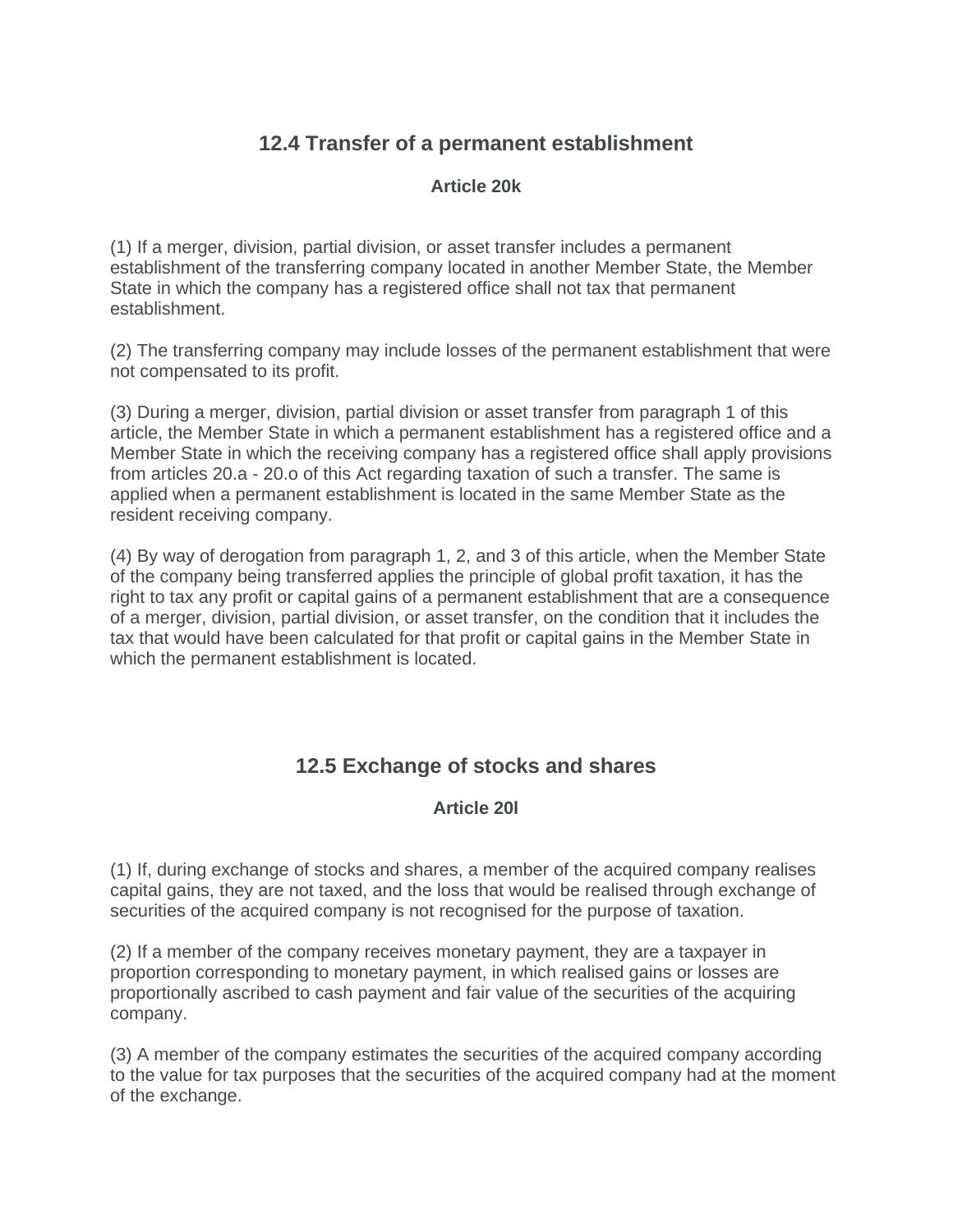## 12.4 Transfer of a permanent establishment

### Article 20k

(1) If a merger, division, partial division, or asset transfer includes a permanent establishment of the transferring company located in another Member State, the Member State in which the company has a registered office shall not tax that permanent establishment.

(2) The transferring company may include losses of the permanent establishment that were not compensated to its profit.

(3) During a merger, division, partial division or asset transfer from paragraph 1 of this article, the Member State in which a permanent establishment has a registered office and a Member State in which the receiving company has a registered office shall apply provisions from articles 20.a - 20.o of this Act regarding taxation of such a transfer. The same is applied when a permanent establishment is located in the same Member State as the resident receiving company.

(4) By way of derogation from paragraph 1, 2, and 3 of this article, when the Member State of the company being transferred applies the principle of global profit taxation, it has the right to tax any profit or capital gains of a permanent establishment that are a consequence of a merger, division, partial division, or asset transfer, on the condition that it includes the tax that would have been calculated for that profit or capital gains in the Member State in which the permanent establishment is located.

## 12.5 Exchange of stocks and shares

### Article 20l

(1) If, during exchange of stocks and shares, a member of the acquired company realises capital gains, they are not taxed, and the loss that would be realised through exchange of securities of the acquired company is not recognised for the purpose of taxation.

(2) If a member of the company receives monetary payment, they are a taxpayer in proportion corresponding to monetary payment, in which realised gains or losses are proportionally ascribed to cash payment and fair value of the securities of the acquiring company.

(3) A member of the company estimates the securities of the acquired company according to the value for tax purposes that the securities of the acquired company had at the moment of the exchange.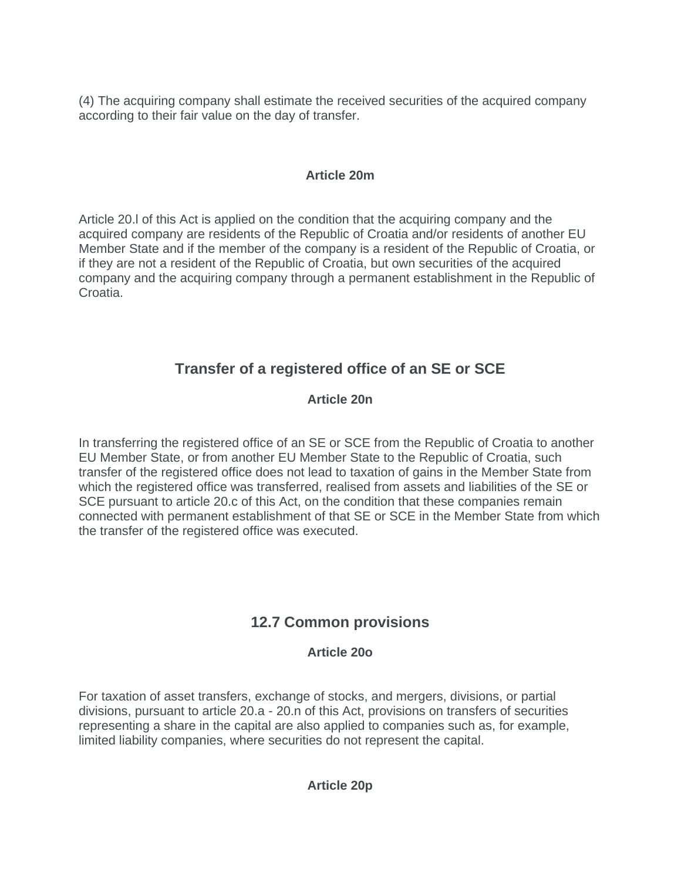(4) The acquiring company shall estimate the received securities of the acquired company according to their fair value on the day of transfer.

**Article 20m**

Article 20.l of this Act is applied on the condition that the acquiring company and the acquired company are residents of the Republic of Croatia and/or residents of another EU Member State and if the member of the company is a resident of the Republic of Croatia, or if they are not a resident of the Republic of Croatia, but own securities of the acquired company and the acquiring company through a permanent establishment in the Republic of Croatia.

## Transfer of a registered office of an SE or SCE

**Article 20n**

In transferring the registered office of an SE or SCE from the Republic of Croatia to another EU Member State, or from another EU Member State to the Republic of Croatia, such transfer of the registered office does not lead to taxation of gains in the Member State from which the registered office was transferred, realised from assets and liabilities of the SE or SCE pursuant to article 20.c of this Act, on the condition that these companies remain connected with permanent establishment of that SE or SCE in the Member State from which the transfer of the registered office was executed.

## 12.7 Common provisions

**Article 20o**

For taxation of asset transfers, exchange of stocks, and mergers, divisions, or partial divisions, pursuant to article 20.a - 20.n of this Act, provisions on transfers of securities representing a share in the capital are also applied to companies such as, for example, limited liability companies, where securities do not represent the capital.

**Article 20p**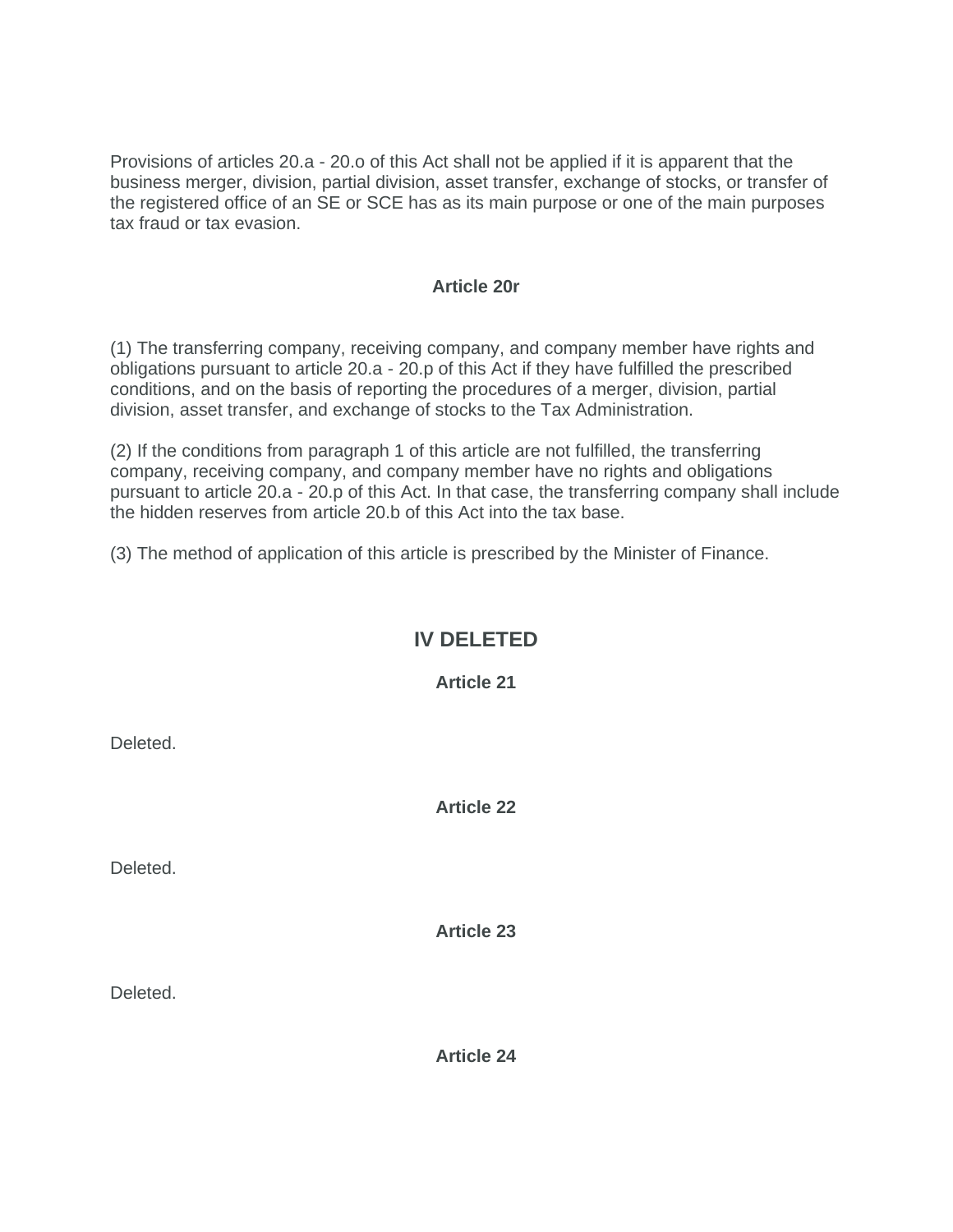Provisions of articles 20.a - 20.o of this Act shall not be applied if it is apparent that the business merger, division, partial division, asset transfer, exchange of stocks, or transfer of the registered office of an SE or SCE has as its main purpose or one of the main purposes tax fraud or tax evasion.

### Article 20r

(1) The transferring company, receiving company, and company member have rights and obligations pursuant to article 20.a - 20.p of this Act if they have fulfilled the prescribed conditions, and on the basis of reporting the procedures of a merger, division, partial division, asset transfer, and exchange of stocks to the Tax Administration.

(2) If the conditions from paragraph 1 of this article are not fulfilled, the transferring company, receiving company, and company member have no rights and obligations pursuant to article 20.a - 20.p of this Act. In that case, the transferring company shall include the hidden reserves from article 20.b of this Act into the tax base.

(3) The method of application of this article is prescribed by the Minister of Finance.

## IV DELETED

### Article 21

Deleted.

### Article 22

Deleted.

### Article 23

Deleted.

### Article 24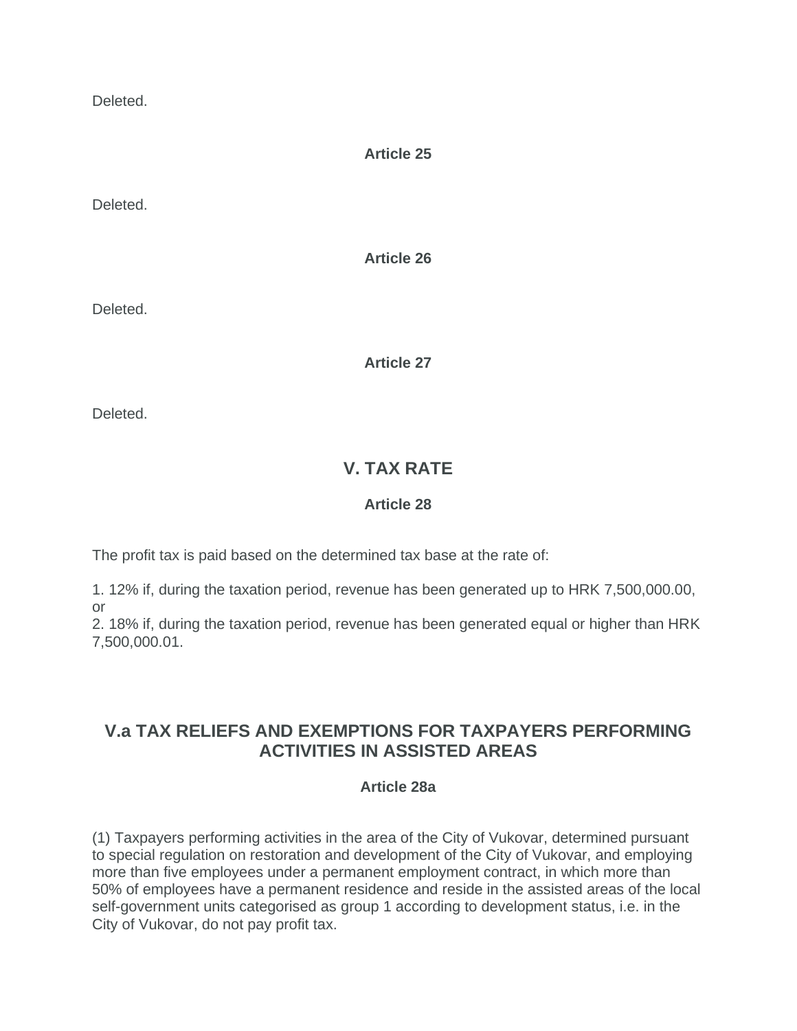Deleted.

**Article 25**

Deleted.

**Article 26**

Deleted.

**Article 27**

Deleted.

## V. TAX RATE

**Article 28**

The profit tax is paid based on the determined tax base at the rate of:

1. 12% if, during the taxation period, revenue has been generated up to HRK 7,500,000.00, or
2. 18% if, during the taxation period, revenue has been generated equal or higher than HRK 7,500,000.01.

## V.a TAX RELIEFS AND EXEMPTIONS FOR TAXPAYERS PERFORMING ACTIVITIES IN ASSISTED AREAS

**Article 28a**

(1) Taxpayers performing activities in the area of the City of Vukovar, determined pursuant to special regulation on restoration and development of the City of Vukovar, and employing more than five employees under a permanent employment contract, in which more than 50% of employees have a permanent residence and reside in the assisted areas of the local self-government units categorised as group 1 according to development status, i.e. in the City of Vukovar, do not pay profit tax.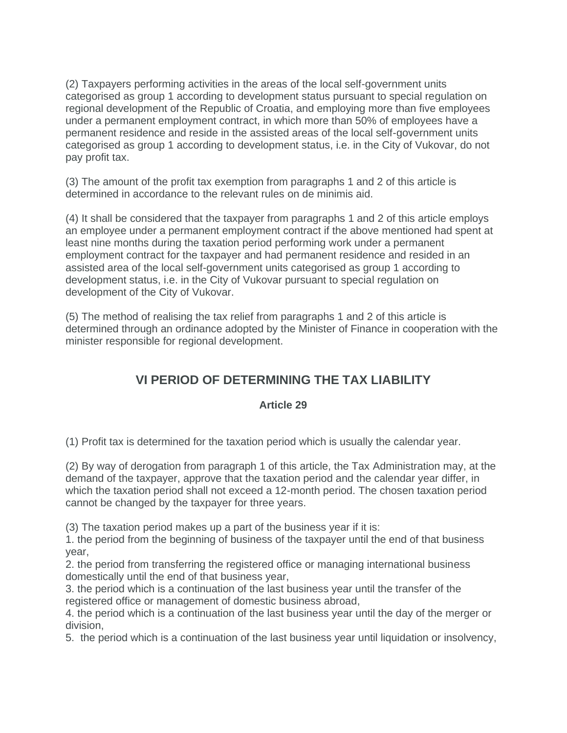(2) Taxpayers performing activities in the areas of the local self-government units categorised as group 1 according to development status pursuant to special regulation on regional development of the Republic of Croatia, and employing more than five employees under a permanent employment contract, in which more than 50% of employees have a permanent residence and reside in the assisted areas of the local self-government units categorised as group 1 according to development status, i.e. in the City of Vukovar, do not pay profit tax.

(3) The amount of the profit tax exemption from paragraphs 1 and 2 of this article is determined in accordance to the relevant rules on de minimis aid.

(4) It shall be considered that the taxpayer from paragraphs 1 and 2 of this article employs an employee under a permanent employment contract if the above mentioned had spent at least nine months during the taxation period performing work under a permanent employment contract for the taxpayer and had permanent residence and resided in an assisted area of the local self-government units categorised as group 1 according to development status, i.e. in the City of Vukovar pursuant to special regulation on development of the City of Vukovar.

(5) The method of realising the tax relief from paragraphs 1 and 2 of this article is determined through an ordinance adopted by the Minister of Finance in cooperation with the minister responsible for regional development.

## VI PERIOD OF DETERMINING THE TAX LIABILITY

### Article 29

(1) Profit tax is determined for the taxation period which is usually the calendar year.

(2) By way of derogation from paragraph 1 of this article, the Tax Administration may, at the demand of the taxpayer, approve that the taxation period and the calendar year differ, in which the taxation period shall not exceed a 12-month period. The chosen taxation period cannot be changed by the taxpayer for three years.

(3) The taxation period makes up a part of the business year if it is:
1. the period from the beginning of business of the taxpayer until the end of that business year,
2. the period from transferring the registered office or managing international business domestically until the end of that business year,
3. the period which is a continuation of the last business year until the transfer of the registered office or management of domestic business abroad,
4. the period which is a continuation of the last business year until the day of the merger or division,
5. the period which is a continuation of the last business year until liquidation or insolvency,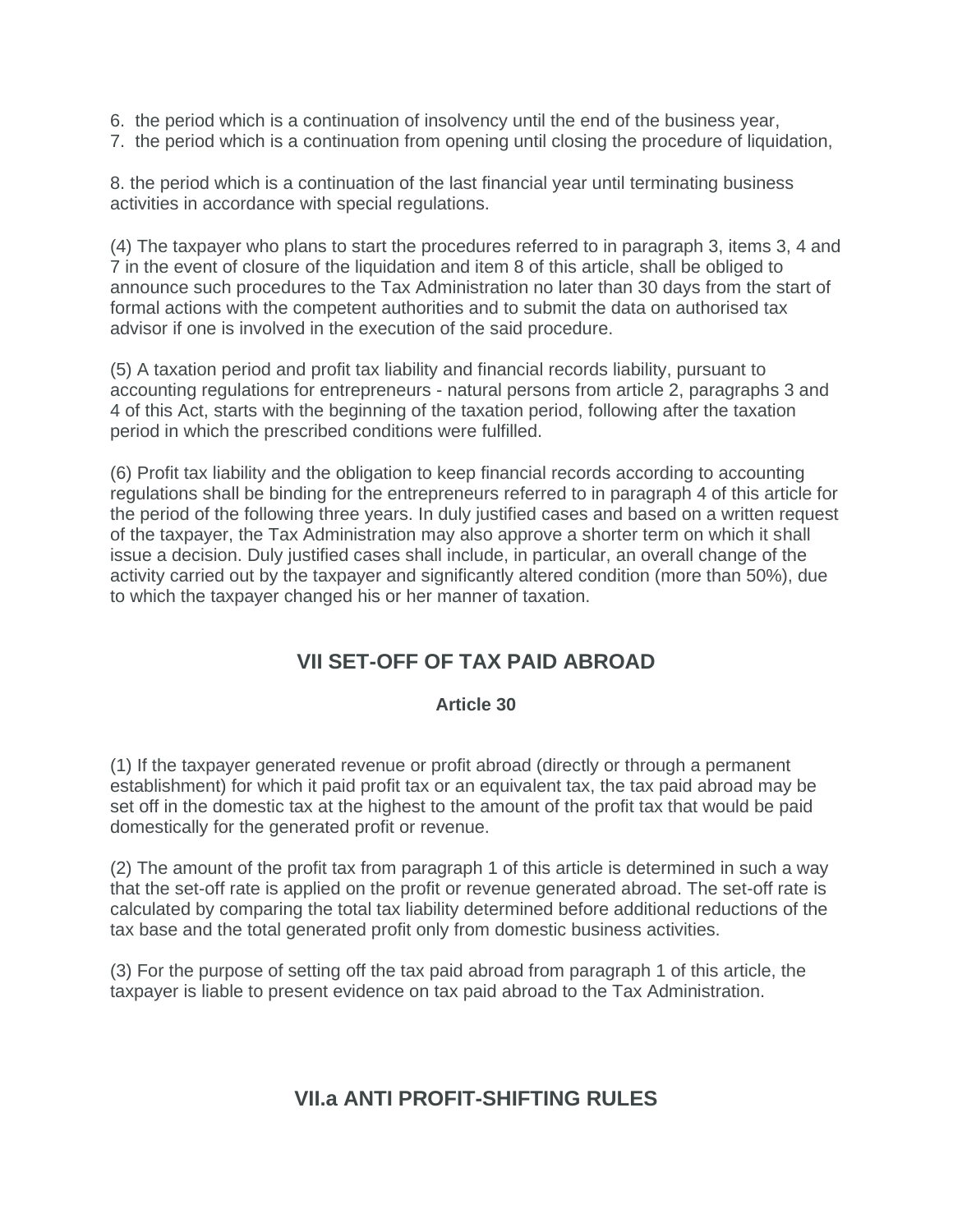6. the period which is a continuation of insolvency until the end of the business year,
7. the period which is a continuation from opening until closing the procedure of liquidation,

8. the period which is a continuation of the last financial year until terminating business activities in accordance with special regulations.

(4) The taxpayer who plans to start the procedures referred to in paragraph 3, items 3, 4 and 7 in the event of closure of the liquidation and item 8 of this article, shall be obliged to announce such procedures to the Tax Administration no later than 30 days from the start of formal actions with the competent authorities and to submit the data on authorised tax advisor if one is involved in the execution of the said procedure.

(5) A taxation period and profit tax liability and financial records liability, pursuant to accounting regulations for entrepreneurs - natural persons from article 2, paragraphs 3 and 4 of this Act, starts with the beginning of the taxation period, following after the taxation period in which the prescribed conditions were fulfilled.

(6) Profit tax liability and the obligation to keep financial records according to accounting regulations shall be binding for the entrepreneurs referred to in paragraph 4 of this article for the period of the following three years. In duly justified cases and based on a written request of the taxpayer, the Tax Administration may also approve a shorter term on which it shall issue a decision. Duly justified cases shall include, in particular, an overall change of the activity carried out by the taxpayer and significantly altered condition (more than 50%), due to which the taxpayer changed his or her manner of taxation.

## VII SET-OFF OF TAX PAID ABROAD

### Article 30

(1) If the taxpayer generated revenue or profit abroad (directly or through a permanent establishment) for which it paid profit tax or an equivalent tax, the tax paid abroad may be set off in the domestic tax at the highest to the amount of the profit tax that would be paid domestically for the generated profit or revenue.

(2) The amount of the profit tax from paragraph 1 of this article is determined in such a way that the set-off rate is applied on the profit or revenue generated abroad. The set-off rate is calculated by comparing the total tax liability determined before additional reductions of the tax base and the total generated profit only from domestic business activities.

(3) For the purpose of setting off the tax paid abroad from paragraph 1 of this article, the taxpayer is liable to present evidence on tax paid abroad to the Tax Administration.

## VII.a ANTI PROFIT-SHIFTING RULES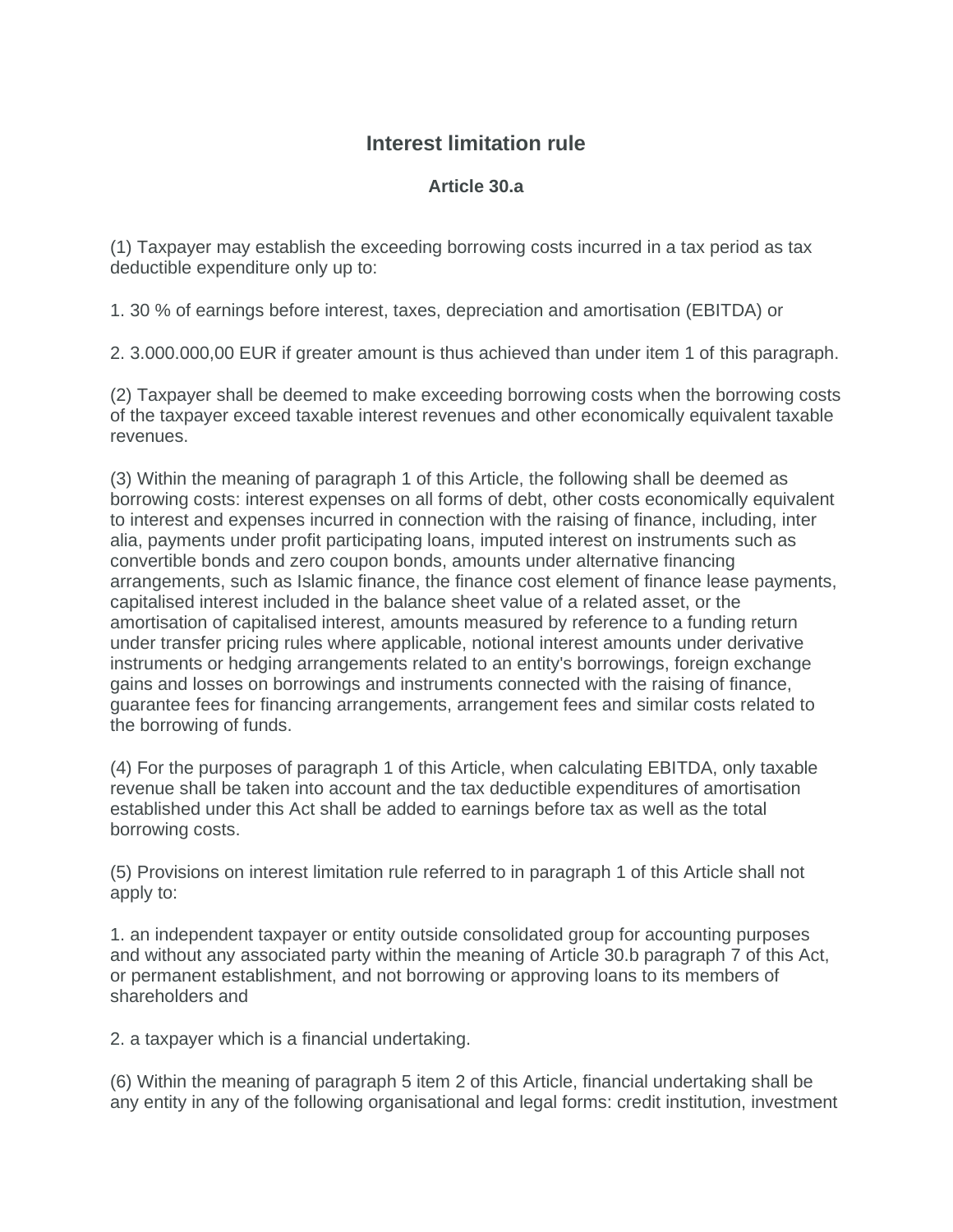## Interest limitation rule

### Article 30.a

(1) Taxpayer may establish the exceeding borrowing costs incurred in a tax period as tax deductible expenditure only up to:

1. 30 % of earnings before interest, taxes, depreciation and amortisation (EBITDA) or

2. 3.000.000,00 EUR if greater amount is thus achieved than under item 1 of this paragraph.

(2) Taxpayer shall be deemed to make exceeding borrowing costs when the borrowing costs of the taxpayer exceed taxable interest revenues and other economically equivalent taxable revenues.

(3) Within the meaning of paragraph 1 of this Article, the following shall be deemed as borrowing costs: interest expenses on all forms of debt, other costs economically equivalent to interest and expenses incurred in connection with the raising of finance, including, inter alia, payments under profit participating loans, imputed interest on instruments such as convertible bonds and zero coupon bonds, amounts under alternative financing arrangements, such as Islamic finance, the finance cost element of finance lease payments, capitalised interest included in the balance sheet value of a related asset, or the amortisation of capitalised interest, amounts measured by reference to a funding return under transfer pricing rules where applicable, notional interest amounts under derivative instruments or hedging arrangements related to an entity's borrowings, foreign exchange gains and losses on borrowings and instruments connected with the raising of finance, guarantee fees for financing arrangements, arrangement fees and similar costs related to the borrowing of funds.

(4) For the purposes of paragraph 1 of this Article, when calculating EBITDA, only taxable revenue shall be taken into account and the tax deductible expenditures of amortisation established under this Act shall be added to earnings before tax as well as the total borrowing costs.

(5) Provisions on interest limitation rule referred to in paragraph 1 of this Article shall not apply to:

1. an independent taxpayer or entity outside consolidated group for accounting purposes and without any associated party within the meaning of Article 30.b paragraph 7 of this Act, or permanent establishment, and not borrowing or approving loans to its members of shareholders and

2. a taxpayer which is a financial undertaking.

(6) Within the meaning of paragraph 5 item 2 of this Article, financial undertaking shall be any entity in any of the following organisational and legal forms: credit institution, investment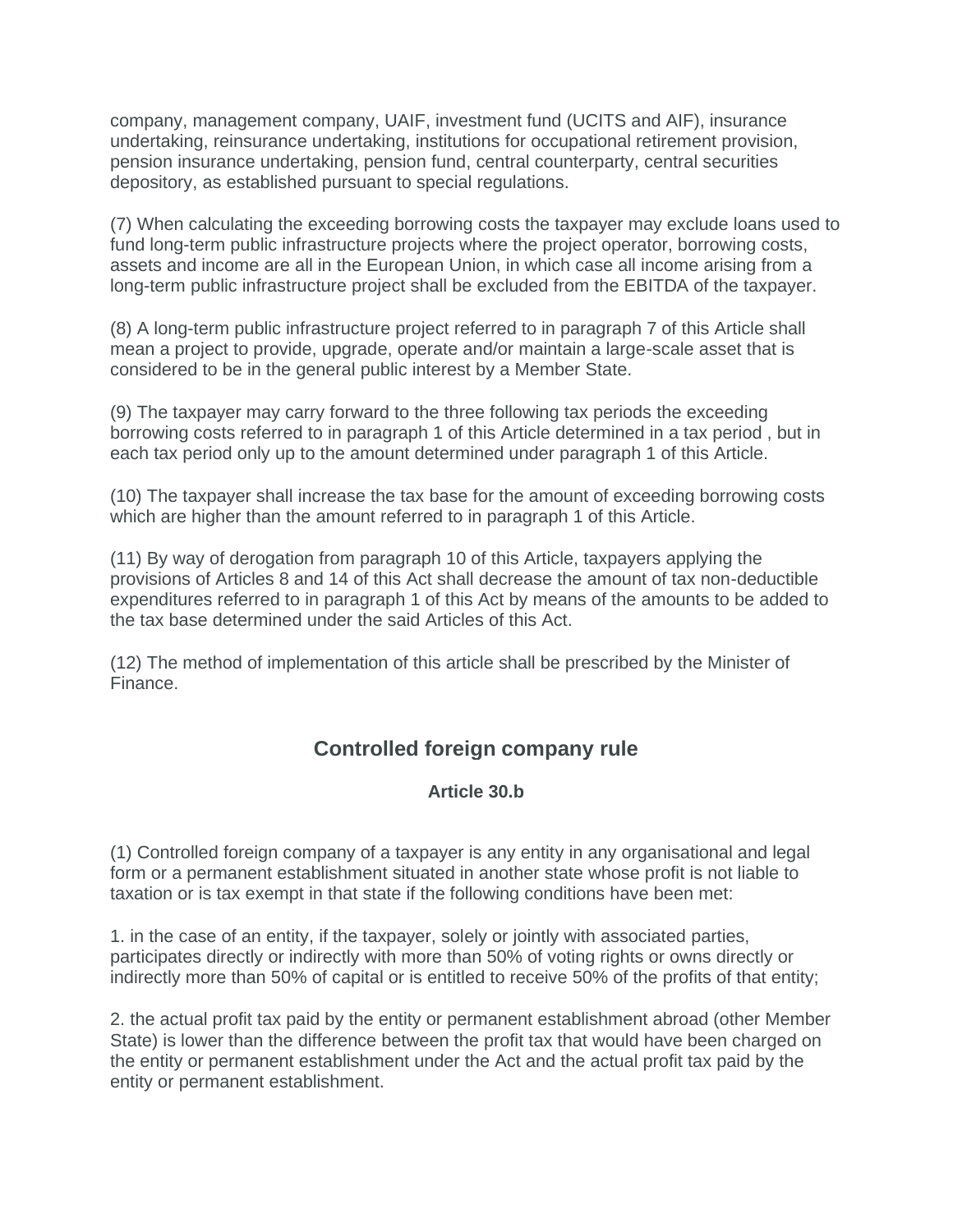company, management company, UAIF, investment fund (UCITS and AIF), insurance undertaking, reinsurance undertaking, institutions for occupational retirement provision, pension insurance undertaking, pension fund, central counterparty, central securities depository, as established pursuant to special regulations.

(7) When calculating the exceeding borrowing costs the taxpayer may exclude loans used to fund long-term public infrastructure projects where the project operator, borrowing costs, assets and income are all in the European Union, in which case all income arising from a long-term public infrastructure project shall be excluded from the EBITDA of the taxpayer.

(8) A long-term public infrastructure project referred to in paragraph 7 of this Article shall mean a project to provide, upgrade, operate and/or maintain a large-scale asset that is considered to be in the general public interest by a Member State.

(9) The taxpayer may carry forward to the three following tax periods the exceeding borrowing costs referred to in paragraph 1 of this Article determined in a tax period , but in each tax period only up to the amount determined under paragraph 1 of this Article.

(10) The taxpayer shall increase the tax base for the amount of exceeding borrowing costs which are higher than the amount referred to in paragraph 1 of this Article.

(11) By way of derogation from paragraph 10 of this Article, taxpayers applying the provisions of Articles 8 and 14 of this Act shall decrease the amount of tax non-deductible expenditures referred to in paragraph 1 of this Act by means of the amounts to be added to the tax base determined under the said Articles of this Act.

(12) The method of implementation of this article shall be prescribed by the Minister of Finance.

## Controlled foreign company rule

### Article 30.b

(1) Controlled foreign company of a taxpayer is any entity in any organisational and legal form or a permanent establishment situated in another state whose profit is not liable to taxation or is tax exempt in that state if the following conditions have been met:

1. in the case of an entity, if the taxpayer, solely or jointly with associated parties, participates directly or indirectly with more than 50% of voting rights or owns directly or indirectly more than 50% of capital or is entitled to receive 50% of the profits of that entity;

2. the actual profit tax paid by the entity or permanent establishment abroad (other Member State) is lower than the difference between the profit tax that would have been charged on the entity or permanent establishment under the Act and the actual profit tax paid by the entity or permanent establishment.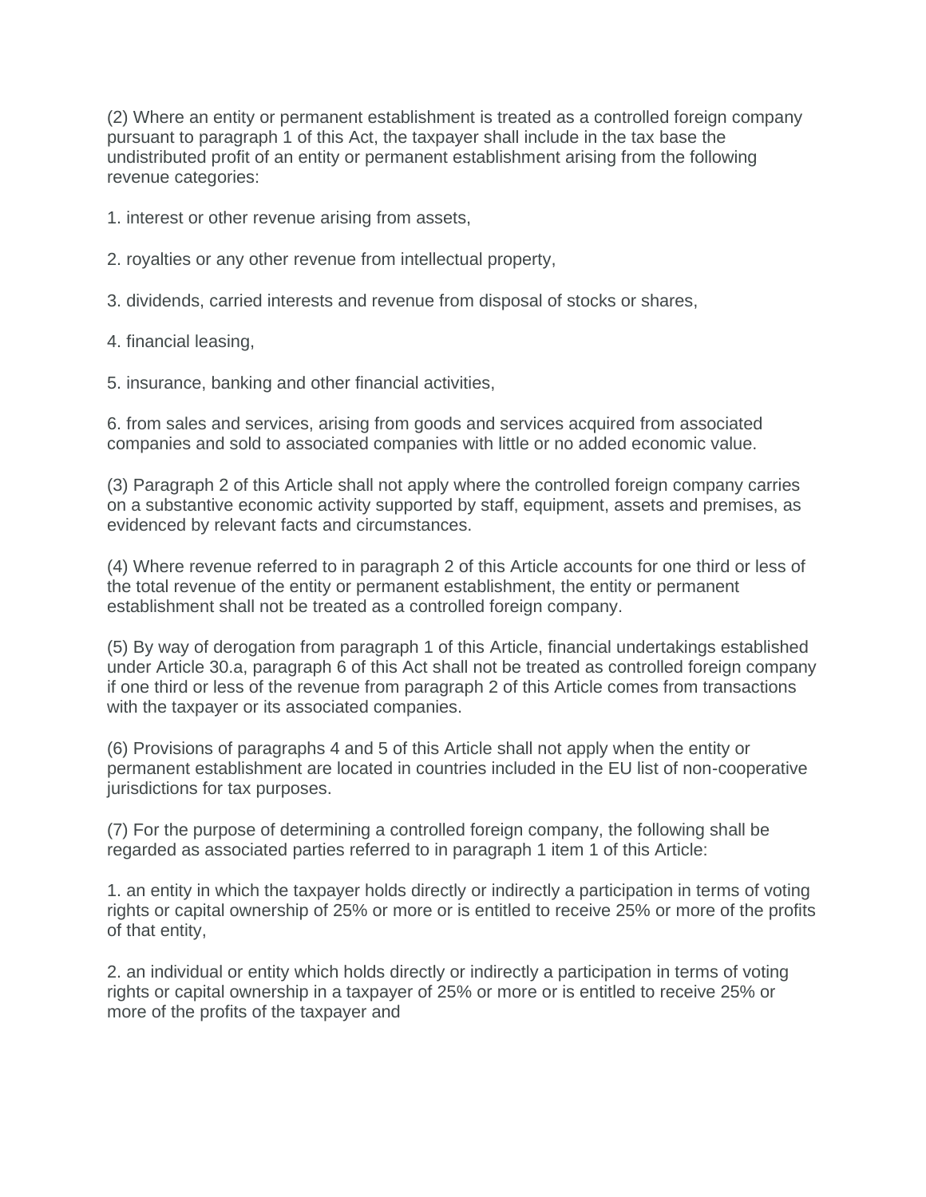(2) Where an entity or permanent establishment is treated as a controlled foreign company pursuant to paragraph 1 of this Act, the taxpayer shall include in the tax base the undistributed profit of an entity or permanent establishment arising from the following revenue categories:

1. interest or other revenue arising from assets,

2. royalties or any other revenue from intellectual property,

3. dividends, carried interests and revenue from disposal of stocks or shares,

4. financial leasing,

5. insurance, banking and other financial activities,

6. from sales and services, arising from goods and services acquired from associated companies and sold to associated companies with little or no added economic value.

(3) Paragraph 2 of this Article shall not apply where the controlled foreign company carries on a substantive economic activity supported by staff, equipment, assets and premises, as evidenced by relevant facts and circumstances.

(4) Where revenue referred to in paragraph 2 of this Article accounts for one third or less of the total revenue of the entity or permanent establishment, the entity or permanent establishment shall not be treated as a controlled foreign company.

(5) By way of derogation from paragraph 1 of this Article, financial undertakings established under Article 30.a, paragraph 6 of this Act shall not be treated as controlled foreign company if one third or less of the revenue from paragraph 2 of this Article comes from transactions with the taxpayer or its associated companies.

(6) Provisions of paragraphs 4 and 5 of this Article shall not apply when the entity or permanent establishment are located in countries included in the EU list of non-cooperative jurisdictions for tax purposes.

(7) For the purpose of determining a controlled foreign company, the following shall be regarded as associated parties referred to in paragraph 1 item 1 of this Article:

1. an entity in which the taxpayer holds directly or indirectly a participation in terms of voting rights or capital ownership of 25% or more or is entitled to receive 25% or more of the profits of that entity,

2. an individual or entity which holds directly or indirectly a participation in terms of voting rights or capital ownership in a taxpayer of 25% or more or is entitled to receive 25% or more of the profits of the taxpayer and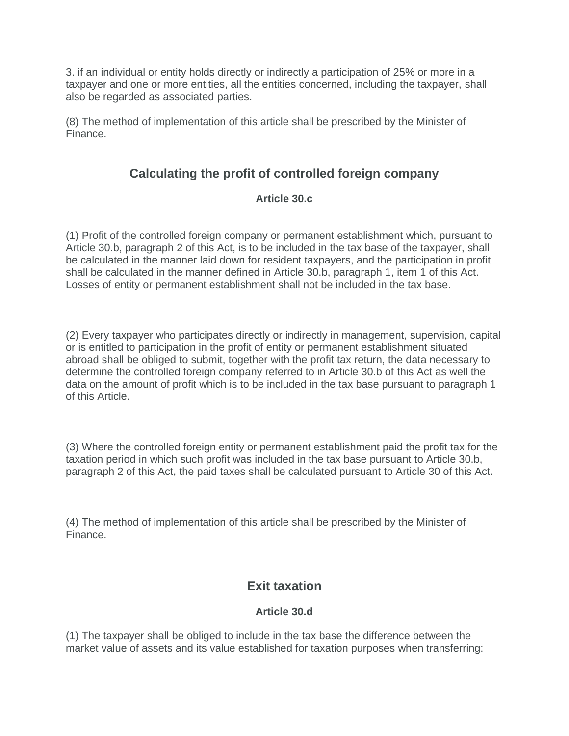3. if an individual or entity holds directly or indirectly a participation of 25% or more in a taxpayer and one or more entities, all the entities concerned, including the taxpayer, shall also be regarded as associated parties.

(8) The method of implementation of this article shall be prescribed by the Minister of Finance.

## Calculating the profit of controlled foreign company

### Article 30.c

(1) Profit of the controlled foreign company or permanent establishment which, pursuant to Article 30.b, paragraph 2 of this Act, is to be included in the tax base of the taxpayer, shall be calculated in the manner laid down for resident taxpayers, and the participation in profit shall be calculated in the manner defined in Article 30.b, paragraph 1, item 1 of this Act. Losses of entity or permanent establishment shall not be included in the tax base.

(2) Every taxpayer who participates directly or indirectly in management, supervision, capital or is entitled to participation in the profit of entity or permanent establishment situated abroad shall be obliged to submit, together with the profit tax return, the data necessary to determine the controlled foreign company referred to in Article 30.b of this Act as well the data on the amount of profit which is to be included in the tax base pursuant to paragraph 1 of this Article.

(3) Where the controlled foreign entity or permanent establishment paid the profit tax for the taxation period in which such profit was included in the tax base pursuant to Article 30.b, paragraph 2 of this Act, the paid taxes shall be calculated pursuant to Article 30 of this Act.

(4) The method of implementation of this article shall be prescribed by the Minister of Finance.

## Exit taxation

### Article 30.d

(1) The taxpayer shall be obliged to include in the tax base the difference between the market value of assets and its value established for taxation purposes when transferring: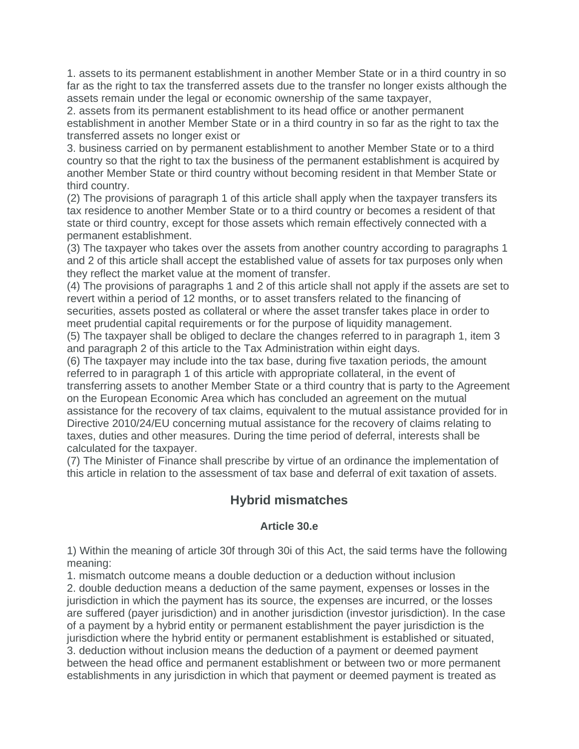1. assets to its permanent establishment in another Member State or in a third country in so far as the right to tax the transferred assets due to the transfer no longer exists although the assets remain under the legal or economic ownership of the same taxpayer,
2. assets from its permanent establishment to its head office or another permanent establishment in another Member State or in a third country in so far as the right to tax the transferred assets no longer exist or
3. business carried on by permanent establishment to another Member State or to a third country so that the right to tax the business of the permanent establishment is acquired by another Member State or third country without becoming resident in that Member State or third country.

(2) The provisions of paragraph 1 of this article shall apply when the taxpayer transfers its tax residence to another Member State or to a third country or becomes a resident of that state or third country, except for those assets which remain effectively connected with a permanent establishment.

(3) The taxpayer who takes over the assets from another country according to paragraphs 1 and 2 of this article shall accept the established value of assets for tax purposes only when they reflect the market value at the moment of transfer.

(4) The provisions of paragraphs 1 and 2 of this article shall not apply if the assets are set to revert within a period of 12 months, or to asset transfers related to the financing of securities, assets posted as collateral or where the asset transfer takes place in order to meet prudential capital requirements or for the purpose of liquidity management.

(5) The taxpayer shall be obliged to declare the changes referred to in paragraph 1, item 3 and paragraph 2 of this article to the Tax Administration within eight days.

(6) The taxpayer may include into the tax base, during five taxation periods, the amount referred to in paragraph 1 of this article with appropriate collateral, in the event of transferring assets to another Member State or a third country that is party to the Agreement on the European Economic Area which has concluded an agreement on the mutual assistance for the recovery of tax claims, equivalent to the mutual assistance provided for in Directive 2010/24/EU concerning mutual assistance for the recovery of claims relating to taxes, duties and other measures. During the time period of deferral, interests shall be calculated for the taxpayer.

(7) The Minister of Finance shall prescribe by virtue of an ordinance the implementation of this article in relation to the assessment of tax base and deferral of exit taxation of assets.

## Hybrid mismatches

### Article 30.e

1) Within the meaning of article 30f through 30i of this Act, the said terms have the following meaning:
1. mismatch outcome means a double deduction or a deduction without inclusion
2. double deduction means a deduction of the same payment, expenses or losses in the jurisdiction in which the payment has its source, the expenses are incurred, or the losses are suffered (payer jurisdiction) and in another jurisdiction (investor jurisdiction). In the case of a payment by a hybrid entity or permanent establishment the payer jurisdiction is the jurisdiction where the hybrid entity or permanent establishment is established or situated,
3. deduction without inclusion means the deduction of a payment or deemed payment between the head office and permanent establishment or between two or more permanent establishments in any jurisdiction in which that payment or deemed payment is treated as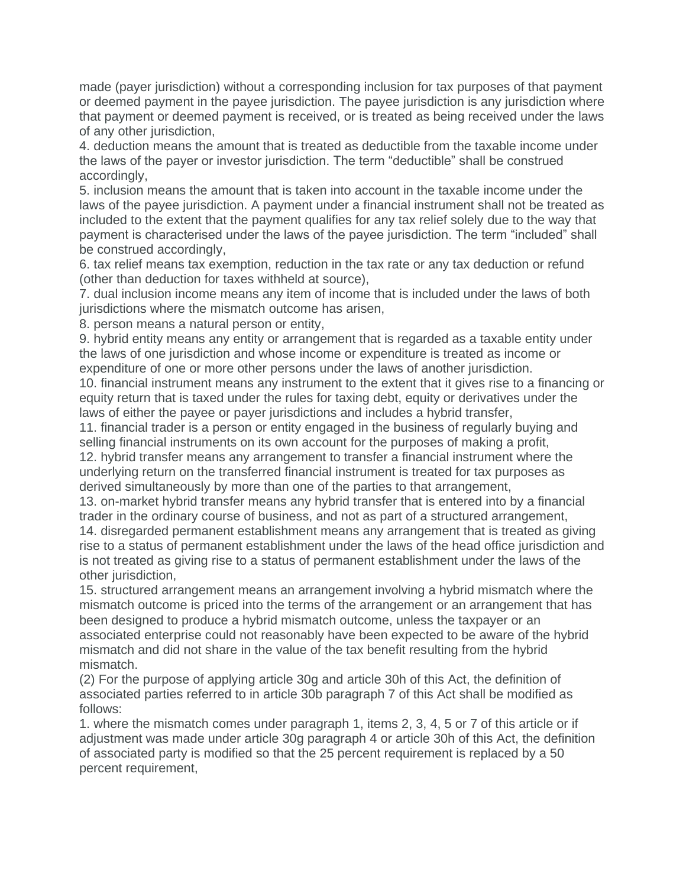made (payer jurisdiction) without a corresponding inclusion for tax purposes of that payment or deemed payment in the payee jurisdiction. The payee jurisdiction is any jurisdiction where that payment or deemed payment is received, or is treated as being received under the laws of any other jurisdiction,

4. deduction means the amount that is treated as deductible from the taxable income under the laws of the payer or investor jurisdiction. The term “deductible” shall be construed accordingly,

5. inclusion means the amount that is taken into account in the taxable income under the laws of the payee jurisdiction. A payment under a financial instrument shall not be treated as included to the extent that the payment qualifies for any tax relief solely due to the way that payment is characterised under the laws of the payee jurisdiction. The term “included” shall be construed accordingly,

6. tax relief means tax exemption, reduction in the tax rate or any tax deduction or refund (other than deduction for taxes withheld at source),

7. dual inclusion income means any item of income that is included under the laws of both jurisdictions where the mismatch outcome has arisen,

8. person means a natural person or entity,

9. hybrid entity means any entity or arrangement that is regarded as a taxable entity under the laws of one jurisdiction and whose income or expenditure is treated as income or expenditure of one or more other persons under the laws of another jurisdiction.

10. financial instrument means any instrument to the extent that it gives rise to a financing or equity return that is taxed under the rules for taxing debt, equity or derivatives under the laws of either the payee or payer jurisdictions and includes a hybrid transfer,

11. financial trader is a person or entity engaged in the business of regularly buying and selling financial instruments on its own account for the purposes of making a profit,

12. hybrid transfer means any arrangement to transfer a financial instrument where the underlying return on the transferred financial instrument is treated for tax purposes as derived simultaneously by more than one of the parties to that arrangement,

13. on-market hybrid transfer means any hybrid transfer that is entered into by a financial trader in the ordinary course of business, and not as part of a structured arrangement,

14. disregarded permanent establishment means any arrangement that is treated as giving rise to a status of permanent establishment under the laws of the head office jurisdiction and is not treated as giving rise to a status of permanent establishment under the laws of the other jurisdiction,

15. structured arrangement means an arrangement involving a hybrid mismatch where the mismatch outcome is priced into the terms of the arrangement or an arrangement that has been designed to produce a hybrid mismatch outcome, unless the taxpayer or an associated enterprise could not reasonably have been expected to be aware of the hybrid mismatch and did not share in the value of the tax benefit resulting from the hybrid mismatch.

(2) For the purpose of applying article 30g and article 30h of this Act, the definition of associated parties referred to in article 30b paragraph 7 of this Act shall be modified as follows:

1. where the mismatch comes under paragraph 1, items 2, 3, 4, 5 or 7 of this article or if adjustment was made under article 30g paragraph 4 or article 30h of this Act, the definition of associated party is modified so that the 25 percent requirement is replaced by a 50 percent requirement,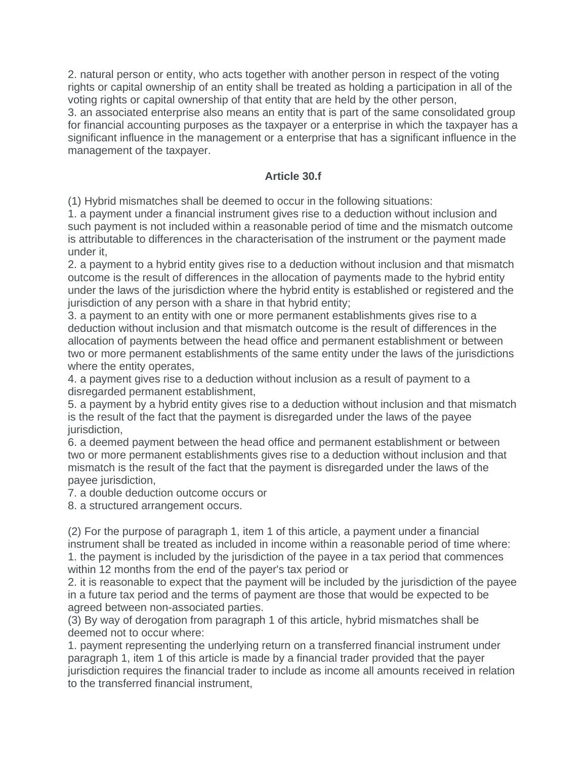2. natural person or entity, who acts together with another person in respect of the voting rights or capital ownership of an entity shall be treated as holding a participation in all of the voting rights or capital ownership of that entity that are held by the other person,
3. an associated enterprise also means an entity that is part of the same consolidated group for financial accounting purposes as the taxpayer or a enterprise in which the taxpayer has a significant influence in the management or a enterprise that has a significant influence in the management of the taxpayer.

### Article 30.f

(1) Hybrid mismatches shall be deemed to occur in the following situations:
1. a payment under a financial instrument gives rise to a deduction without inclusion and such payment is not included within a reasonable period of time and the mismatch outcome is attributable to differences in the characterisation of the instrument or the payment made under it,
2. a payment to a hybrid entity gives rise to a deduction without inclusion and that mismatch outcome is the result of differences in the allocation of payments made to the hybrid entity under the laws of the jurisdiction where the hybrid entity is established or registered and the jurisdiction of any person with a share in that hybrid entity;
3. a payment to an entity with one or more permanent establishments gives rise to a deduction without inclusion and that mismatch outcome is the result of differences in the allocation of payments between the head office and permanent establishment or between two or more permanent establishments of the same entity under the laws of the jurisdictions where the entity operates,
4. a payment gives rise to a deduction without inclusion as a result of payment to a disregarded permanent establishment,
5. a payment by a hybrid entity gives rise to a deduction without inclusion and that mismatch is the result of the fact that the payment is disregarded under the laws of the payee jurisdiction,
6. a deemed payment between the head office and permanent establishment or between two or more permanent establishments gives rise to a deduction without inclusion and that mismatch is the result of the fact that the payment is disregarded under the laws of the payee jurisdiction,
7. a double deduction outcome occurs or
8. a structured arrangement occurs.

(2) For the purpose of paragraph 1, item 1 of this article, a payment under a financial instrument shall be treated as included in income within a reasonable period of time where:
1. the payment is included by the jurisdiction of the payee in a tax period that commences within 12 months from the end of the payer's tax period or
2. it is reasonable to expect that the payment will be included by the jurisdiction of the payee in a future tax period and the terms of payment are those that would be expected to be agreed between non-associated parties.
(3) By way of derogation from paragraph 1 of this article, hybrid mismatches shall be deemed not to occur where:
1. payment representing the underlying return on a transferred financial instrument under paragraph 1, item 1 of this article is made by a financial trader provided that the payer jurisdiction requires the financial trader to include as income all amounts received in relation to the transferred financial instrument,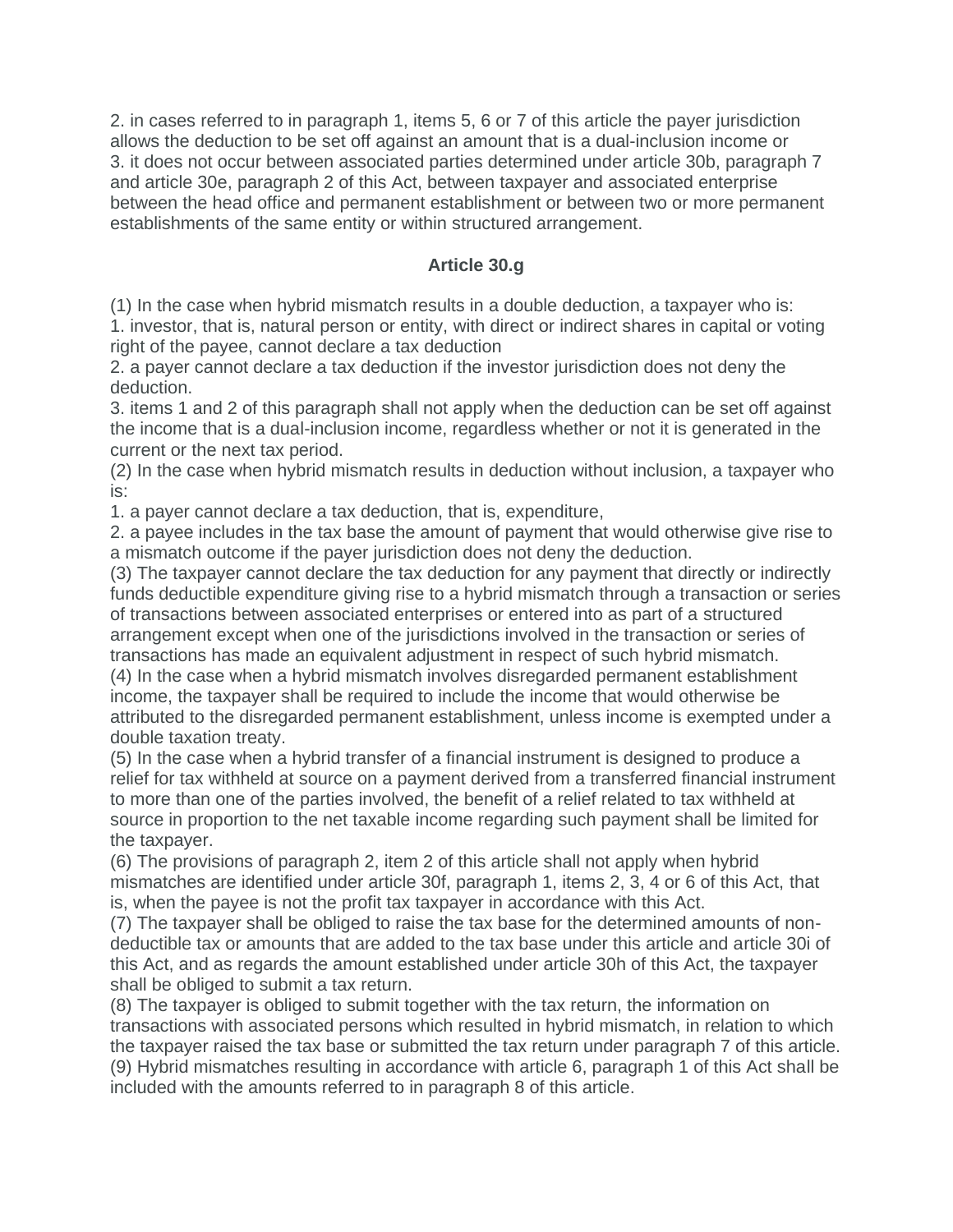2. in cases referred to in paragraph 1, items 5, 6 or 7 of this article the payer jurisdiction allows the deduction to be set off against an amount that is a dual-inclusion income or
3. it does not occur between associated parties determined under article 30b, paragraph 7 and article 30e, paragraph 2 of this Act, between taxpayer and associated enterprise between the head office and permanent establishment or between two or more permanent establishments of the same entity or within structured arrangement.

### Article 30.g

(1) In the case when hybrid mismatch results in a double deduction, a taxpayer who is:
1. investor, that is, natural person or entity, with direct or indirect shares in capital or voting right of the payee, cannot declare a tax deduction
2. a payer cannot declare a tax deduction if the investor jurisdiction does not deny the deduction.
3. items 1 and 2 of this paragraph shall not apply when the deduction can be set off against the income that is a dual-inclusion income, regardless whether or not it is generated in the current or the next tax period.
(2) In the case when hybrid mismatch results in deduction without inclusion, a taxpayer who is:
1. a payer cannot declare a tax deduction, that is, expenditure,
2. a payee includes in the tax base the amount of payment that would otherwise give rise to a mismatch outcome if the payer jurisdiction does not deny the deduction.
(3) The taxpayer cannot declare the tax deduction for any payment that directly or indirectly funds deductible expenditure giving rise to a hybrid mismatch through a transaction or series of transactions between associated enterprises or entered into as part of a structured arrangement except when one of the jurisdictions involved in the transaction or series of transactions has made an equivalent adjustment in respect of such hybrid mismatch.
(4) In the case when a hybrid mismatch involves disregarded permanent establishment income, the taxpayer shall be required to include the income that would otherwise be attributed to the disregarded permanent establishment, unless income is exempted under a double taxation treaty.
(5) In the case when a hybrid transfer of a financial instrument is designed to produce a relief for tax withheld at source on a payment derived from a transferred financial instrument to more than one of the parties involved, the benefit of a relief related to tax withheld at source in proportion to the net taxable income regarding such payment shall be limited for the taxpayer.
(6) The provisions of paragraph 2, item 2 of this article shall not apply when hybrid mismatches are identified under article 30f, paragraph 1, items 2, 3, 4 or 6 of this Act, that is, when the payee is not the profit tax taxpayer in accordance with this Act.
(7) The taxpayer shall be obliged to raise the tax base for the determined amounts of non-deductible tax or amounts that are added to the tax base under this article and article 30i of this Act, and as regards the amount established under article 30h of this Act, the taxpayer shall be obliged to submit a tax return.
(8) The taxpayer is obliged to submit together with the tax return, the information on transactions with associated persons which resulted in hybrid mismatch, in relation to which the taxpayer raised the tax base or submitted the tax return under paragraph 7 of this article.
(9) Hybrid mismatches resulting in accordance with article 6, paragraph 1 of this Act shall be included with the amounts referred to in paragraph 8 of this article.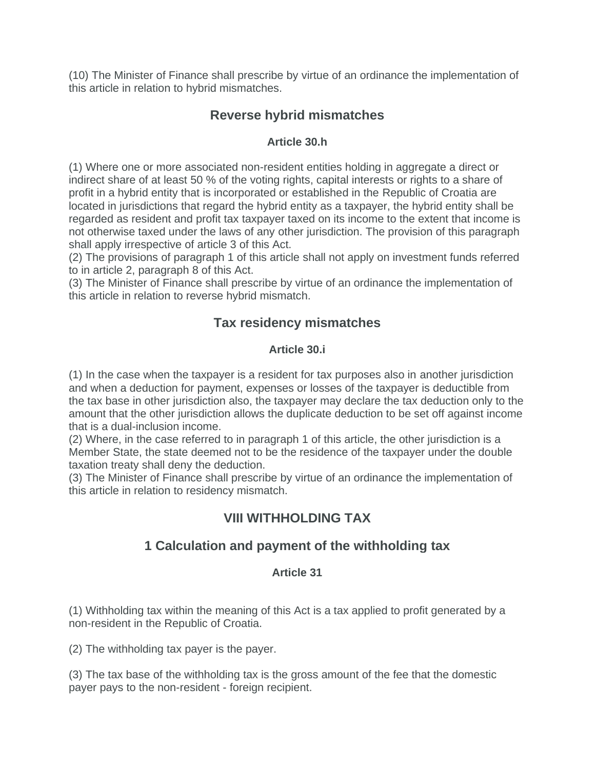(10) The Minister of Finance shall prescribe by virtue of an ordinance the implementation of this article in relation to hybrid mismatches.

## Reverse hybrid mismatches

### Article 30.h

(1) Where one or more associated non-resident entities holding in aggregate a direct or indirect share of at least 50 % of the voting rights, capital interests or rights to a share of profit in a hybrid entity that is incorporated or established in the Republic of Croatia are located in jurisdictions that regard the hybrid entity as a taxpayer, the hybrid entity shall be regarded as resident and profit tax taxpayer taxed on its income to the extent that income is not otherwise taxed under the laws of any other jurisdiction. The provision of this paragraph shall apply irrespective of article 3 of this Act.
(2) The provisions of paragraph 1 of this article shall not apply on investment funds referred to in article 2, paragraph 8 of this Act.
(3) The Minister of Finance shall prescribe by virtue of an ordinance the implementation of this article in relation to reverse hybrid mismatch.

## Tax residency mismatches

### Article 30.i

(1) In the case when the taxpayer is a resident for tax purposes also in another jurisdiction and when a deduction for payment, expenses or losses of the taxpayer is deductible from the tax base in other jurisdiction also, the taxpayer may declare the tax deduction only to the amount that the other jurisdiction allows the duplicate deduction to be set off against income that is a dual-inclusion income.
(2) Where, in the case referred to in paragraph 1 of this article, the other jurisdiction is a Member State, the state deemed not to be the residence of the taxpayer under the double taxation treaty shall deny the deduction.
(3) The Minister of Finance shall prescribe by virtue of an ordinance the implementation of this article in relation to residency mismatch.

## VIII WITHHOLDING TAX

## 1 Calculation and payment of the withholding tax

### Article 31

(1) Withholding tax within the meaning of this Act is a tax applied to profit generated by a non-resident in the Republic of Croatia.

(2) The withholding tax payer is the payer.

(3) The tax base of the withholding tax is the gross amount of the fee that the domestic payer pays to the non-resident - foreign recipient.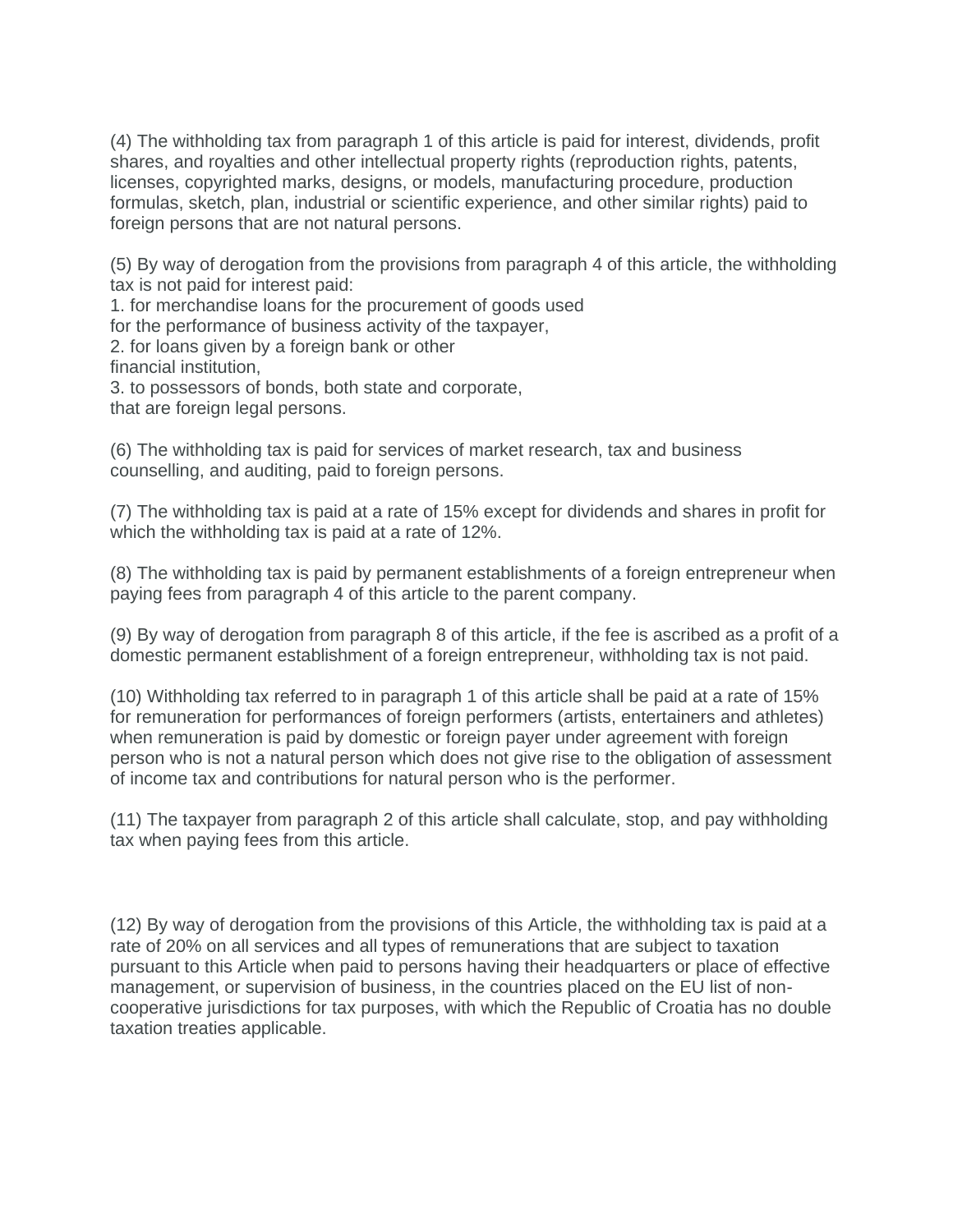(4) The withholding tax from paragraph 1 of this article is paid for interest, dividends, profit shares, and royalties and other intellectual property rights (reproduction rights, patents, licenses, copyrighted marks, designs, or models, manufacturing procedure, production formulas, sketch, plan, industrial or scientific experience, and other similar rights) paid to foreign persons that are not natural persons.

(5) By way of derogation from the provisions from paragraph 4 of this article, the withholding tax is not paid for interest paid:

1. for merchandise loans for the procurement of goods used for the performance of business activity of the taxpayer,
2. for loans given by a foreign bank or other financial institution,
3. to possessors of bonds, both state and corporate, that are foreign legal persons.

(6) The withholding tax is paid for services of market research, tax and business counselling, and auditing, paid to foreign persons.

(7) The withholding tax is paid at a rate of 15% except for dividends and shares in profit for which the withholding tax is paid at a rate of 12%.

(8) The withholding tax is paid by permanent establishments of a foreign entrepreneur when paying fees from paragraph 4 of this article to the parent company.

(9) By way of derogation from paragraph 8 of this article, if the fee is ascribed as a profit of a domestic permanent establishment of a foreign entrepreneur, withholding tax is not paid.

(10) Withholding tax referred to in paragraph 1 of this article shall be paid at a rate of 15% for remuneration for performances of foreign performers (artists, entertainers and athletes) when remuneration is paid by domestic or foreign payer under agreement with foreign person who is not a natural person which does not give rise to the obligation of assessment of income tax and contributions for natural person who is the performer.

(11) The taxpayer from paragraph 2 of this article shall calculate, stop, and pay withholding tax when paying fees from this article.

(12) By way of derogation from the provisions of this Article, the withholding tax is paid at a rate of 20% on all services and all types of remunerations that are subject to taxation pursuant to this Article when paid to persons having their headquarters or place of effective management, or supervision of business, in the countries placed on the EU list of non-cooperative jurisdictions for tax purposes, with which the Republic of Croatia has no double taxation treaties applicable.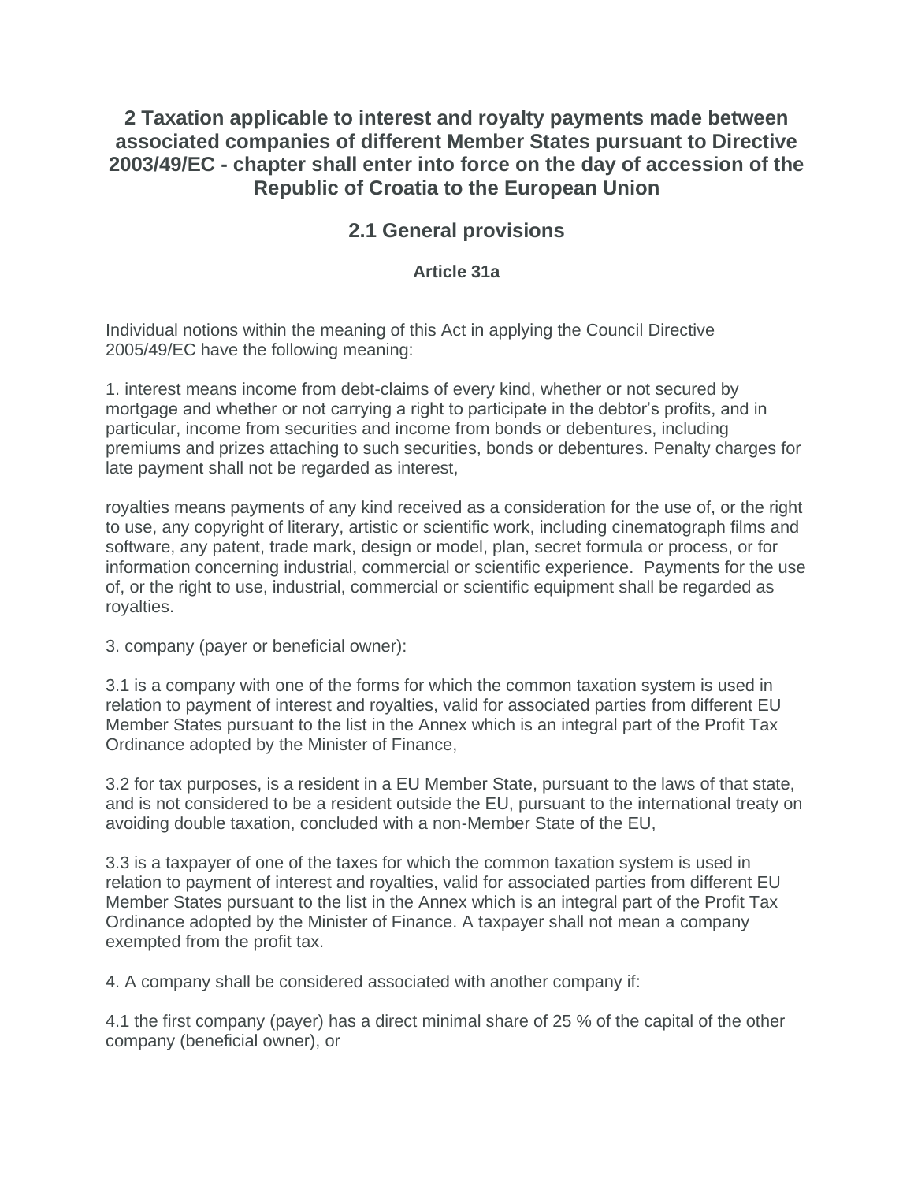## 2 Taxation applicable to interest and royalty payments made between associated companies of different Member States pursuant to Directive 2003/49/EC - chapter shall enter into force on the day of accession of the Republic of Croatia to the European Union

### 2.1 General provisions

#### Article 31a

Individual notions within the meaning of this Act in applying the Council Directive 2005/49/EC have the following meaning:

1. interest means income from debt-claims of every kind, whether or not secured by mortgage and whether or not carrying a right to participate in the debtor's profits, and in particular, income from securities and income from bonds or debentures, including premiums and prizes attaching to such securities, bonds or debentures. Penalty charges for late payment shall not be regarded as interest,

royalties means payments of any kind received as a consideration for the use of, or the right to use, any copyright of literary, artistic or scientific work, including cinematograph films and software, any patent, trade mark, design or model, plan, secret formula or process, or for information concerning industrial, commercial or scientific experience. Payments for the use of, or the right to use, industrial, commercial or scientific equipment shall be regarded as royalties.

3. company (payer or beneficial owner):

3.1 is a company with one of the forms for which the common taxation system is used in relation to payment of interest and royalties, valid for associated parties from different EU Member States pursuant to the list in the Annex which is an integral part of the Profit Tax Ordinance adopted by the Minister of Finance,

3.2 for tax purposes, is a resident in a EU Member State, pursuant to the laws of that state, and is not considered to be a resident outside the EU, pursuant to the international treaty on avoiding double taxation, concluded with a non-Member State of the EU,

3.3 is a taxpayer of one of the taxes for which the common taxation system is used in relation to payment of interest and royalties, valid for associated parties from different EU Member States pursuant to the list in the Annex which is an integral part of the Profit Tax Ordinance adopted by the Minister of Finance. A taxpayer shall not mean a company exempted from the profit tax.

4. A company shall be considered associated with another company if:

4.1 the first company (payer) has a direct minimal share of 25 % of the capital of the other company (beneficial owner), or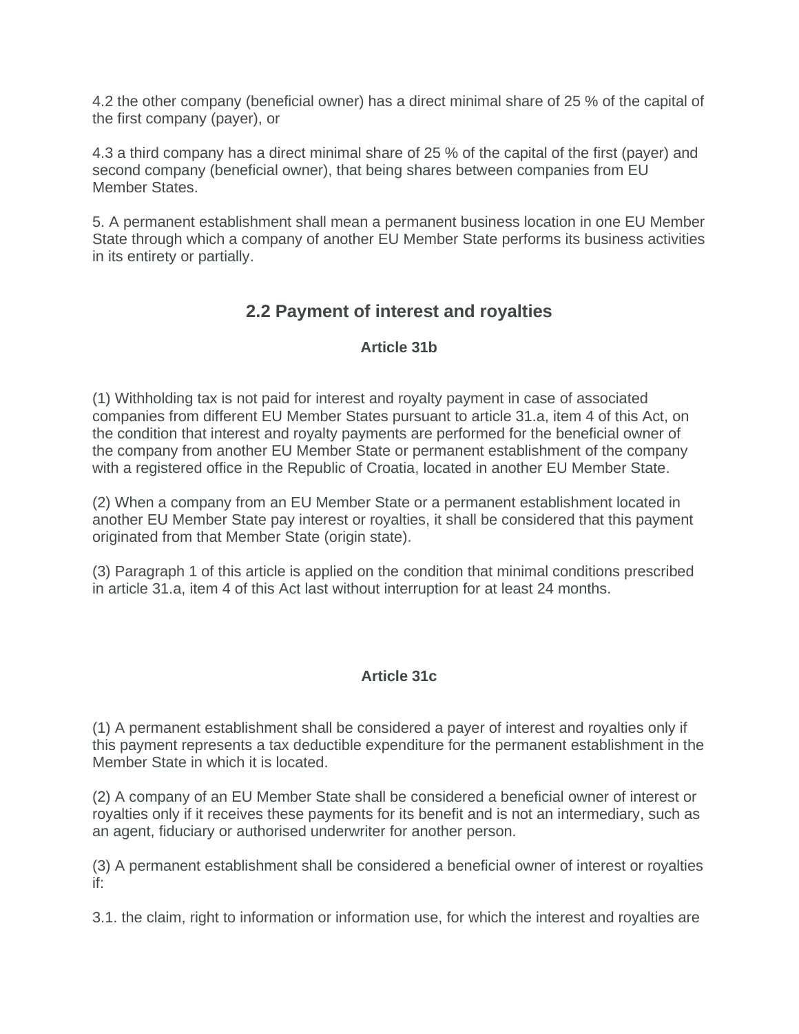4.2 the other company (beneficial owner) has a direct minimal share of 25 % of the capital of the first company (payer), or

4.3 a third company has a direct minimal share of 25 % of the capital of the first (payer) and second company (beneficial owner), that being shares between companies from EU Member States.

5. A permanent establishment shall mean a permanent business location in one EU Member State through which a company of another EU Member State performs its business activities in its entirety or partially.

## 2.2 Payment of interest and royalties

### Article 31b

(1) Withholding tax is not paid for interest and royalty payment in case of associated companies from different EU Member States pursuant to article 31.a, item 4 of this Act, on the condition that interest and royalty payments are performed for the beneficial owner of the company from another EU Member State or permanent establishment of the company with a registered office in the Republic of Croatia, located in another EU Member State.

(2) When a company from an EU Member State or a permanent establishment located in another EU Member State pay interest or royalties, it shall be considered that this payment originated from that Member State (origin state).

(3) Paragraph 1 of this article is applied on the condition that minimal conditions prescribed in article 31.a, item 4 of this Act last without interruption for at least 24 months.

### Article 31c

(1) A permanent establishment shall be considered a payer of interest and royalties only if this payment represents a tax deductible expenditure for the permanent establishment in the Member State in which it is located.

(2) A company of an EU Member State shall be considered a beneficial owner of interest or royalties only if it receives these payments for its benefit and is not an intermediary, such as an agent, fiduciary or authorised underwriter for another person.

(3) A permanent establishment shall be considered a beneficial owner of interest or royalties if:

3.1. the claim, right to information or information use, for which the interest and royalties are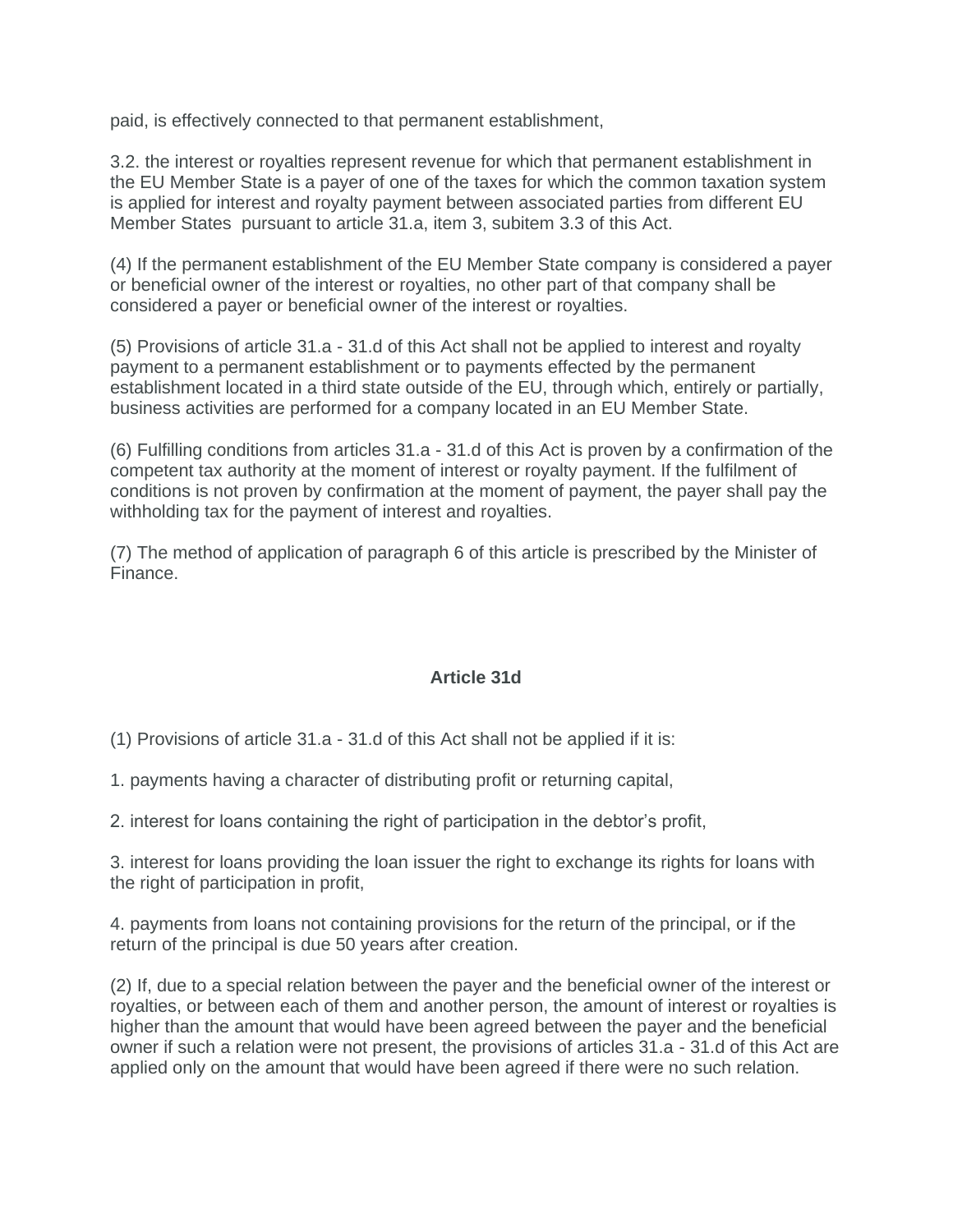paid, is effectively connected to that permanent establishment,

3.2. the interest or royalties represent revenue for which that permanent establishment in the EU Member State is a payer of one of the taxes for which the common taxation system is applied for interest and royalty payment between associated parties from different EU Member States pursuant to article 31.a, item 3, subitem 3.3 of this Act.

(4) If the permanent establishment of the EU Member State company is considered a payer or beneficial owner of the interest or royalties, no other part of that company shall be considered a payer or beneficial owner of the interest or royalties.

(5) Provisions of article 31.a - 31.d of this Act shall not be applied to interest and royalty payment to a permanent establishment or to payments effected by the permanent establishment located in a third state outside of the EU, through which, entirely or partially, business activities are performed for a company located in an EU Member State.

(6) Fulfilling conditions from articles 31.a - 31.d of this Act is proven by a confirmation of the competent tax authority at the moment of interest or royalty payment. If the fulfilment of conditions is not proven by confirmation at the moment of payment, the payer shall pay the withholding tax for the payment of interest and royalties.

(7) The method of application of paragraph 6 of this article is prescribed by the Minister of Finance.

### Article 31d

(1) Provisions of article 31.a - 31.d of this Act shall not be applied if it is:

1. payments having a character of distributing profit or returning capital,

2. interest for loans containing the right of participation in the debtor's profit,

3. interest for loans providing the loan issuer the right to exchange its rights for loans with the right of participation in profit,

4. payments from loans not containing provisions for the return of the principal, or if the return of the principal is due 50 years after creation.

(2) If, due to a special relation between the payer and the beneficial owner of the interest or royalties, or between each of them and another person, the amount of interest or royalties is higher than the amount that would have been agreed between the payer and the beneficial owner if such a relation were not present, the provisions of articles 31.a - 31.d of this Act are applied only on the amount that would have been agreed if there were no such relation.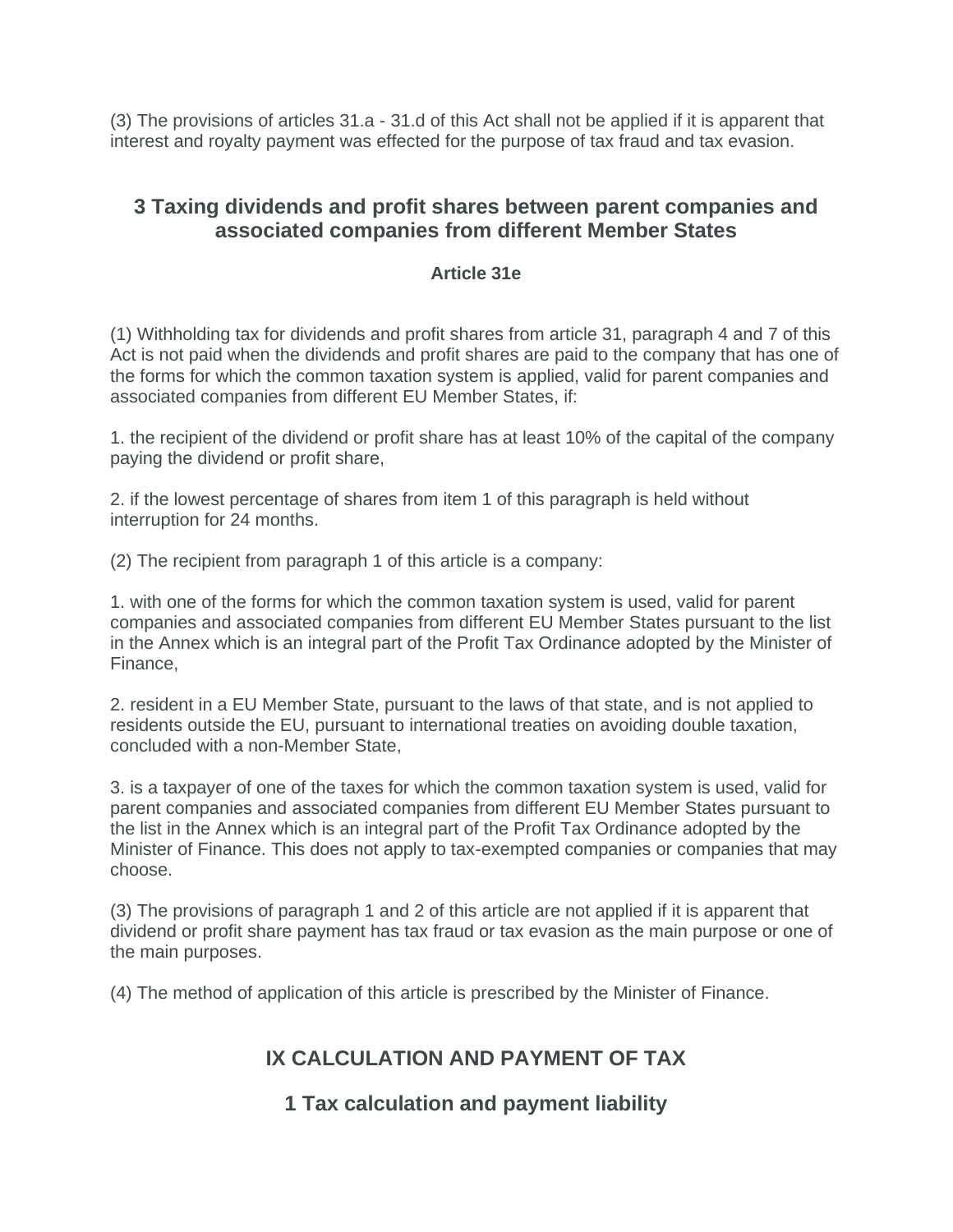(3) The provisions of articles 31.a - 31.d of this Act shall not be applied if it is apparent that interest and royalty payment was effected for the purpose of tax fraud and tax evasion.

## 3 Taxing dividends and profit shares between parent companies and associated companies from different Member States

### Article 31e

(1) Withholding tax for dividends and profit shares from article 31, paragraph 4 and 7 of this Act is not paid when the dividends and profit shares are paid to the company that has one of the forms for which the common taxation system is applied, valid for parent companies and associated companies from different EU Member States, if:

1. the recipient of the dividend or profit share has at least 10% of the capital of the company paying the dividend or profit share,

2. if the lowest percentage of shares from item 1 of this paragraph is held without interruption for 24 months.

(2) The recipient from paragraph 1 of this article is a company:

1. with one of the forms for which the common taxation system is used, valid for parent companies and associated companies from different EU Member States pursuant to the list in the Annex which is an integral part of the Profit Tax Ordinance adopted by the Minister of Finance,

2. resident in a EU Member State, pursuant to the laws of that state, and is not applied to residents outside the EU, pursuant to international treaties on avoiding double taxation, concluded with a non-Member State,

3. is a taxpayer of one of the taxes for which the common taxation system is used, valid for parent companies and associated companies from different EU Member States pursuant to the list in the Annex which is an integral part of the Profit Tax Ordinance adopted by the Minister of Finance. This does not apply to tax-exempted companies or companies that may choose.

(3) The provisions of paragraph 1 and 2 of this article are not applied if it is apparent that dividend or profit share payment has tax fraud or tax evasion as the main purpose or one of the main purposes.

(4) The method of application of this article is prescribed by the Minister of Finance.

## IX CALCULATION AND PAYMENT OF TAX

## 1 Tax calculation and payment liability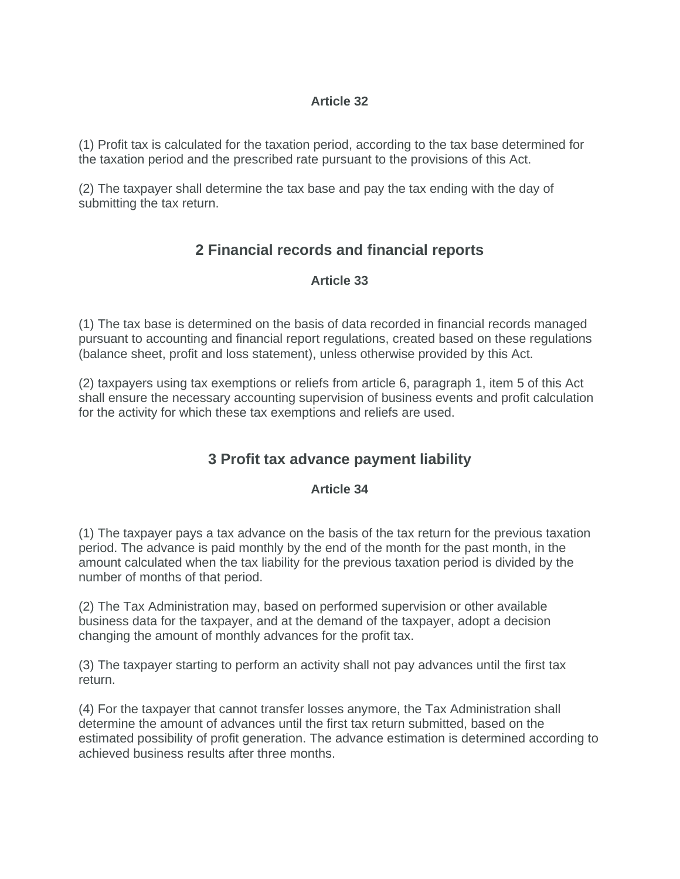### Article 32

(1) Profit tax is calculated for the taxation period, according to the tax base determined for the taxation period and the prescribed rate pursuant to the provisions of this Act.

(2) The taxpayer shall determine the tax base and pay the tax ending with the day of submitting the tax return.

## 2 Financial records and financial reports

### Article 33

(1) The tax base is determined on the basis of data recorded in financial records managed pursuant to accounting and financial report regulations, created based on these regulations (balance sheet, profit and loss statement), unless otherwise provided by this Act.

(2) taxpayers using tax exemptions or reliefs from article 6, paragraph 1, item 5 of this Act shall ensure the necessary accounting supervision of business events and profit calculation for the activity for which these tax exemptions and reliefs are used.

## 3 Profit tax advance payment liability

### Article 34

(1) The taxpayer pays a tax advance on the basis of the tax return for the previous taxation period. The advance is paid monthly by the end of the month for the past month, in the amount calculated when the tax liability for the previous taxation period is divided by the number of months of that period.

(2) The Tax Administration may, based on performed supervision or other available business data for the taxpayer, and at the demand of the taxpayer, adopt a decision changing the amount of monthly advances for the profit tax.

(3) The taxpayer starting to perform an activity shall not pay advances until the first tax return.

(4) For the taxpayer that cannot transfer losses anymore, the Tax Administration shall determine the amount of advances until the first tax return submitted, based on the estimated possibility of profit generation. The advance estimation is determined according to achieved business results after three months.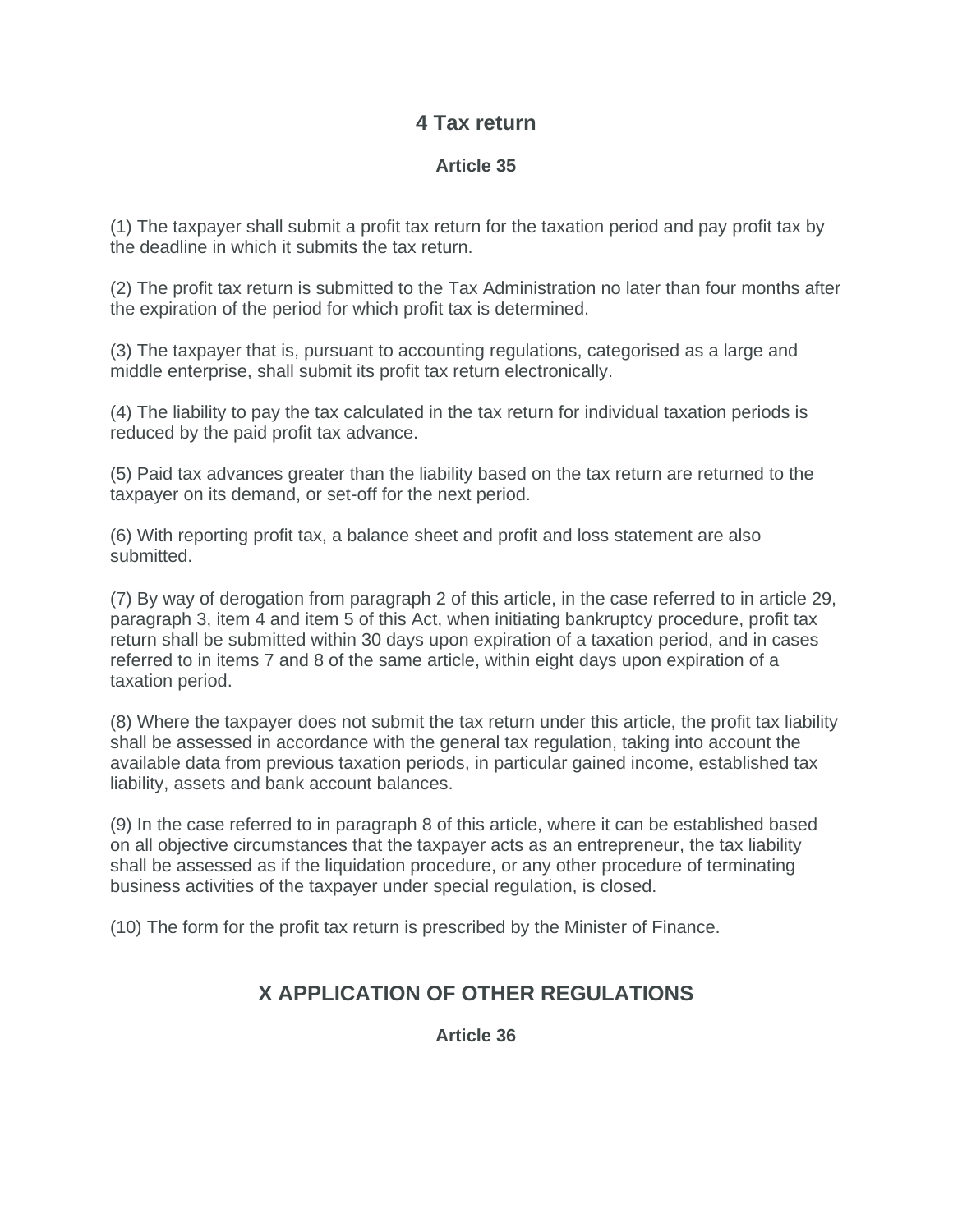## 4 Tax return

### Article 35

(1) The taxpayer shall submit a profit tax return for the taxation period and pay profit tax by the deadline in which it submits the tax return.

(2) The profit tax return is submitted to the Tax Administration no later than four months after the expiration of the period for which profit tax is determined.

(3) The taxpayer that is, pursuant to accounting regulations, categorised as a large and middle enterprise, shall submit its profit tax return electronically.

(4) The liability to pay the tax calculated in the tax return for individual taxation periods is reduced by the paid profit tax advance.

(5) Paid tax advances greater than the liability based on the tax return are returned to the taxpayer on its demand, or set-off for the next period.

(6) With reporting profit tax, a balance sheet and profit and loss statement are also submitted.

(7) By way of derogation from paragraph 2 of this article, in the case referred to in article 29, paragraph 3, item 4 and item 5 of this Act, when initiating bankruptcy procedure, profit tax return shall be submitted within 30 days upon expiration of a taxation period, and in cases referred to in items 7 and 8 of the same article, within eight days upon expiration of a taxation period.

(8) Where the taxpayer does not submit the tax return under this article, the profit tax liability shall be assessed in accordance with the general tax regulation, taking into account the available data from previous taxation periods, in particular gained income, established tax liability, assets and bank account balances.

(9) In the case referred to in paragraph 8 of this article, where it can be established based on all objective circumstances that the taxpayer acts as an entrepreneur, the tax liability shall be assessed as if the liquidation procedure, or any other procedure of terminating business activities of the taxpayer under special regulation, is closed.

(10) The form for the profit tax return is prescribed by the Minister of Finance.

## X APPLICATION OF OTHER REGULATIONS

### Article 36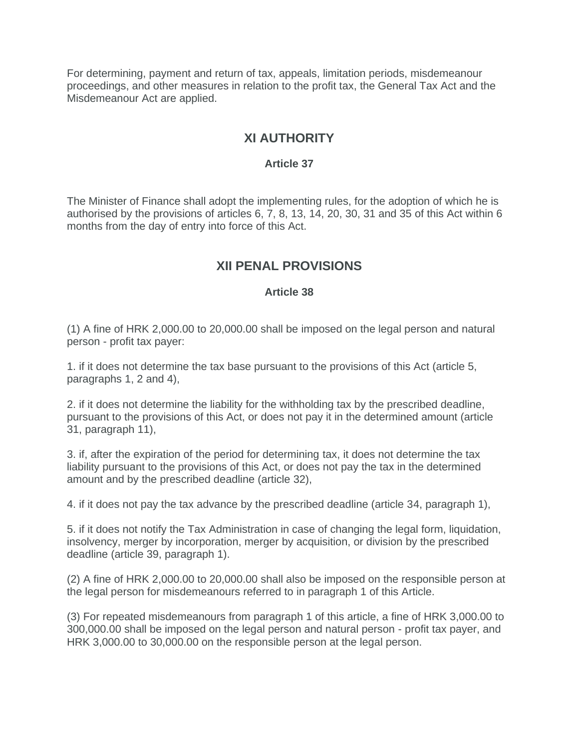For determining, payment and return of tax, appeals, limitation periods, misdemeanour proceedings, and other measures in relation to the profit tax, the General Tax Act and the Misdemeanour Act are applied.

## XI AUTHORITY

### Article 37

The Minister of Finance shall adopt the implementing rules, for the adoption of which he is authorised by the provisions of articles 6, 7, 8, 13, 14, 20, 30, 31 and 35 of this Act within 6 months from the day of entry into force of this Act.

## XII PENAL PROVISIONS

### Article 38

(1) A fine of HRK 2,000.00 to 20,000.00 shall be imposed on the legal person and natural person - profit tax payer:

1. if it does not determine the tax base pursuant to the provisions of this Act (article 5, paragraphs 1, 2 and 4),

2. if it does not determine the liability for the withholding tax by the prescribed deadline, pursuant to the provisions of this Act, or does not pay it in the determined amount (article 31, paragraph 11),

3. if, after the expiration of the period for determining tax, it does not determine the tax liability pursuant to the provisions of this Act, or does not pay the tax in the determined amount and by the prescribed deadline (article 32),

4. if it does not pay the tax advance by the prescribed deadline (article 34, paragraph 1),

5. if it does not notify the Tax Administration in case of changing the legal form, liquidation, insolvency, merger by incorporation, merger by acquisition, or division by the prescribed deadline (article 39, paragraph 1).

(2) A fine of HRK 2,000.00 to 20,000.00 shall also be imposed on the responsible person at the legal person for misdemeanours referred to in paragraph 1 of this Article.

(3) For repeated misdemeanours from paragraph 1 of this article, a fine of HRK 3,000.00 to 300,000.00 shall be imposed on the legal person and natural person - profit tax payer, and HRK 3,000.00 to 30,000.00 on the responsible person at the legal person.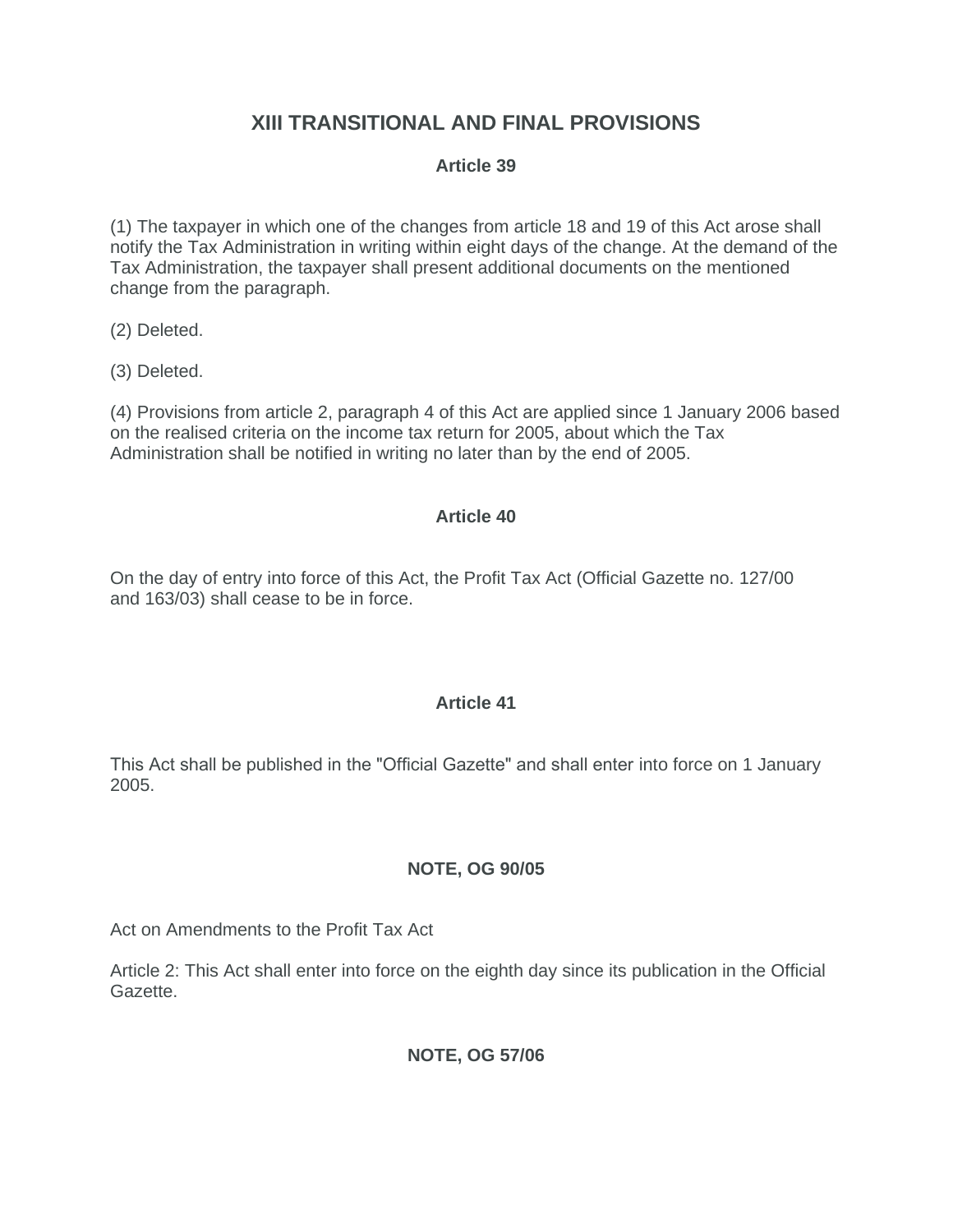## XIII TRANSITIONAL AND FINAL PROVISIONS

### Article 39

(1) The taxpayer in which one of the changes from article 18 and 19 of this Act arose shall notify the Tax Administration in writing within eight days of the change. At the demand of the Tax Administration, the taxpayer shall present additional documents on the mentioned change from the paragraph.

(2) Deleted.

(3) Deleted.

(4) Provisions from article 2, paragraph 4 of this Act are applied since 1 January 2006 based on the realised criteria on the income tax return for 2005, about which the Tax Administration shall be notified in writing no later than by the end of 2005.

### Article 40

On the day of entry into force of this Act, the Profit Tax Act (Official Gazette no. 127/00 and 163/03) shall cease to be in force.

### Article 41

This Act shall be published in the "Official Gazette" and shall enter into force on 1 January 2005.

### NOTE, OG 90/05

Act on Amendments to the Profit Tax Act

Article 2: This Act shall enter into force on the eighth day since its publication in the Official Gazette.

### NOTE, OG 57/06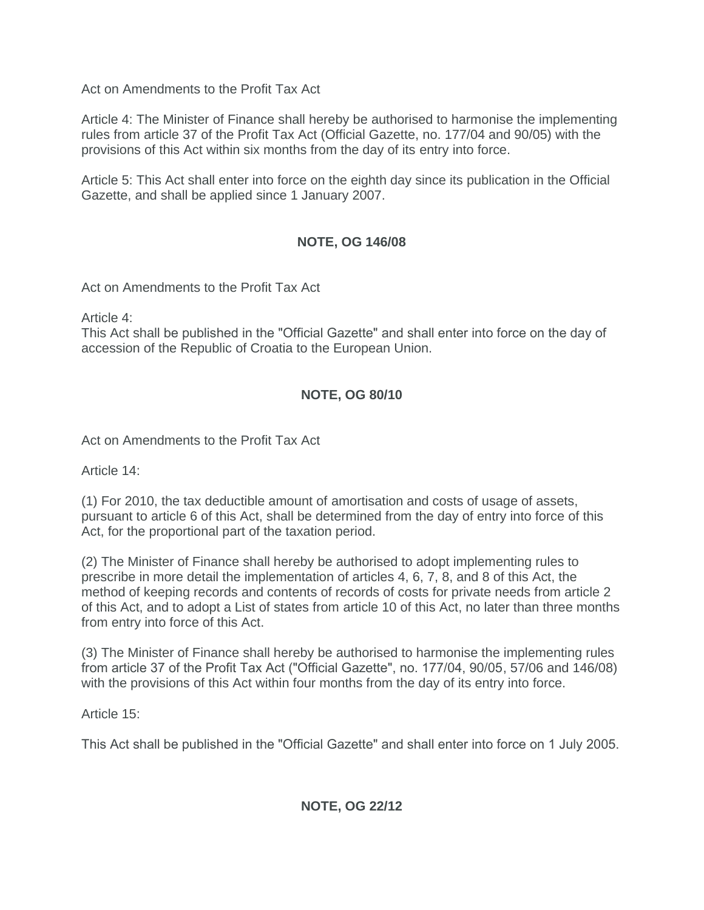Act on Amendments to the Profit Tax Act

Article 4: The Minister of Finance shall hereby be authorised to harmonise the implementing rules from article 37 of the Profit Tax Act (Official Gazette, no. 177/04 and 90/05) with the provisions of this Act within six months from the day of its entry into force.

Article 5: This Act shall enter into force on the eighth day since its publication in the Official Gazette, and shall be applied since 1 January 2007.

**NOTE, OG 146/08**

Act on Amendments to the Profit Tax Act

Article 4:
This Act shall be published in the "Official Gazette" and shall enter into force on the day of accession of the Republic of Croatia to the European Union.

**NOTE, OG 80/10**

Act on Amendments to the Profit Tax Act

Article 14:

(1) For 2010, the tax deductible amount of amortisation and costs of usage of assets, pursuant to article 6 of this Act, shall be determined from the day of entry into force of this Act, for the proportional part of the taxation period.

(2) The Minister of Finance shall hereby be authorised to adopt implementing rules to prescribe in more detail the implementation of articles 4, 6, 7, 8, and 8 of this Act, the method of keeping records and contents of records of costs for private needs from article 2 of this Act, and to adopt a List of states from article 10 of this Act, no later than three months from entry into force of this Act.

(3) The Minister of Finance shall hereby be authorised to harmonise the implementing rules from article 37 of the Profit Tax Act ("Official Gazette", no. 177/04, 90/05, 57/06 and 146/08) with the provisions of this Act within four months from the day of its entry into force.

Article 15:

This Act shall be published in the "Official Gazette" and shall enter into force on 1 July 2005.

**NOTE, OG 22/12**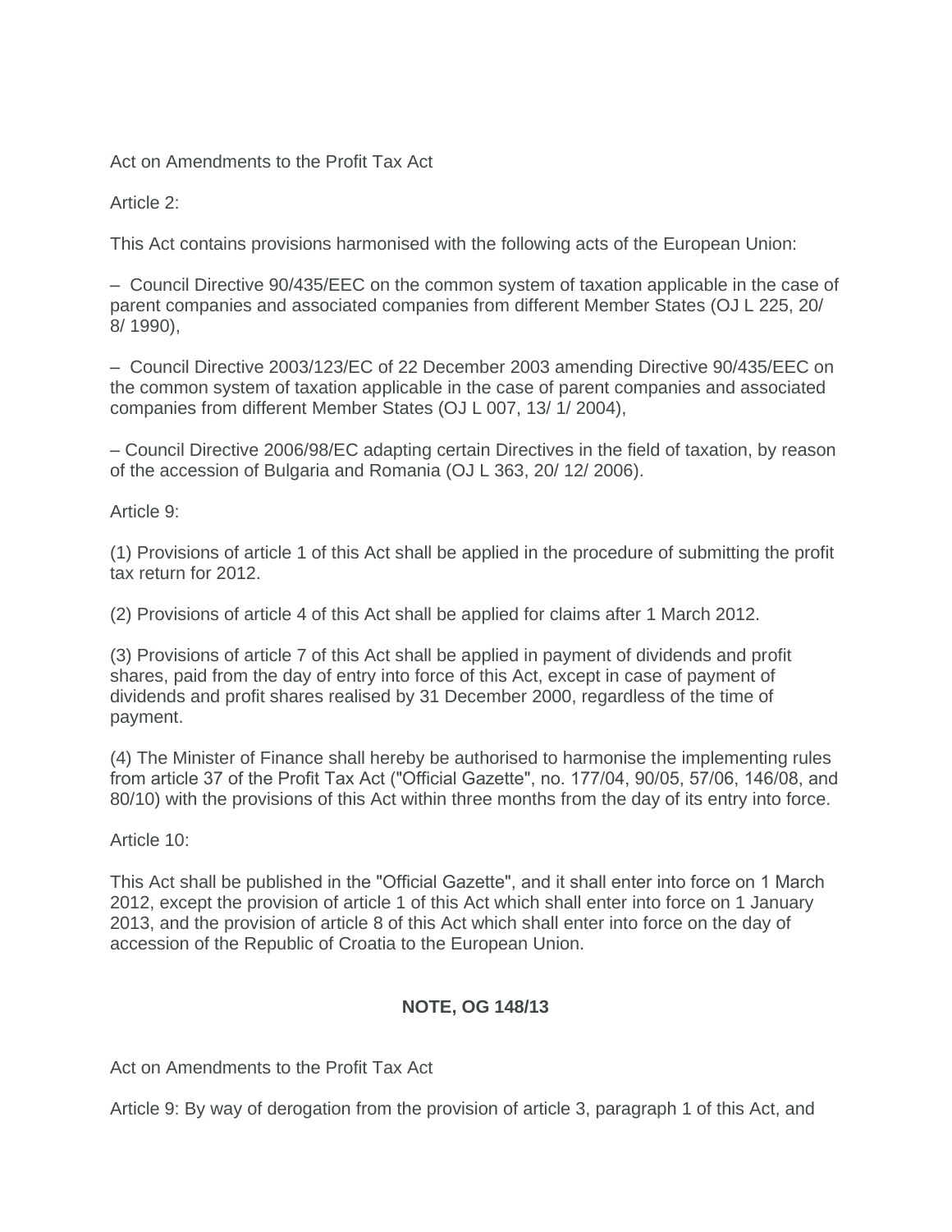Act on Amendments to the Profit Tax Act

Article 2:

This Act contains provisions harmonised with the following acts of the European Union:

– Council Directive 90/435/EEC on the common system of taxation applicable in the case of parent companies and associated companies from different Member States (OJ L 225, 20/ 8/ 1990),

– Council Directive 2003/123/EC of 22 December 2003 amending Directive 90/435/EEC on the common system of taxation applicable in the case of parent companies and associated companies from different Member States (OJ L 007, 13/ 1/ 2004),

– Council Directive 2006/98/EC adapting certain Directives in the field of taxation, by reason of the accession of Bulgaria and Romania (OJ L 363, 20/ 12/ 2006).

Article 9:

(1) Provisions of article 1 of this Act shall be applied in the procedure of submitting the profit tax return for 2012.

(2) Provisions of article 4 of this Act shall be applied for claims after 1 March 2012.

(3) Provisions of article 7 of this Act shall be applied in payment of dividends and profit shares, paid from the day of entry into force of this Act, except in case of payment of dividends and profit shares realised by 31 December 2000, regardless of the time of payment.

(4) The Minister of Finance shall hereby be authorised to harmonise the implementing rules from article 37 of the Profit Tax Act ("Official Gazette", no. 177/04, 90/05, 57/06, 146/08, and 80/10) with the provisions of this Act within three months from the day of its entry into force.

Article 10:

This Act shall be published in the "Official Gazette", and it shall enter into force on 1 March 2012, except the provision of article 1 of this Act which shall enter into force on 1 January 2013, and the provision of article 8 of this Act which shall enter into force on the day of accession of the Republic of Croatia to the European Union.

**NOTE, OG 148/13**

Act on Amendments to the Profit Tax Act

Article 9: By way of derogation from the provision of article 3, paragraph 1 of this Act, and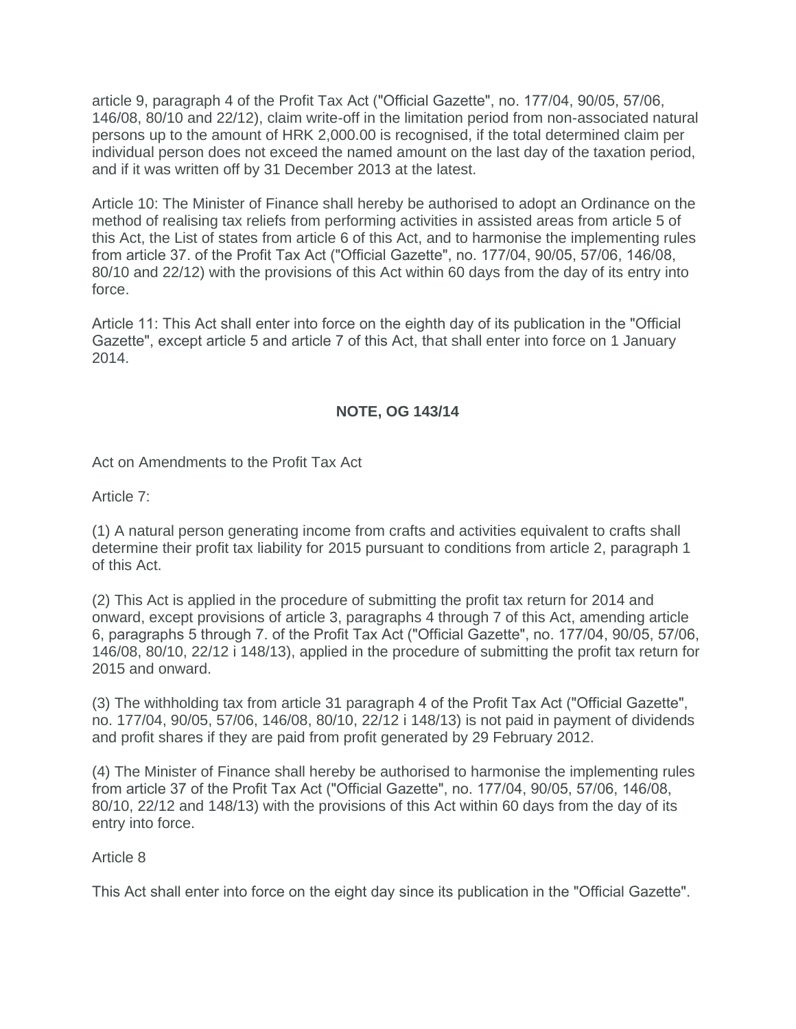article 9, paragraph 4 of the Profit Tax Act ("Official Gazette", no. 177/04, 90/05, 57/06, 146/08, 80/10 and 22/12), claim write-off in the limitation period from non-associated natural persons up to the amount of HRK 2,000.00 is recognised, if the total determined claim per individual person does not exceed the named amount on the last day of the taxation period, and if it was written off by 31 December 2013 at the latest.

Article 10: The Minister of Finance shall hereby be authorised to adopt an Ordinance on the method of realising tax reliefs from performing activities in assisted areas from article 5 of this Act, the List of states from article 6 of this Act, and to harmonise the implementing rules from article 37. of the Profit Tax Act ("Official Gazette", no. 177/04, 90/05, 57/06, 146/08, 80/10 and 22/12) with the provisions of this Act within 60 days from the day of its entry into force.

Article 11: This Act shall enter into force on the eighth day of its publication in the "Official Gazette", except article 5 and article 7 of this Act, that shall enter into force on 1 January 2014.

**NOTE, OG 143/14**

Act on Amendments to the Profit Tax Act

Article 7:

(1) A natural person generating income from crafts and activities equivalent to crafts shall determine their profit tax liability for 2015 pursuant to conditions from article 2, paragraph 1 of this Act.

(2) This Act is applied in the procedure of submitting the profit tax return for 2014 and onward, except provisions of article 3, paragraphs 4 through 7 of this Act, amending article 6, paragraphs 5 through 7. of the Profit Tax Act ("Official Gazette", no. 177/04, 90/05, 57/06, 146/08, 80/10, 22/12 i 148/13), applied in the procedure of submitting the profit tax return for 2015 and onward.

(3) The withholding tax from article 31 paragraph 4 of the Profit Tax Act ("Official Gazette", no. 177/04, 90/05, 57/06, 146/08, 80/10, 22/12 i 148/13) is not paid in payment of dividends and profit shares if they are paid from profit generated by 29 February 2012.

(4) The Minister of Finance shall hereby be authorised to harmonise the implementing rules from article 37 of the Profit Tax Act ("Official Gazette", no. 177/04, 90/05, 57/06, 146/08, 80/10, 22/12 and 148/13) with the provisions of this Act within 60 days from the day of its entry into force.

Article 8

This Act shall enter into force on the eight day since its publication in the "Official Gazette".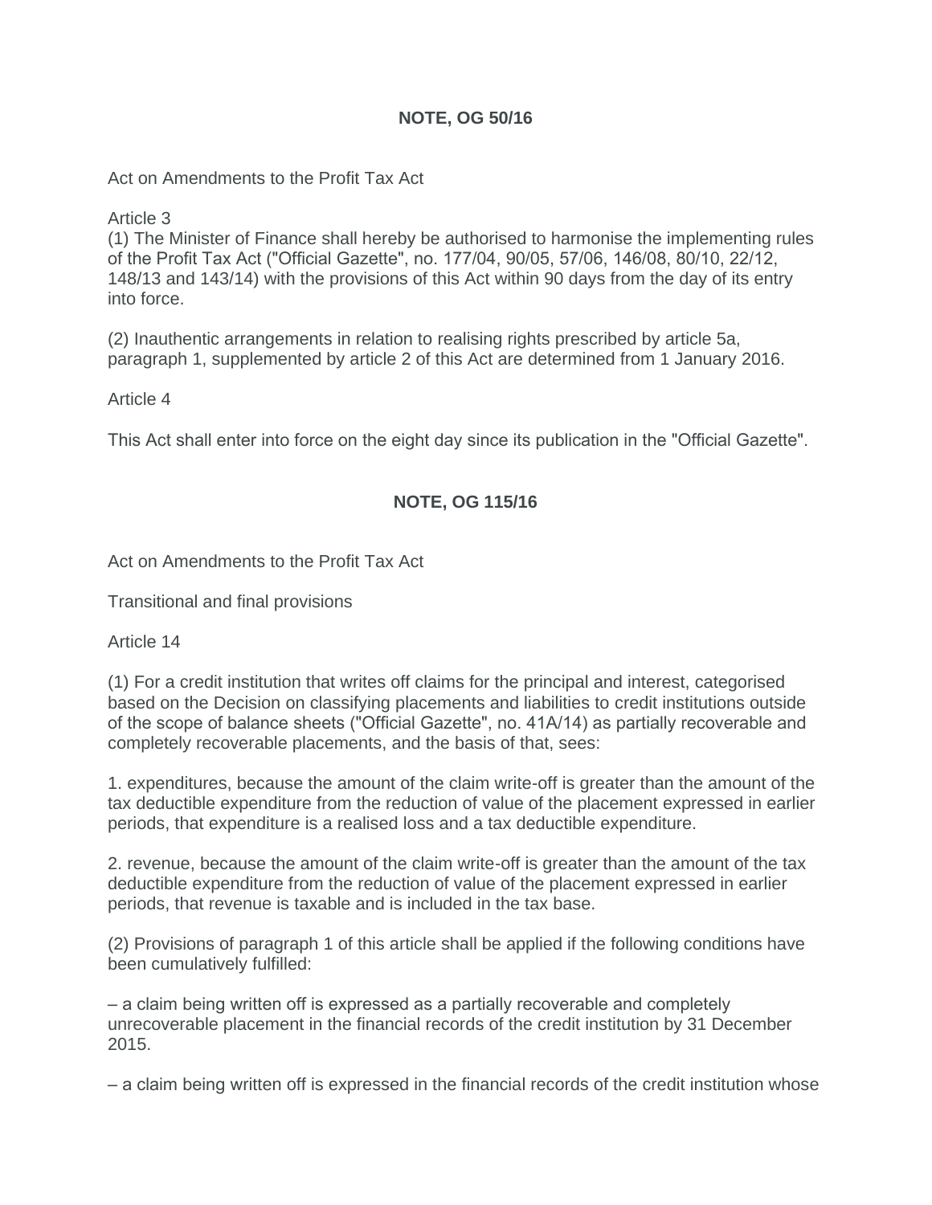**NOTE, OG 50/16**

Act on Amendments to the Profit Tax Act

Article 3

(1) The Minister of Finance shall hereby be authorised to harmonise the implementing rules of the Profit Tax Act ("Official Gazette", no. 177/04, 90/05, 57/06, 146/08, 80/10, 22/12, 148/13 and 143/14) with the provisions of this Act within 90 days from the day of its entry into force.

(2) Inauthentic arrangements in relation to realising rights prescribed by article 5a, paragraph 1, supplemented by article 2 of this Act are determined from 1 January 2016.

Article 4

This Act shall enter into force on the eight day since its publication in the "Official Gazette".

**NOTE, OG 115/16**

Act on Amendments to the Profit Tax Act

Transitional and final provisions

Article 14

(1) For a credit institution that writes off claims for the principal and interest, categorised based on the Decision on classifying placements and liabilities to credit institutions outside of the scope of balance sheets ("Official Gazette", no. 41A/14) as partially recoverable and completely recoverable placements, and the basis of that, sees:

1. expenditures, because the amount of the claim write-off is greater than the amount of the tax deductible expenditure from the reduction of value of the placement expressed in earlier periods, that expenditure is a realised loss and a tax deductible expenditure.

2. revenue, because the amount of the claim write-off is greater than the amount of the tax deductible expenditure from the reduction of value of the placement expressed in earlier periods, that revenue is taxable and is included in the tax base.

(2) Provisions of paragraph 1 of this article shall be applied if the following conditions have been cumulatively fulfilled:

– a claim being written off is expressed as a partially recoverable and completely unrecoverable placement in the financial records of the credit institution by 31 December 2015.

– a claim being written off is expressed in the financial records of the credit institution whose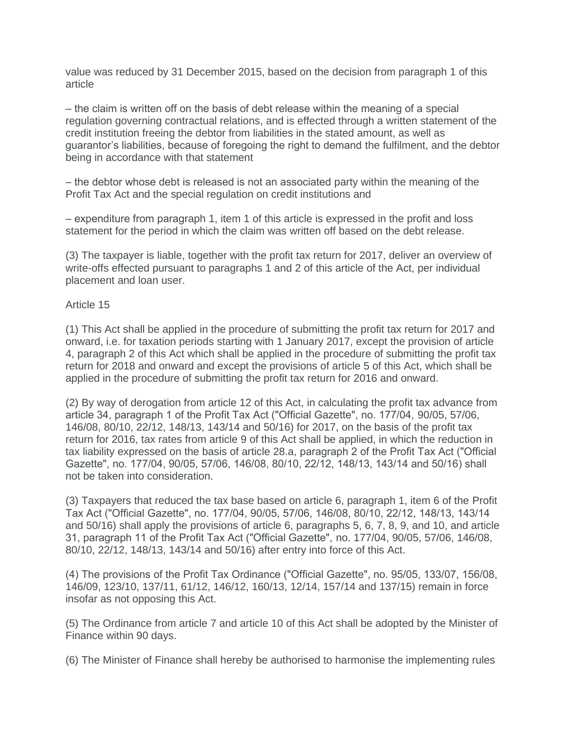value was reduced by 31 December 2015, based on the decision from paragraph 1 of this article

– the claim is written off on the basis of debt release within the meaning of a special regulation governing contractual relations, and is effected through a written statement of the credit institution freeing the debtor from liabilities in the stated amount, as well as guarantor's liabilities, because of foregoing the right to demand the fulfilment, and the debtor being in accordance with that statement

– the debtor whose debt is released is not an associated party within the meaning of the Profit Tax Act and the special regulation on credit institutions and

– expenditure from paragraph 1, item 1 of this article is expressed in the profit and loss statement for the period in which the claim was written off based on the debt release.

(3) The taxpayer is liable, together with the profit tax return for 2017, deliver an overview of write-offs effected pursuant to paragraphs 1 and 2 of this article of the Act, per individual placement and loan user.

Article 15

(1) This Act shall be applied in the procedure of submitting the profit tax return for 2017 and onward, i.e. for taxation periods starting with 1 January 2017, except the provision of article 4, paragraph 2 of this Act which shall be applied in the procedure of submitting the profit tax return for 2018 and onward and except the provisions of article 5 of this Act, which shall be applied in the procedure of submitting the profit tax return for 2016 and onward.

(2) By way of derogation from article 12 of this Act, in calculating the profit tax advance from article 34, paragraph 1 of the Profit Tax Act ("Official Gazette", no. 177/04, 90/05, 57/06, 146/08, 80/10, 22/12, 148/13, 143/14 and 50/16) for 2017, on the basis of the profit tax return for 2016, tax rates from article 9 of this Act shall be applied, in which the reduction in tax liability expressed on the basis of article 28.a, paragraph 2 of the Profit Tax Act ("Official Gazette", no. 177/04, 90/05, 57/06, 146/08, 80/10, 22/12, 148/13, 143/14 and 50/16) shall not be taken into consideration.

(3) Taxpayers that reduced the tax base based on article 6, paragraph 1, item 6 of the Profit Tax Act ("Official Gazette", no. 177/04, 90/05, 57/06, 146/08, 80/10, 22/12, 148/13, 143/14 and 50/16) shall apply the provisions of article 6, paragraphs 5, 6, 7, 8, 9, and 10, and article 31, paragraph 11 of the Profit Tax Act ("Official Gazette", no. 177/04, 90/05, 57/06, 146/08, 80/10, 22/12, 148/13, 143/14 and 50/16) after entry into force of this Act.

(4) The provisions of the Profit Tax Ordinance ("Official Gazette", no. 95/05, 133/07, 156/08, 146/09, 123/10, 137/11, 61/12, 146/12, 160/13, 12/14, 157/14 and 137/15) remain in force insofar as not opposing this Act.

(5) The Ordinance from article 7 and article 10 of this Act shall be adopted by the Minister of Finance within 90 days.

(6) The Minister of Finance shall hereby be authorised to harmonise the implementing rules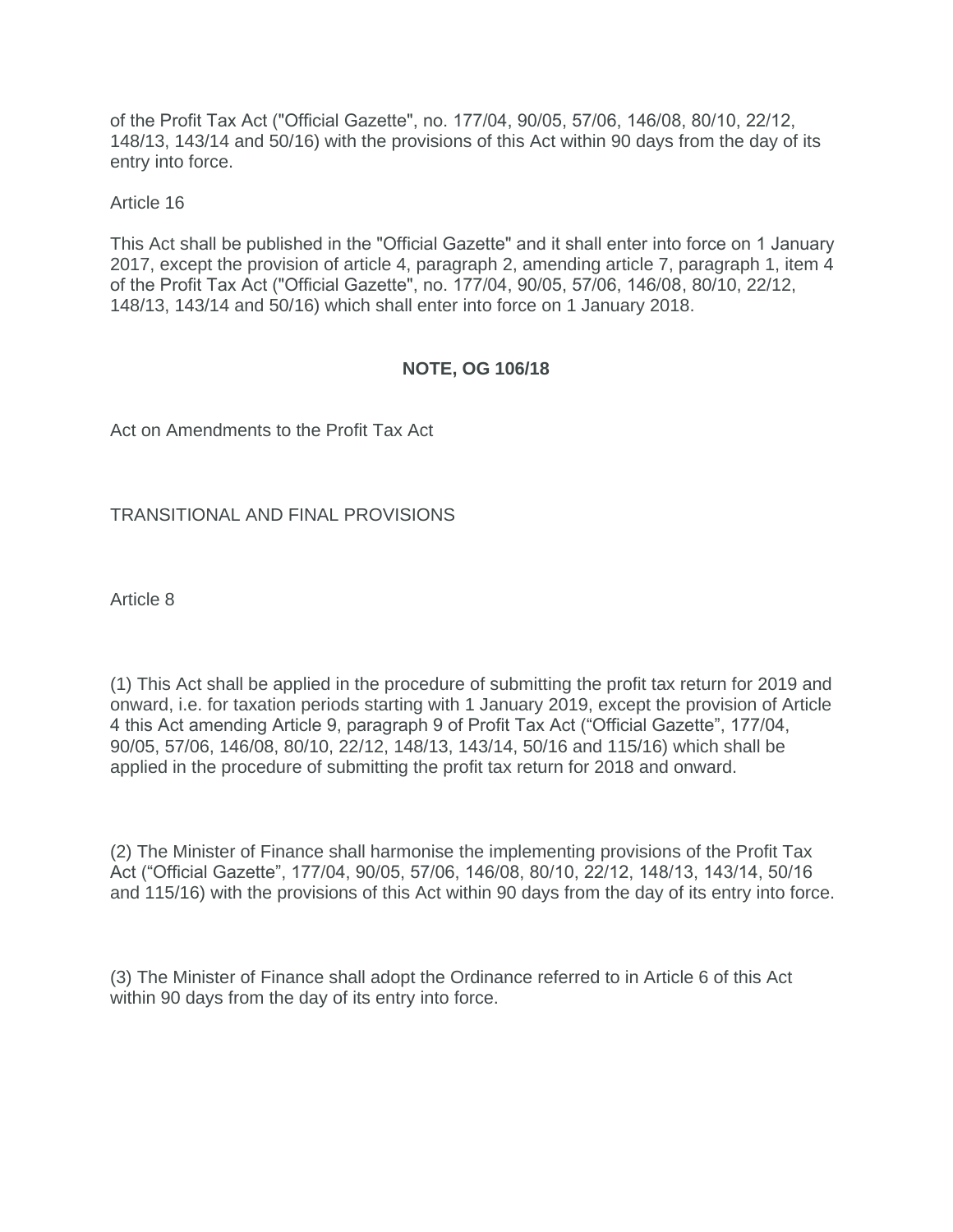of the Profit Tax Act ("Official Gazette", no. 177/04, 90/05, 57/06, 146/08, 80/10, 22/12, 148/13, 143/14 and 50/16) with the provisions of this Act within 90 days from the day of its entry into force.

Article 16

This Act shall be published in the "Official Gazette" and it shall enter into force on 1 January 2017, except the provision of article 4, paragraph 2, amending article 7, paragraph 1, item 4 of the Profit Tax Act ("Official Gazette", no. 177/04, 90/05, 57/06, 146/08, 80/10, 22/12, 148/13, 143/14 and 50/16) which shall enter into force on 1 January 2018.

**NOTE, OG 106/18**

Act on Amendments to the Profit Tax Act

TRANSITIONAL AND FINAL PROVISIONS

Article 8

(1) This Act shall be applied in the procedure of submitting the profit tax return for 2019 and onward, i.e. for taxation periods starting with 1 January 2019, except the provision of Article 4 this Act amending Article 9, paragraph 9 of Profit Tax Act ("Official Gazette", 177/04, 90/05, 57/06, 146/08, 80/10, 22/12, 148/13, 143/14, 50/16 and 115/16) which shall be applied in the procedure of submitting the profit tax return for 2018 and onward.

(2) The Minister of Finance shall harmonise the implementing provisions of the Profit Tax Act ("Official Gazette", 177/04, 90/05, 57/06, 146/08, 80/10, 22/12, 148/13, 143/14, 50/16 and 115/16) with the provisions of this Act within 90 days from the day of its entry into force.

(3) The Minister of Finance shall adopt the Ordinance referred to in Article 6 of this Act within 90 days from the day of its entry into force.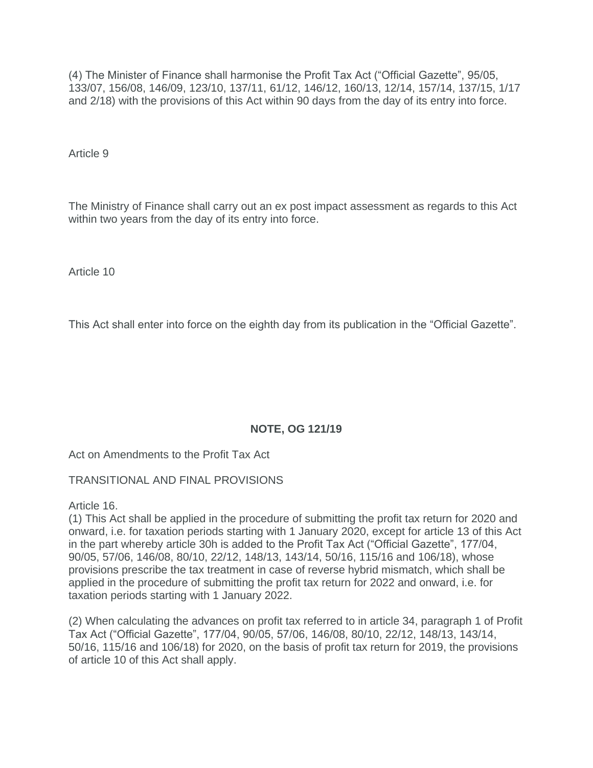(4) The Minister of Finance shall harmonise the Profit Tax Act (“Official Gazette”, 95/05, 133/07, 156/08, 146/09, 123/10, 137/11, 61/12, 146/12, 160/13, 12/14, 157/14, 137/15, 1/17 and 2/18) with the provisions of this Act within 90 days from the day of its entry into force.

Article 9

The Ministry of Finance shall carry out an ex post impact assessment as regards to this Act within two years from the day of its entry into force.

Article 10

This Act shall enter into force on the eighth day from its publication in the “Official Gazette”.

**NOTE, OG 121/19**

Act on Amendments to the Profit Tax Act

TRANSITIONAL AND FINAL PROVISIONS

Article 16.

(1) This Act shall be applied in the procedure of submitting the profit tax return for 2020 and onward, i.e. for taxation periods starting with 1 January 2020, except for article 13 of this Act in the part whereby article 30h is added to the Profit Tax Act (“Official Gazette”, 177/04, 90/05, 57/06, 146/08, 80/10, 22/12, 148/13, 143/14, 50/16, 115/16 and 106/18), whose provisions prescribe the tax treatment in case of reverse hybrid mismatch, which shall be applied in the procedure of submitting the profit tax return for 2022 and onward, i.e. for taxation periods starting with 1 January 2022.

(2) When calculating the advances on profit tax referred to in article 34, paragraph 1 of Profit Tax Act (“Official Gazette”, 177/04, 90/05, 57/06, 146/08, 80/10, 22/12, 148/13, 143/14, 50/16, 115/16 and 106/18) for 2020, on the basis of profit tax return for 2019, the provisions of article 10 of this Act shall apply.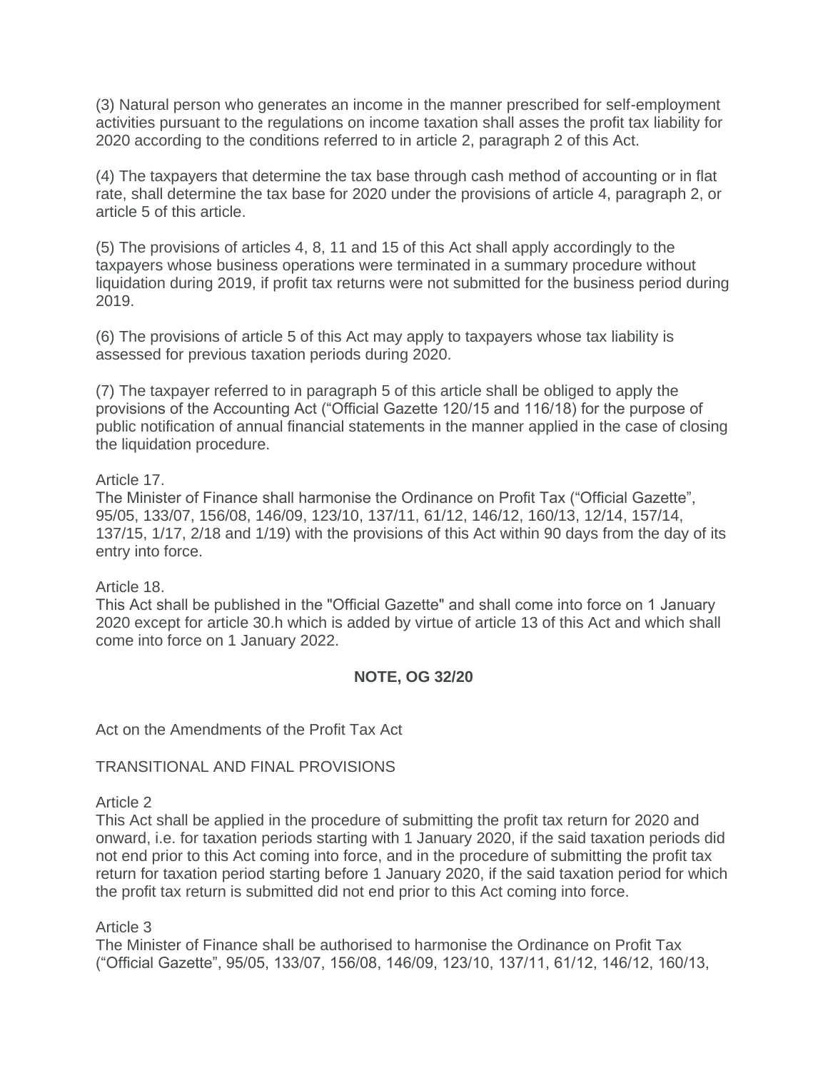(3) Natural person who generates an income in the manner prescribed for self-employment activities pursuant to the regulations on income taxation shall asses the profit tax liability for 2020 according to the conditions referred to in article 2, paragraph 2 of this Act.

(4) The taxpayers that determine the tax base through cash method of accounting or in flat rate, shall determine the tax base for 2020 under the provisions of article 4, paragraph 2, or article 5 of this article.

(5) The provisions of articles 4, 8, 11 and 15 of this Act shall apply accordingly to the taxpayers whose business operations were terminated in a summary procedure without liquidation during 2019, if profit tax returns were not submitted for the business period during 2019.

(6) The provisions of article 5 of this Act may apply to taxpayers whose tax liability is assessed for previous taxation periods during 2020.

(7) The taxpayer referred to in paragraph 5 of this article shall be obliged to apply the provisions of the Accounting Act ("Official Gazette 120/15 and 116/18) for the purpose of public notification of annual financial statements in the manner applied in the case of closing the liquidation procedure.

Article 17.
The Minister of Finance shall harmonise the Ordinance on Profit Tax ("Official Gazette", 95/05, 133/07, 156/08, 146/09, 123/10, 137/11, 61/12, 146/12, 160/13, 12/14, 157/14, 137/15, 1/17, 2/18 and 1/19) with the provisions of this Act within 90 days from the day of its entry into force.

Article 18.
This Act shall be published in the "Official Gazette" and shall come into force on 1 January 2020 except for article 30.h which is added by virtue of article 13 of this Act and which shall come into force on 1 January 2022.

**NOTE, OG 32/20**

Act on the Amendments of the Profit Tax Act

TRANSITIONAL AND FINAL PROVISIONS

Article 2
This Act shall be applied in the procedure of submitting the profit tax return for 2020 and onward, i.e. for taxation periods starting with 1 January 2020, if the said taxation periods did not end prior to this Act coming into force, and in the procedure of submitting the profit tax return for taxation period starting before 1 January 2020, if the said taxation period for which the profit tax return is submitted did not end prior to this Act coming into force.

Article 3
The Minister of Finance shall be authorised to harmonise the Ordinance on Profit Tax ("Official Gazette", 95/05, 133/07, 156/08, 146/09, 123/10, 137/11, 61/12, 146/12, 160/13,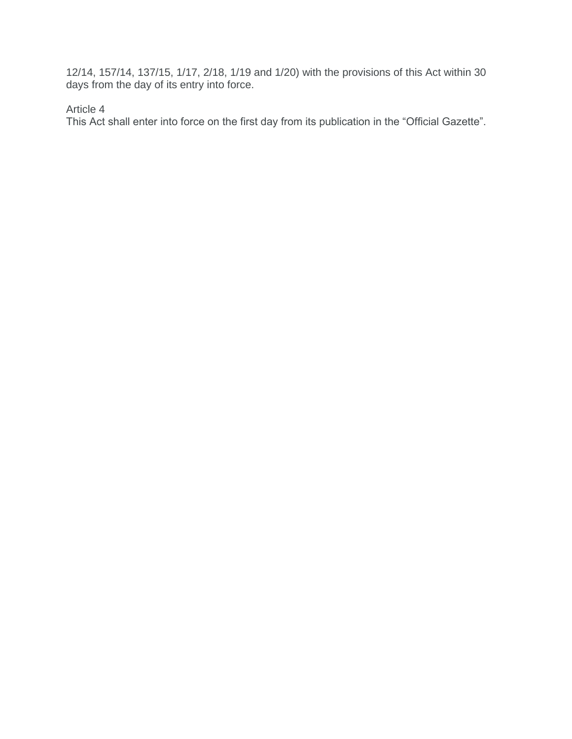12/14, 157/14, 137/15, 1/17, 2/18, 1/19 and 1/20) with the provisions of this Act within 30 days from the day of its entry into force.

Article 4
This Act shall enter into force on the first day from its publication in the “Official Gazette”.